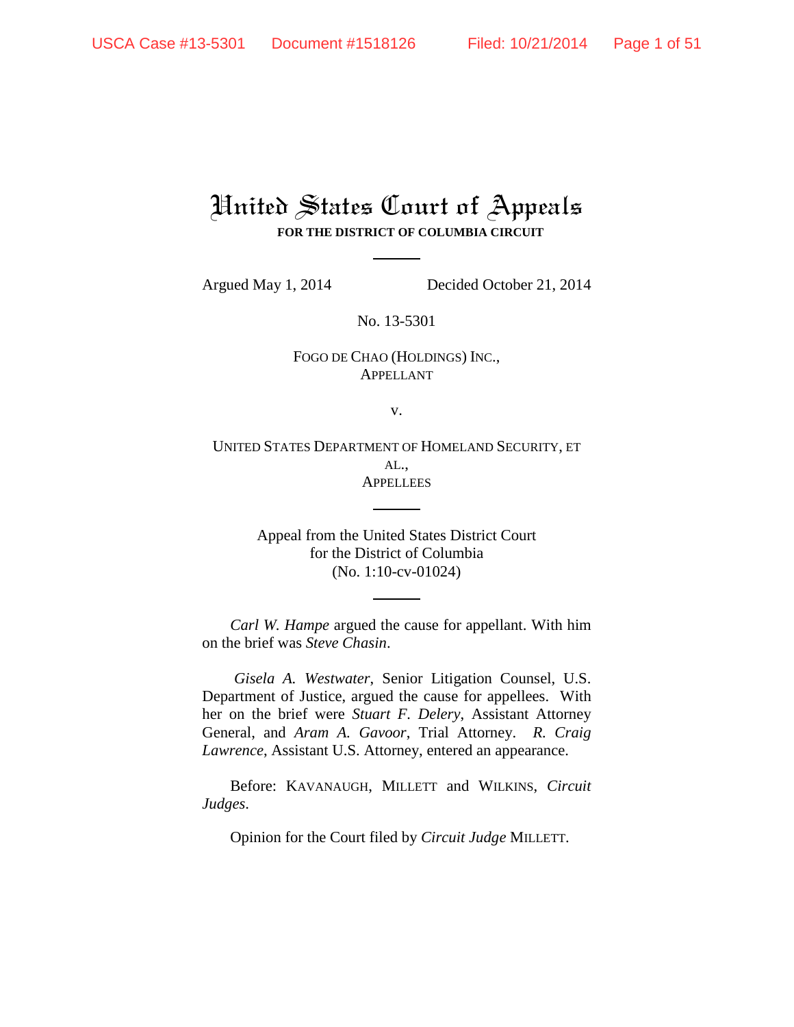# United States Court of Appeals

**FOR THE DISTRICT OF COLUMBIA CIRCUIT**

Argued May 1, 2014 Decided October 21, 2014

No. 13-5301

FOGO DE CHAO (HOLDINGS) INC.,
APPELLANT

v.

UNITED STATES DEPARTMENT OF HOMELAND SECURITY, ET AL.,
APPELLEES

Appeal from the United States District Court
for the District of Columbia
(No. 1:10-cv-01024)

*Carl W. Hampe* argued the cause for appellant. With him on the brief was *Steve Chasin*.

*Gisela A. Westwater*, Senior Litigation Counsel, U.S. Department of Justice, argued the cause for appellees. With her on the brief were *Stuart F. Delery*, Assistant Attorney General, and *Aram A. Gavoor*, Trial Attorney. *R. Craig Lawrence*, Assistant U.S. Attorney, entered an appearance.

Before: KAVANAUGH, MILLETT and WILKINS, *Circuit Judges*.

Opinion for the Court filed by *Circuit Judge* MILLETT.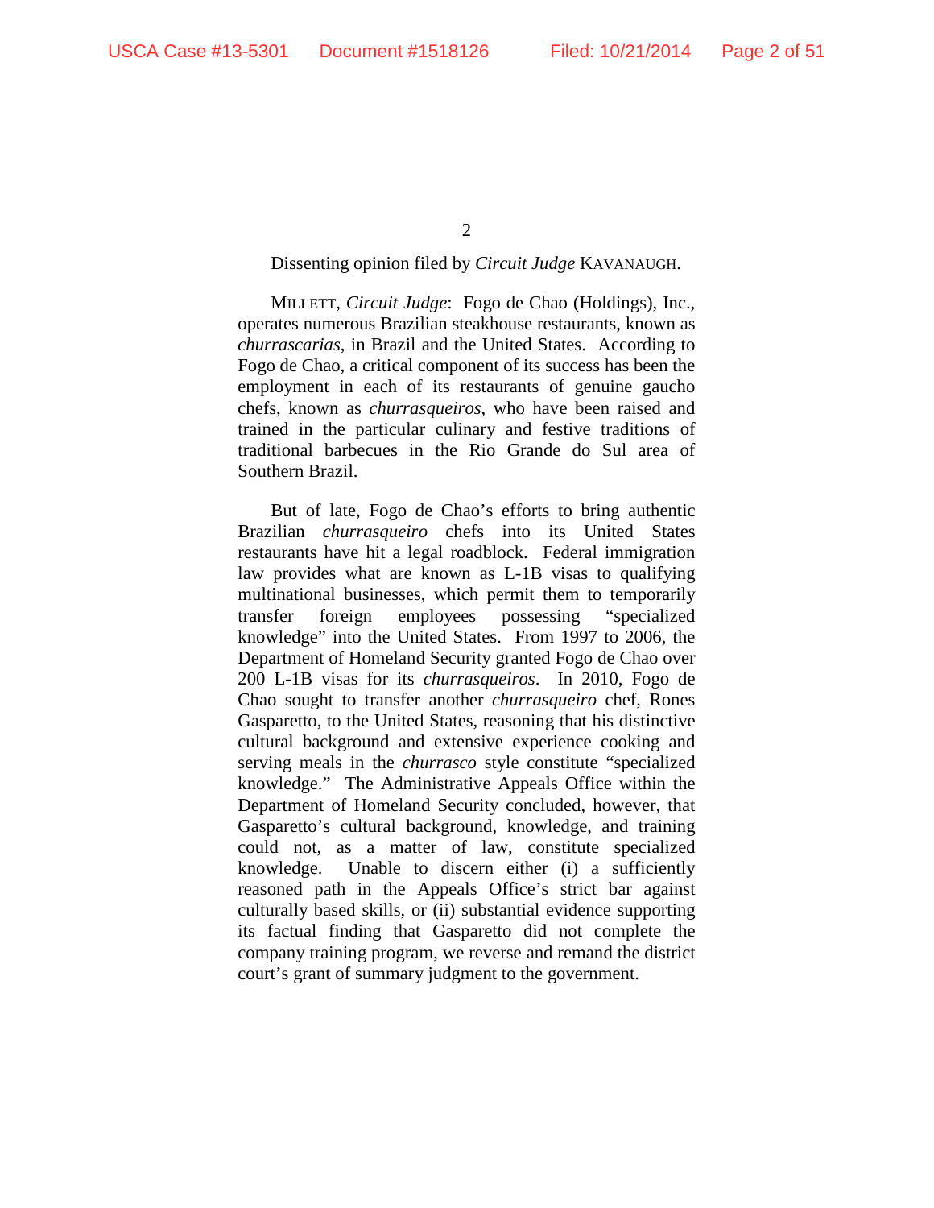Dissenting opinion filed by *Circuit Judge* KAVANAUGH.

MILLETT, *Circuit Judge*: Fogo de Chao (Holdings), Inc., operates numerous Brazilian steakhouse restaurants, known as *churrascarias*, in Brazil and the United States. According to Fogo de Chao, a critical component of its success has been the employment in each of its restaurants of genuine gaucho chefs, known as *churrasqueiros*, who have been raised and trained in the particular culinary and festive traditions of traditional barbecues in the Rio Grande do Sul area of Southern Brazil.

But of late, Fogo de Chao's efforts to bring authentic Brazilian *churrasqueiro* chefs into its United States restaurants have hit a legal roadblock. Federal immigration law provides what are known as L-1B visas to qualifying multinational businesses, which permit them to temporarily transfer foreign employees possessing "specialized knowledge" into the United States. From 1997 to 2006, the Department of Homeland Security granted Fogo de Chao over 200 L-1B visas for its *churrasqueiros*. In 2010, Fogo de Chao sought to transfer another *churrasqueiro* chef, Rones Gasparetto, to the United States, reasoning that his distinctive cultural background and extensive experience cooking and serving meals in the *churrasco* style constitute "specialized knowledge." The Administrative Appeals Office within the Department of Homeland Security concluded, however, that Gasparetto's cultural background, knowledge, and training could not, as a matter of law, constitute specialized knowledge. Unable to discern either (i) a sufficiently reasoned path in the Appeals Office's strict bar against culturally based skills, or (ii) substantial evidence supporting its factual finding that Gasparetto did not complete the company training program, we reverse and remand the district court's grant of summary judgment to the government.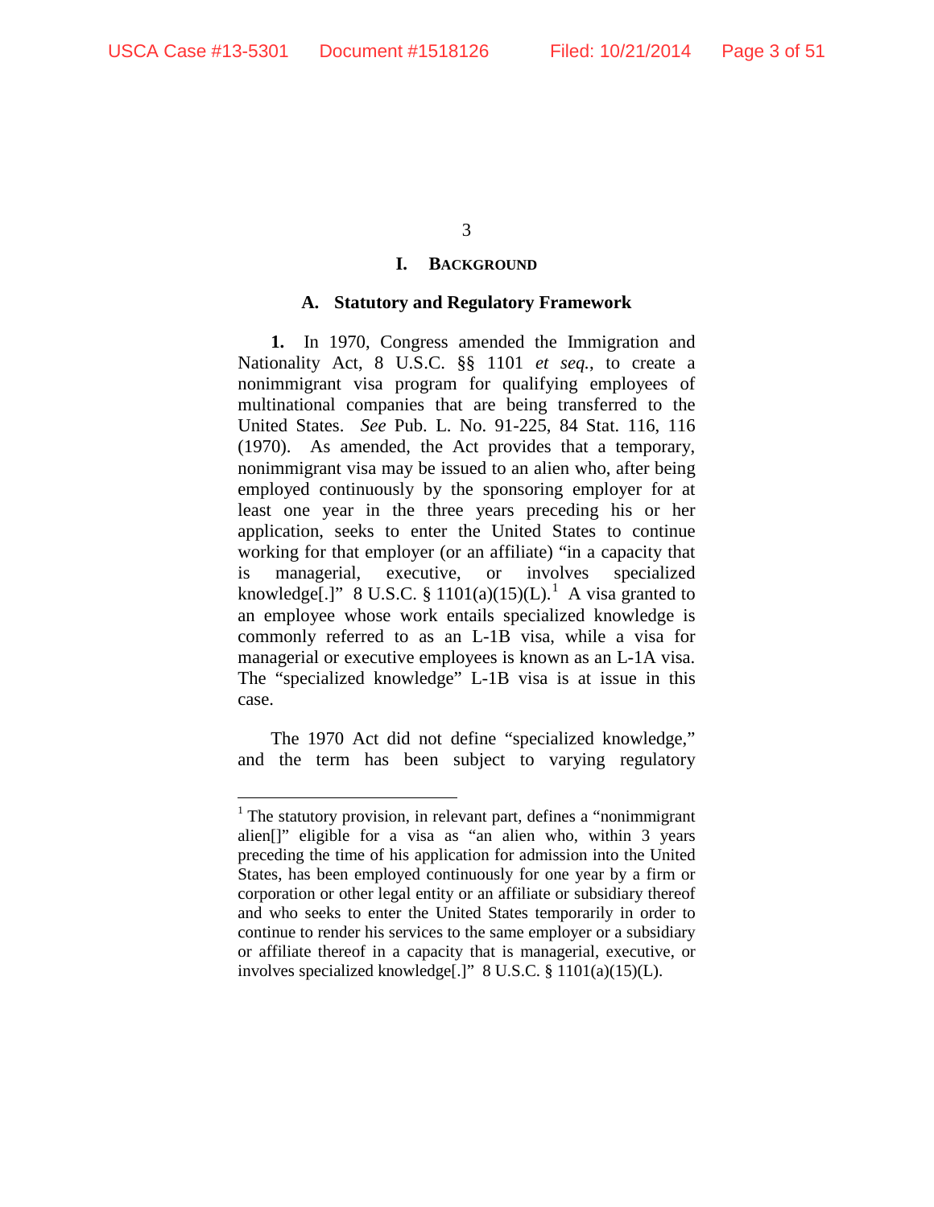## I. BACKGROUND

### A. Statutory and Regulatory Framework

**1.** In 1970, Congress amended the Immigration and Nationality Act, 8 U.S.C. §§ 1101 *et seq.*, to create a nonimmigrant visa program for qualifying employees of multinational companies that are being transferred to the United States. *See* Pub. L. No. 91-225, 84 Stat. 116, 116 (1970). As amended, the Act provides that a temporary, nonimmigrant visa may be issued to an alien who, after being employed continuously by the sponsoring employer for at least one year in the three years preceding his or her application, seeks to enter the United States to continue working for that employer (or an affiliate) "in a capacity that is managerial, executive, or involves specialized knowledge[.]" 8 U.S.C. § 1101(a)(15)(L).[1] A visa granted to an employee whose work entails specialized knowledge is commonly referred to as an L-1B visa, while a visa for managerial or executive employees is known as an L-1A visa. The "specialized knowledge" L-1B visa is at issue in this case.

The 1970 Act did not define "specialized knowledge," and the term has been subject to varying regulatory

---

[1] The statutory provision, in relevant part, defines a "nonimmigrant alien[]" eligible for a visa as "an alien who, within 3 years preceding the time of his application for admission into the United States, has been employed continuously for one year by a firm or corporation or other legal entity or an affiliate or subsidiary thereof and who seeks to enter the United States temporarily in order to continue to render his services to the same employer or a subsidiary or affiliate thereof in a capacity that is managerial, executive, or involves specialized knowledge[.]" 8 U.S.C. § 1101(a)(15)(L).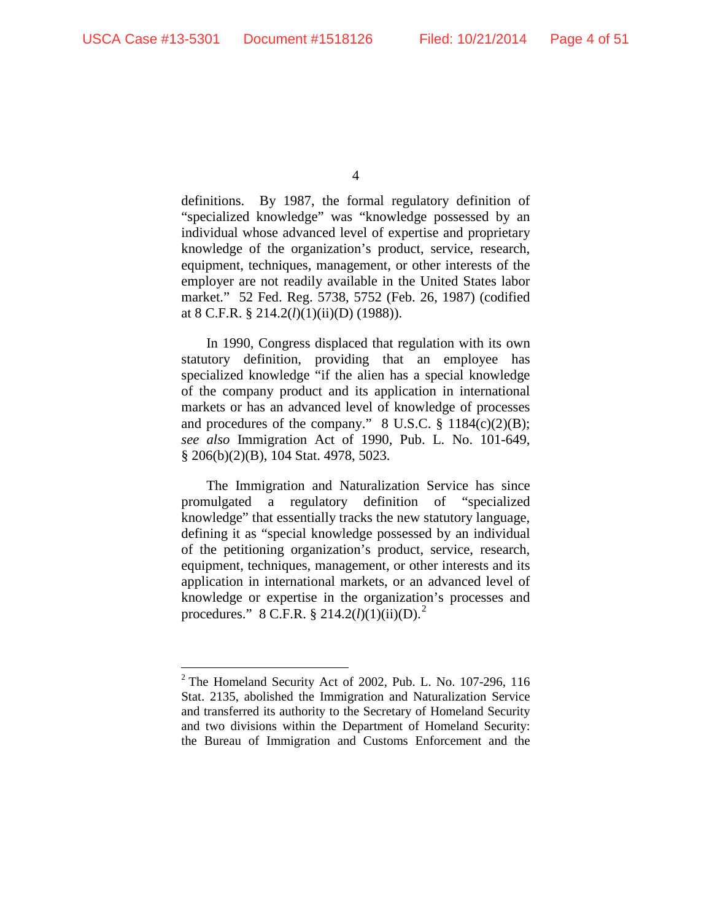definitions. By 1987, the formal regulatory definition of "specialized knowledge" was "knowledge possessed by an individual whose advanced level of expertise and proprietary knowledge of the organization's product, service, research, equipment, techniques, management, or other interests of the employer are not readily available in the United States labor market." 52 Fed. Reg. 5738, 5752 (Feb. 26, 1987) (codified at 8 C.F.R. § 214.2(*l*)(1)(ii)(D) (1988)).

In 1990, Congress displaced that regulation with its own statutory definition, providing that an employee has specialized knowledge "if the alien has a special knowledge of the company product and its application in international markets or has an advanced level of knowledge of processes and procedures of the company." 8 U.S.C. § 1184(c)(2)(B); *see also* Immigration Act of 1990, Pub. L. No. 101-649, § 206(b)(2)(B), 104 Stat. 4978, 5023.

The Immigration and Naturalization Service has since promulgated a regulatory definition of "specialized knowledge" that essentially tracks the new statutory language, defining it as "special knowledge possessed by an individual of the petitioning organization's product, service, research, equipment, techniques, management, or other interests and its application in international markets, or an advanced level of knowledge or expertise in the organization's processes and procedures." 8 C.F.R. § 214.2(*l*)(1)(ii)(D).[2]

---

[2] The Homeland Security Act of 2002, Pub. L. No. 107-296, 116 Stat. 2135, abolished the Immigration and Naturalization Service and transferred its authority to the Secretary of Homeland Security and two divisions within the Department of Homeland Security: the Bureau of Immigration and Customs Enforcement and the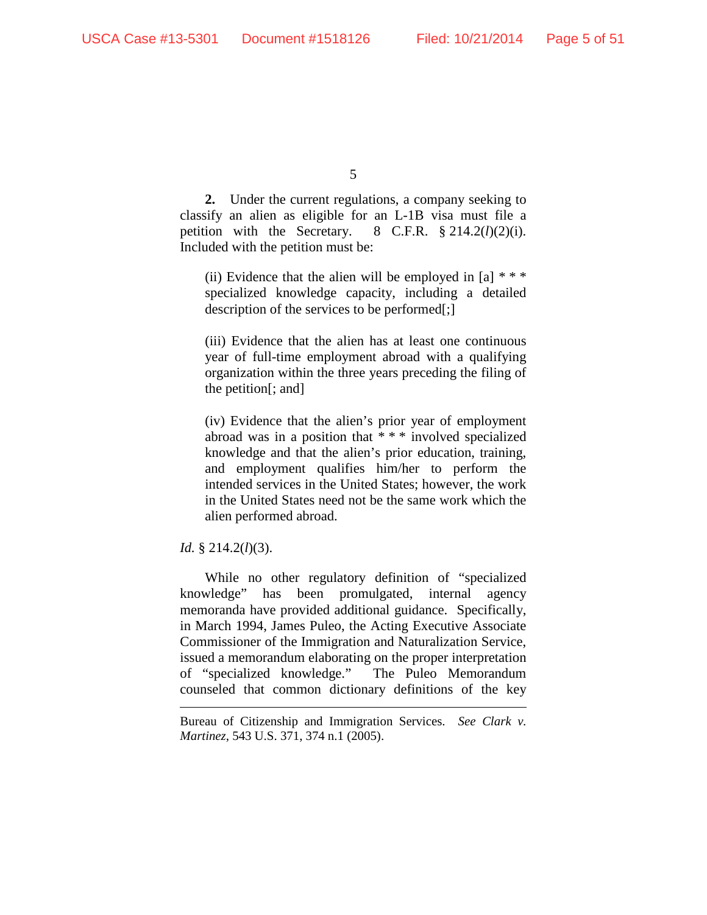**2.** Under the current regulations, a company seeking to classify an alien as eligible for an L-1B visa must file a petition with the Secretary. 8 C.F.R. § 214.2(*l*)(2)(i). Included with the petition must be:

> (ii) Evidence that the alien will be employed in [a] * * * specialized knowledge capacity, including a detailed description of the services to be performed[;]
>
> (iii) Evidence that the alien has at least one continuous year of full-time employment abroad with a qualifying organization within the three years preceding the filing of the petition[; and]
>
> (iv) Evidence that the alien's prior year of employment abroad was in a position that * * * involved specialized knowledge and that the alien's prior education, training, and employment qualifies him/her to perform the intended services in the United States; however, the work in the United States need not be the same work which the alien performed abroad.

*Id.* § 214.2(*l*)(3).

While no other regulatory definition of "specialized knowledge" has been promulgated, internal agency memoranda have provided additional guidance. Specifically, in March 1994, James Puleo, the Acting Executive Associate Commissioner of the Immigration and Naturalization Service, issued a memorandum elaborating on the proper interpretation of "specialized knowledge." The Puleo Memorandum counseled that common dictionary definitions of the key

---

Bureau of Citizenship and Immigration Services. *See Clark v. Martinez*, 543 U.S. 371, 374 n.1 (2005).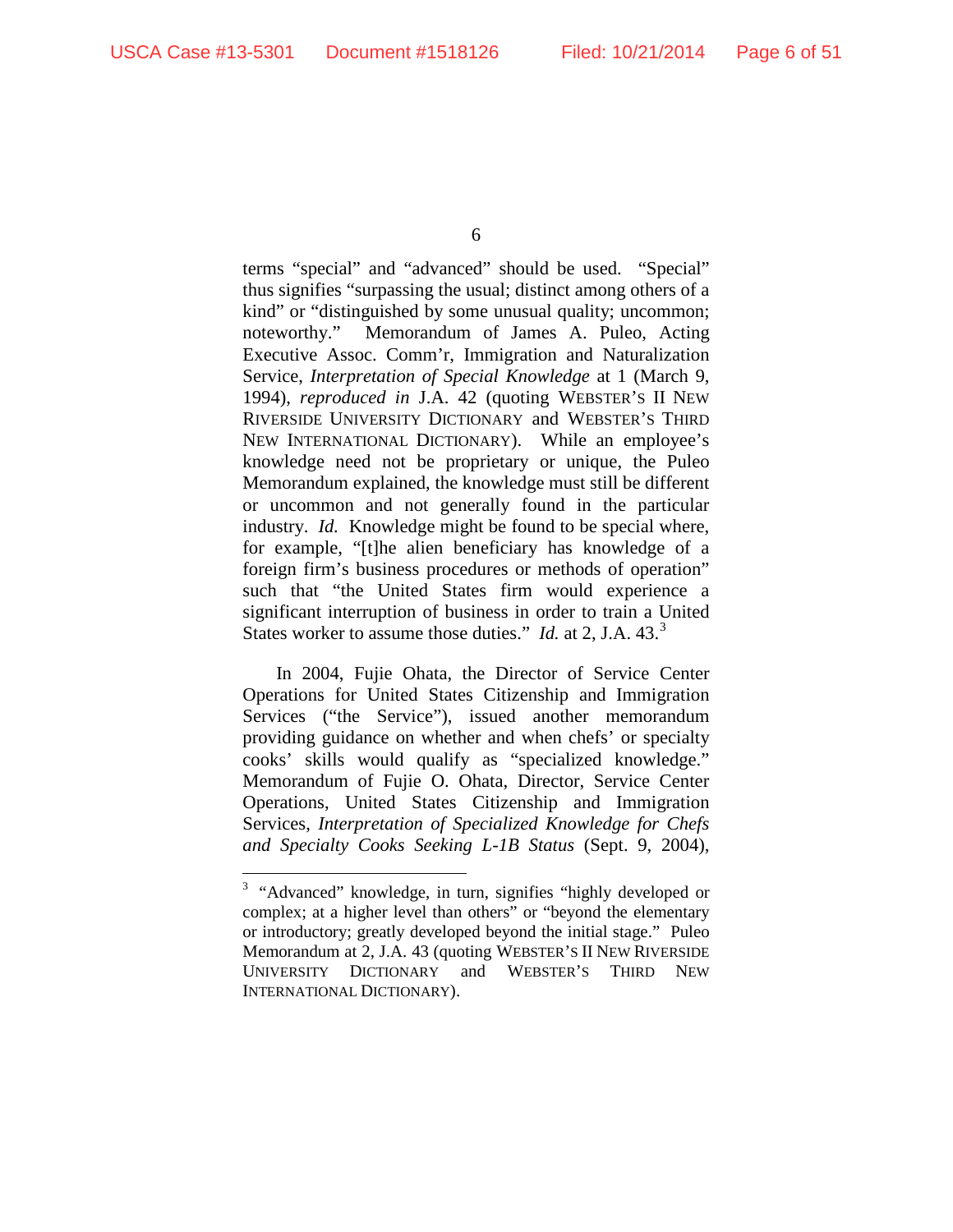terms "special" and "advanced" should be used. "Special" thus signifies "surpassing the usual; distinct among others of a kind" or "distinguished by some unusual quality; uncommon; noteworthy." Memorandum of James A. Puleo, Acting Executive Assoc. Comm'r, Immigration and Naturalization Service, *Interpretation of Special Knowledge* at 1 (March 9, 1994), *reproduced in* J.A. 42 (quoting WEBSTER'S II NEW RIVERSIDE UNIVERSITY DICTIONARY and WEBSTER'S THIRD NEW INTERNATIONAL DICTIONARY). While an employee's knowledge need not be proprietary or unique, the Puleo Memorandum explained, the knowledge must still be different or uncommon and not generally found in the particular industry. *Id.* Knowledge might be found to be special where, for example, "[t]he alien beneficiary has knowledge of a foreign firm's business procedures or methods of operation" such that "the United States firm would experience a significant interruption of business in order to train a United States worker to assume those duties." *Id.* at 2, J.A. 43.[3]

In 2004, Fujie Ohata, the Director of Service Center Operations for United States Citizenship and Immigration Services ("the Service"), issued another memorandum providing guidance on whether and when chefs' or specialty cooks' skills would qualify as "specialized knowledge." Memorandum of Fujie O. Ohata, Director, Service Center Operations, United States Citizenship and Immigration Services, *Interpretation of Specialized Knowledge for Chefs and Specialty Cooks Seeking L-1B Status* (Sept. 9, 2004),

---

[3] "Advanced" knowledge, in turn, signifies "highly developed or complex; at a higher level than others" or "beyond the elementary or introductory; greatly developed beyond the initial stage." Puleo Memorandum at 2, J.A. 43 (quoting WEBSTER'S II NEW RIVERSIDE UNIVERSITY DICTIONARY and WEBSTER'S THIRD NEW INTERNATIONAL DICTIONARY).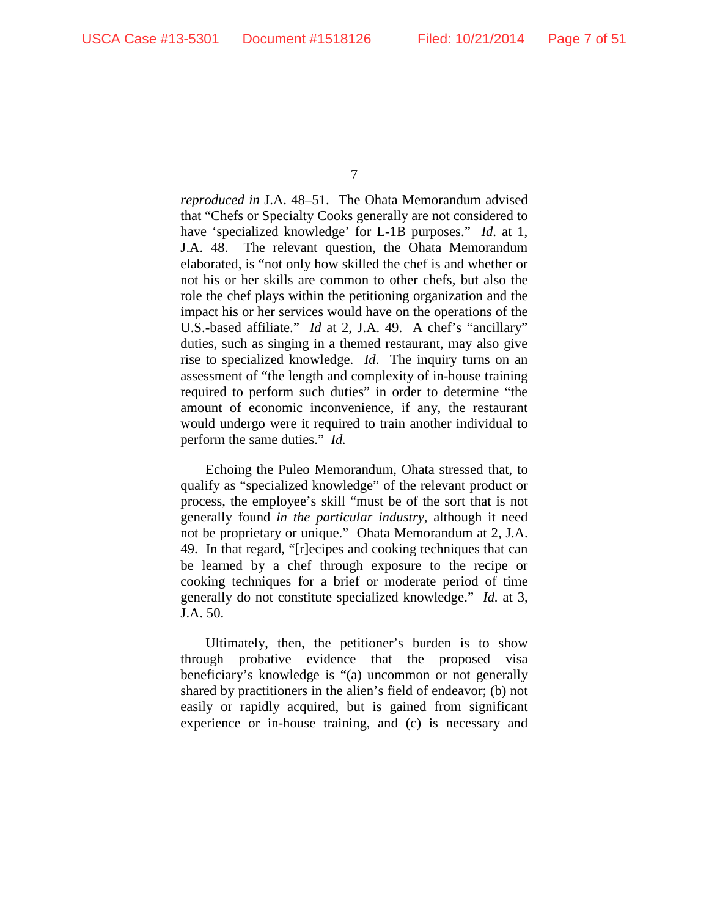*reproduced in* J.A. 48–51. The Ohata Memorandum advised that "Chefs or Specialty Cooks generally are not considered to have 'specialized knowledge' for L-1B purposes." *Id.* at 1, J.A. 48. The relevant question, the Ohata Memorandum elaborated, is "not only how skilled the chef is and whether or not his or her skills are common to other chefs, but also the role the chef plays within the petitioning organization and the impact his or her services would have on the operations of the U.S.-based affiliate." *Id* at 2, J.A. 49. A chef's "ancillary" duties, such as singing in a themed restaurant, may also give rise to specialized knowledge. *Id*. The inquiry turns on an assessment of "the length and complexity of in-house training required to perform such duties" in order to determine "the amount of economic inconvenience, if any, the restaurant would undergo were it required to train another individual to perform the same duties." *Id.*

Echoing the Puleo Memorandum, Ohata stressed that, to qualify as "specialized knowledge" of the relevant product or process, the employee's skill "must be of the sort that is not generally found *in the particular industry*, although it need not be proprietary or unique." Ohata Memorandum at 2, J.A. 49. In that regard, "[r]ecipes and cooking techniques that can be learned by a chef through exposure to the recipe or cooking techniques for a brief or moderate period of time generally do not constitute specialized knowledge." *Id.* at 3, J.A. 50.

Ultimately, then, the petitioner's burden is to show through probative evidence that the proposed visa beneficiary's knowledge is "(a) uncommon or not generally shared by practitioners in the alien's field of endeavor; (b) not easily or rapidly acquired, but is gained from significant experience or in-house training, and (c) is necessary and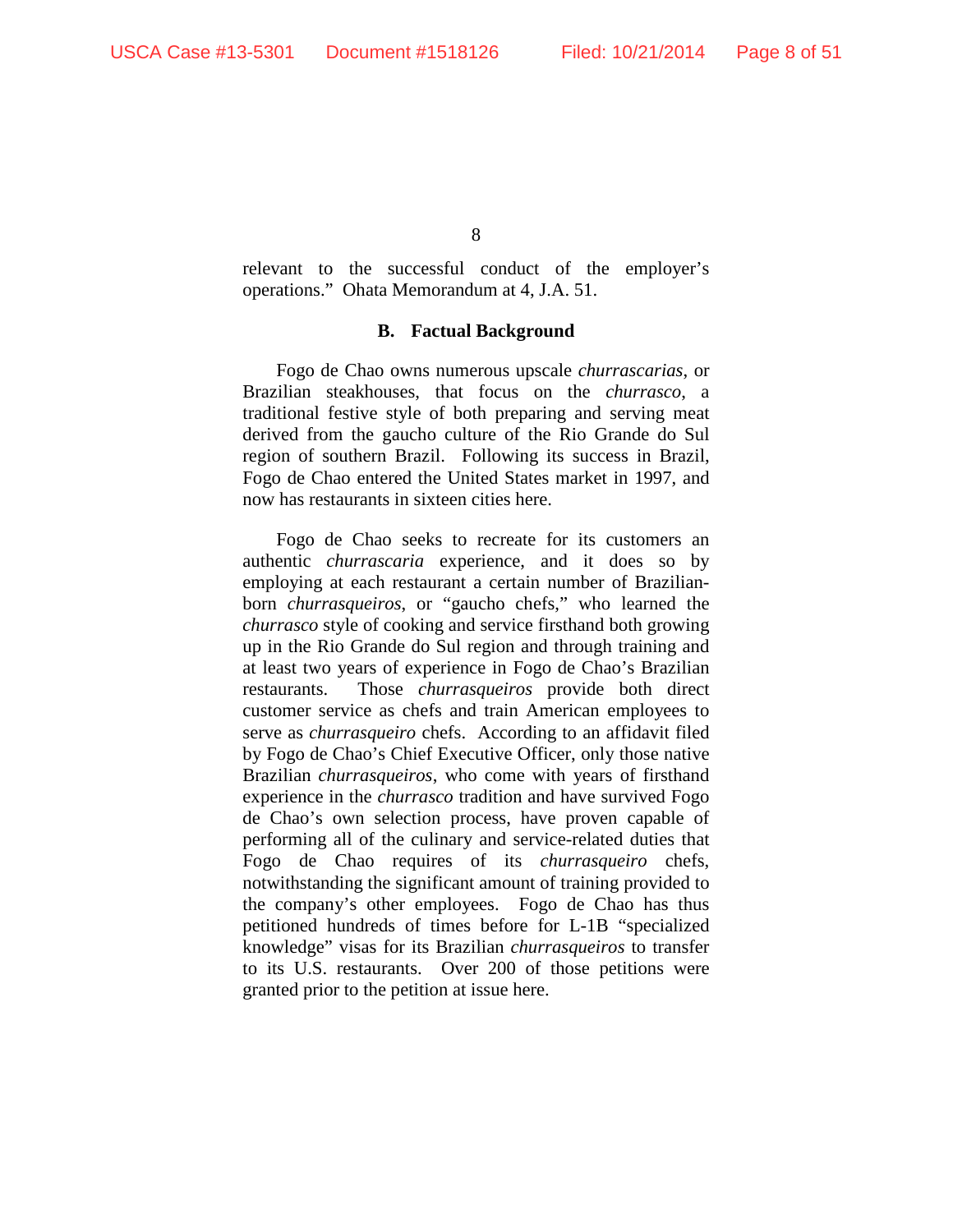relevant to the successful conduct of the employer's operations." Ohata Memorandum at 4, J.A. 51.

### B. Factual Background

Fogo de Chao owns numerous upscale *churrascarias*, or Brazilian steakhouses, that focus on the *churrasco*, a traditional festive style of both preparing and serving meat derived from the gaucho culture of the Rio Grande do Sul region of southern Brazil. Following its success in Brazil, Fogo de Chao entered the United States market in 1997, and now has restaurants in sixteen cities here.

Fogo de Chao seeks to recreate for its customers an authentic *churrascaria* experience, and it does so by employing at each restaurant a certain number of Brazilian-born *churrasqueiros*, or "gaucho chefs," who learned the *churrasco* style of cooking and service firsthand both growing up in the Rio Grande do Sul region and through training and at least two years of experience in Fogo de Chao's Brazilian restaurants. Those *churrasqueiros* provide both direct customer service as chefs and train American employees to serve as *churrasqueiro* chefs. According to an affidavit filed by Fogo de Chao's Chief Executive Officer, only those native Brazilian *churrasqueiros*, who come with years of firsthand experience in the *churrasco* tradition and have survived Fogo de Chao's own selection process, have proven capable of performing all of the culinary and service-related duties that Fogo de Chao requires of its *churrasqueiro* chefs, notwithstanding the significant amount of training provided to the company's other employees. Fogo de Chao has thus petitioned hundreds of times before for L-1B "specialized knowledge" visas for its Brazilian *churrasqueiros* to transfer to its U.S. restaurants. Over 200 of those petitions were granted prior to the petition at issue here.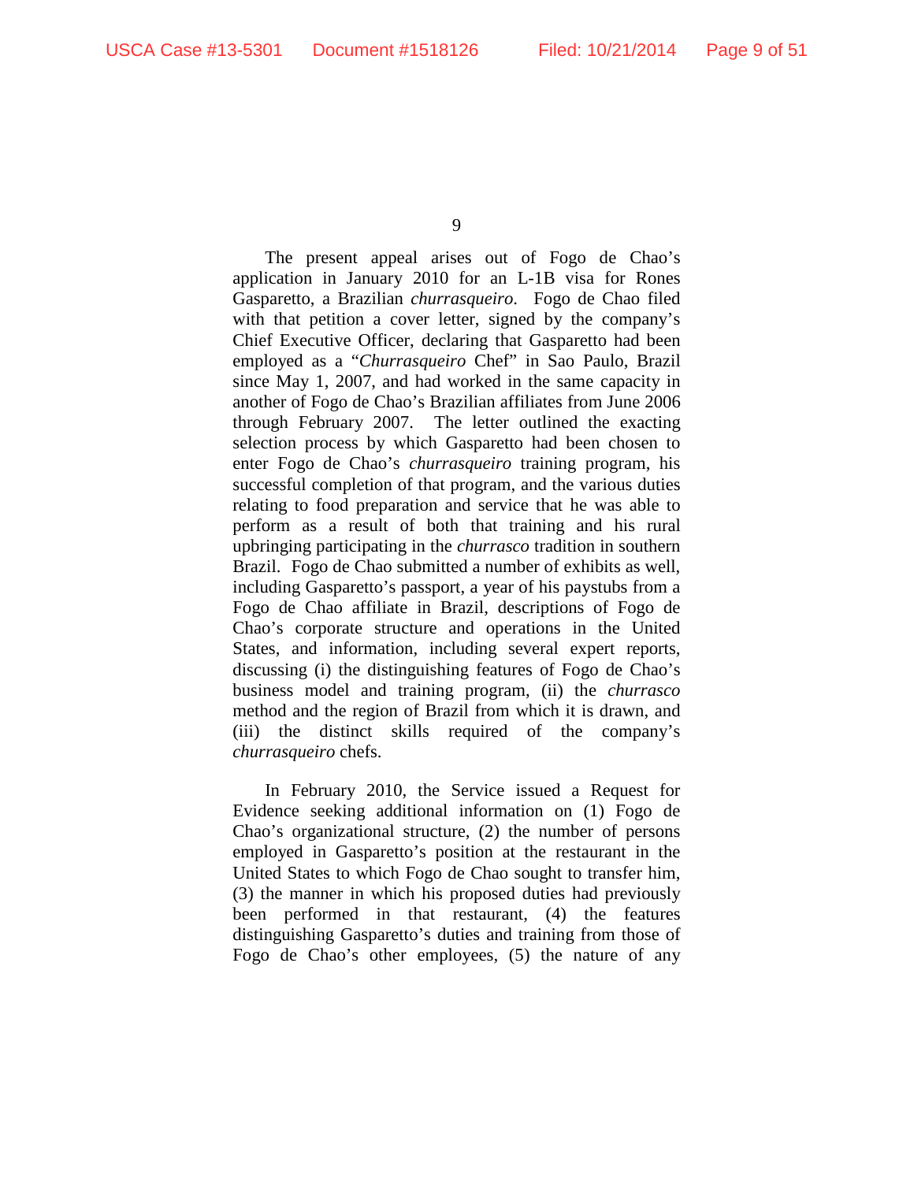The present appeal arises out of Fogo de Chao's application in January 2010 for an L-1B visa for Rones Gasparetto, a Brazilian *churrasqueiro*. Fogo de Chao filed with that petition a cover letter, signed by the company's Chief Executive Officer, declaring that Gasparetto had been employed as a "*Churrasqueiro* Chef" in Sao Paulo, Brazil since May 1, 2007, and had worked in the same capacity in another of Fogo de Chao's Brazilian affiliates from June 2006 through February 2007. The letter outlined the exacting selection process by which Gasparetto had been chosen to enter Fogo de Chao's *churrasqueiro* training program, his successful completion of that program, and the various duties relating to food preparation and service that he was able to perform as a result of both that training and his rural upbringing participating in the *churrasco* tradition in southern Brazil. Fogo de Chao submitted a number of exhibits as well, including Gasparetto's passport, a year of his paystubs from a Fogo de Chao affiliate in Brazil, descriptions of Fogo de Chao's corporate structure and operations in the United States, and information, including several expert reports, discussing (i) the distinguishing features of Fogo de Chao's business model and training program, (ii) the *churrasco* method and the region of Brazil from which it is drawn, and (iii) the distinct skills required of the company's *churrasqueiro* chefs.

In February 2010, the Service issued a Request for Evidence seeking additional information on (1) Fogo de Chao's organizational structure, (2) the number of persons employed in Gasparetto's position at the restaurant in the United States to which Fogo de Chao sought to transfer him, (3) the manner in which his proposed duties had previously been performed in that restaurant, (4) the features distinguishing Gasparetto's duties and training from those of Fogo de Chao's other employees, (5) the nature of any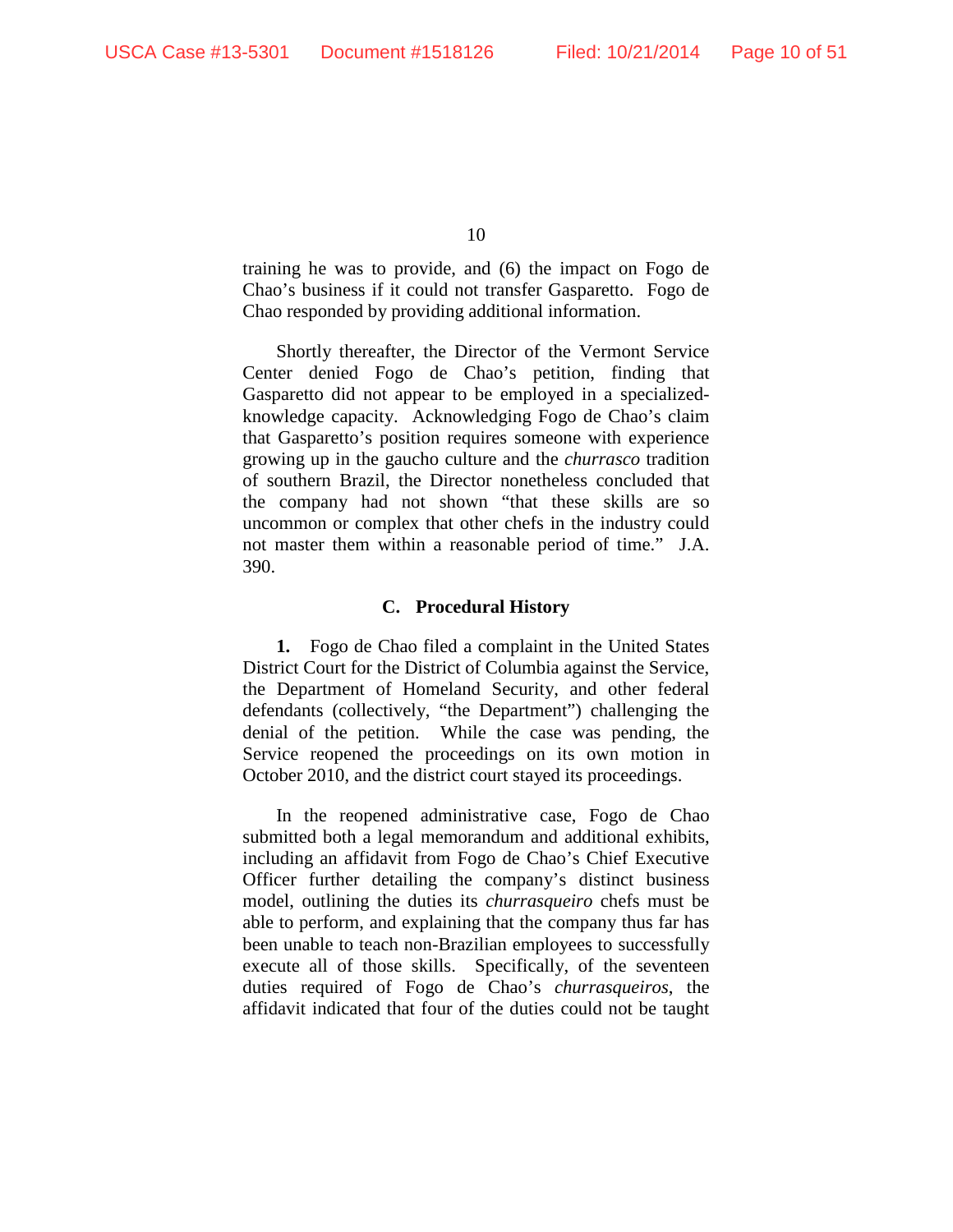training he was to provide, and (6) the impact on Fogo de Chao's business if it could not transfer Gasparetto. Fogo de Chao responded by providing additional information.

Shortly thereafter, the Director of the Vermont Service Center denied Fogo de Chao's petition, finding that Gasparetto did not appear to be employed in a specialized-knowledge capacity. Acknowledging Fogo de Chao's claim that Gasparetto's position requires someone with experience growing up in the gaucho culture and the *churrasco* tradition of southern Brazil, the Director nonetheless concluded that the company had not shown "that these skills are so uncommon or complex that other chefs in the industry could not master them within a reasonable period of time." J.A. 390.

### C. Procedural History

**1.** Fogo de Chao filed a complaint in the United States District Court for the District of Columbia against the Service, the Department of Homeland Security, and other federal defendants (collectively, "the Department") challenging the denial of the petition. While the case was pending, the Service reopened the proceedings on its own motion in October 2010, and the district court stayed its proceedings.

In the reopened administrative case, Fogo de Chao submitted both a legal memorandum and additional exhibits, including an affidavit from Fogo de Chao's Chief Executive Officer further detailing the company's distinct business model, outlining the duties its *churrasqueiro* chefs must be able to perform, and explaining that the company thus far has been unable to teach non-Brazilian employees to successfully execute all of those skills. Specifically, of the seventeen duties required of Fogo de Chao's *churrasqueiros*, the affidavit indicated that four of the duties could not be taught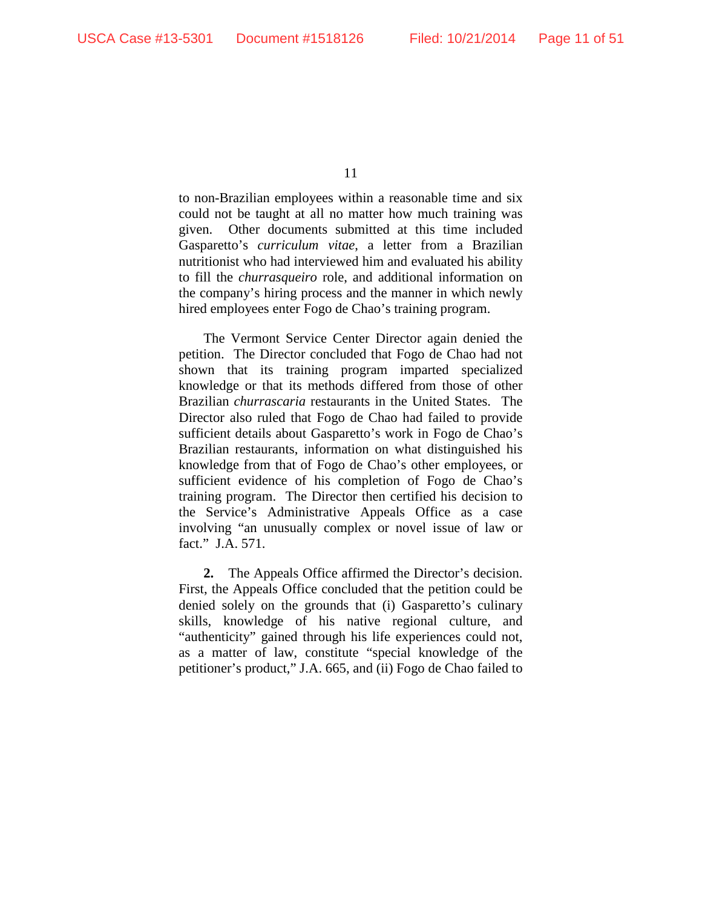to non-Brazilian employees within a reasonable time and six could not be taught at all no matter how much training was given. Other documents submitted at this time included Gasparetto's *curriculum vitae*, a letter from a Brazilian nutritionist who had interviewed him and evaluated his ability to fill the *churrasqueiro* role, and additional information on the company's hiring process and the manner in which newly hired employees enter Fogo de Chao's training program.

The Vermont Service Center Director again denied the petition. The Director concluded that Fogo de Chao had not shown that its training program imparted specialized knowledge or that its methods differed from those of other Brazilian *churrascaria* restaurants in the United States. The Director also ruled that Fogo de Chao had failed to provide sufficient details about Gasparetto's work in Fogo de Chao's Brazilian restaurants, information on what distinguished his knowledge from that of Fogo de Chao's other employees, or sufficient evidence of his completion of Fogo de Chao's training program. The Director then certified his decision to the Service's Administrative Appeals Office as a case involving "an unusually complex or novel issue of law or fact." J.A. 571.

**2.** The Appeals Office affirmed the Director's decision. First, the Appeals Office concluded that the petition could be denied solely on the grounds that (i) Gasparetto's culinary skills, knowledge of his native regional culture, and "authenticity" gained through his life experiences could not, as a matter of law, constitute "special knowledge of the petitioner's product," J.A. 665, and (ii) Fogo de Chao failed to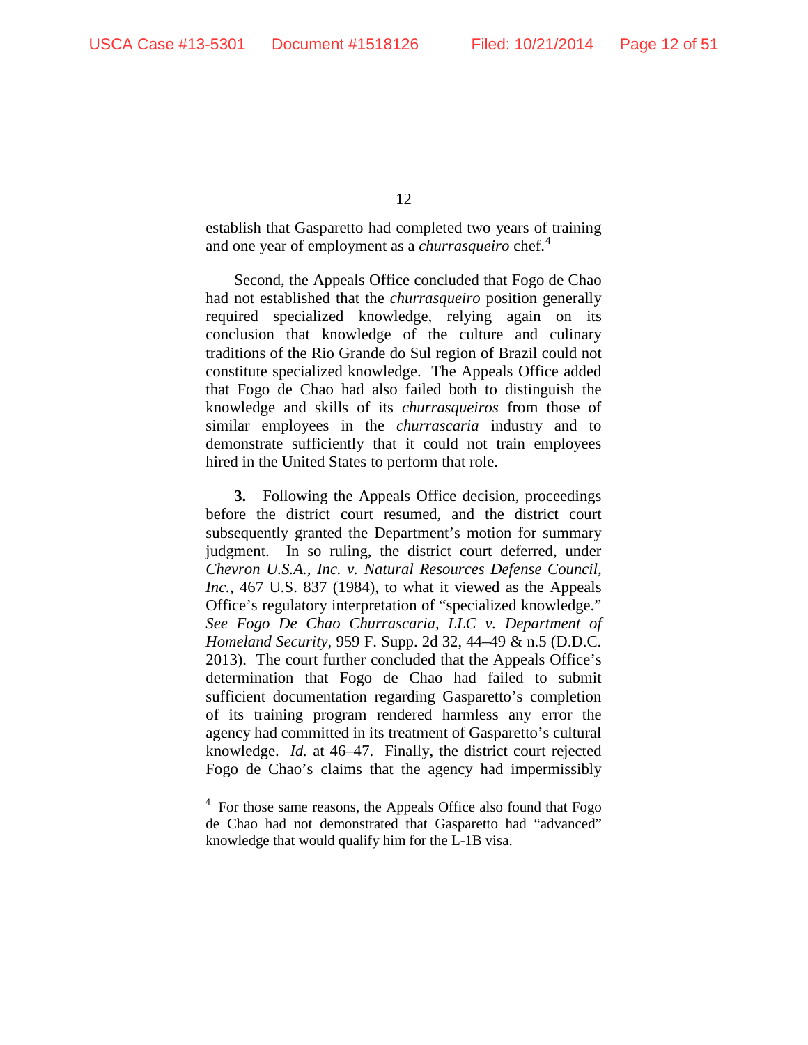establish that Gasparetto had completed two years of training and one year of employment as a *churrasqueiro* chef.[4]

Second, the Appeals Office concluded that Fogo de Chao had not established that the *churrasqueiro* position generally required specialized knowledge, relying again on its conclusion that knowledge of the culture and culinary traditions of the Rio Grande do Sul region of Brazil could not constitute specialized knowledge. The Appeals Office added that Fogo de Chao had also failed both to distinguish the knowledge and skills of its *churrasqueiros* from those of similar employees in the *churrascaria* industry and to demonstrate sufficiently that it could not train employees hired in the United States to perform that role.

**3.** Following the Appeals Office decision, proceedings before the district court resumed, and the district court subsequently granted the Department's motion for summary judgment. In so ruling, the district court deferred, under *Chevron U.S.A., Inc. v. Natural Resources Defense Council, Inc.*, 467 U.S. 837 (1984), to what it viewed as the Appeals Office's regulatory interpretation of "specialized knowledge." *See Fogo De Chao Churrascaria, LLC v. Department of Homeland Security*, 959 F. Supp. 2d 32, 44–49 & n.5 (D.D.C. 2013). The court further concluded that the Appeals Office's determination that Fogo de Chao had failed to submit sufficient documentation regarding Gasparetto's completion of its training program rendered harmless any error the agency had committed in its treatment of Gasparetto's cultural knowledge. *Id.* at 46–47. Finally, the district court rejected Fogo de Chao's claims that the agency had impermissibly

---

[4] For those same reasons, the Appeals Office also found that Fogo de Chao had not demonstrated that Gasparetto had "advanced" knowledge that would qualify him for the L-1B visa.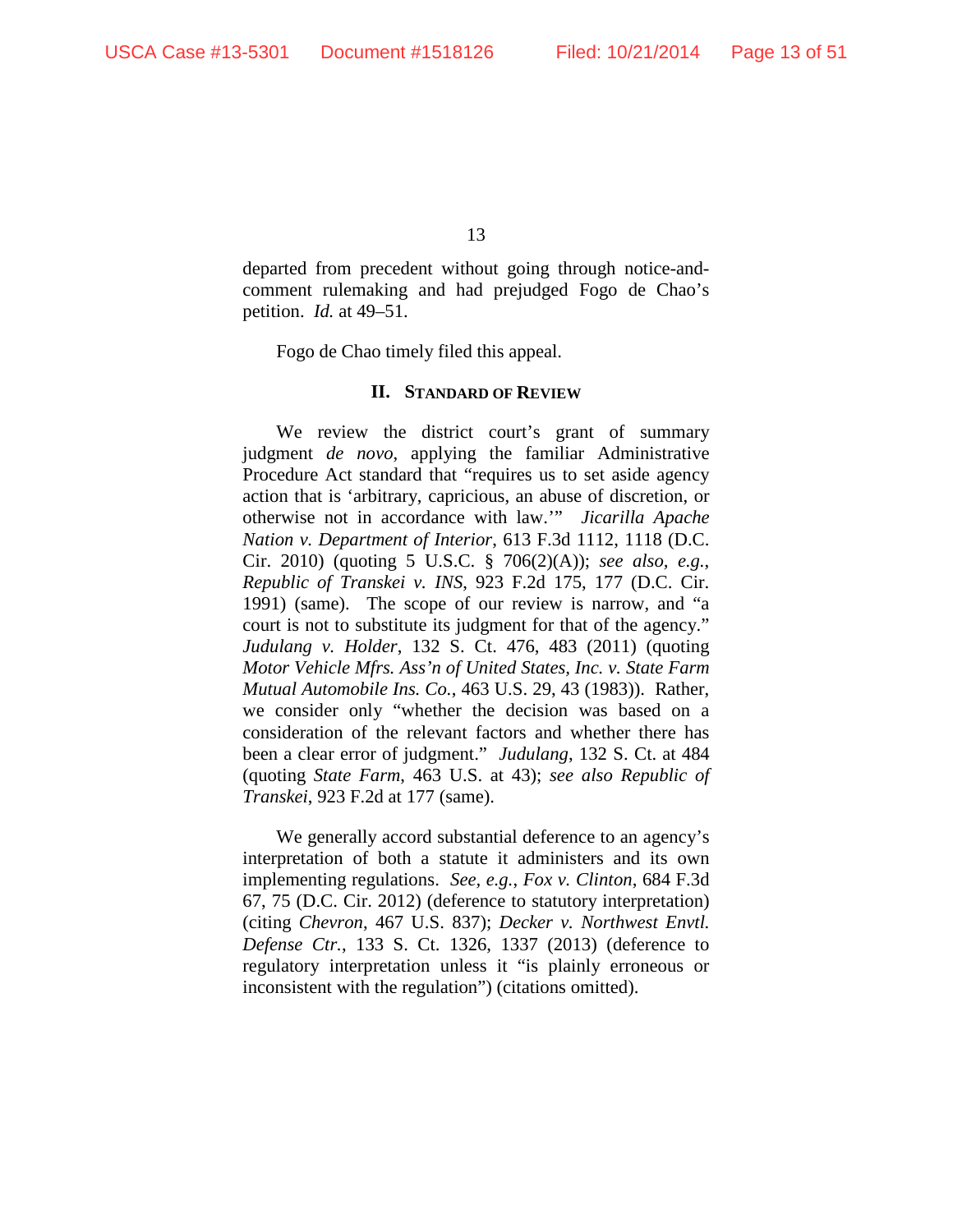departed from precedent without going through notice-and-comment rulemaking and had prejudged Fogo de Chao's petition. *Id.* at 49–51.

Fogo de Chao timely filed this appeal.

## II. Standard of Review

We review the district court's grant of summary judgment *de novo*, applying the familiar Administrative Procedure Act standard that "requires us to set aside agency action that is 'arbitrary, capricious, an abuse of discretion, or otherwise not in accordance with law.'" *Jicarilla Apache Nation v. Department of Interior*, 613 F.3d 1112, 1118 (D.C. Cir. 2010) (quoting 5 U.S.C. § 706(2)(A)); *see also, e.g.*, *Republic of Transkei v. INS*, 923 F.2d 175, 177 (D.C. Cir. 1991) (same). The scope of our review is narrow, and "a court is not to substitute its judgment for that of the agency." *Judulang v. Holder*, 132 S. Ct. 476, 483 (2011) (quoting *Motor Vehicle Mfrs. Ass'n of United States, Inc. v. State Farm Mutual Automobile Ins. Co.*, 463 U.S. 29, 43 (1983)). Rather, we consider only "whether the decision was based on a consideration of the relevant factors and whether there has been a clear error of judgment." *Judulang*, 132 S. Ct. at 484 (quoting *State Farm*, 463 U.S. at 43); *see also Republic of Transkei*, 923 F.2d at 177 (same).

We generally accord substantial deference to an agency's interpretation of both a statute it administers and its own implementing regulations. *See, e.g.*, *Fox v. Clinton*, 684 F.3d 67, 75 (D.C. Cir. 2012) (deference to statutory interpretation) (citing *Chevron*, 467 U.S. 837); *Decker v. Northwest Envtl. Defense Ctr.*, 133 S. Ct. 1326, 1337 (2013) (deference to regulatory interpretation unless it "is plainly erroneous or inconsistent with the regulation") (citations omitted).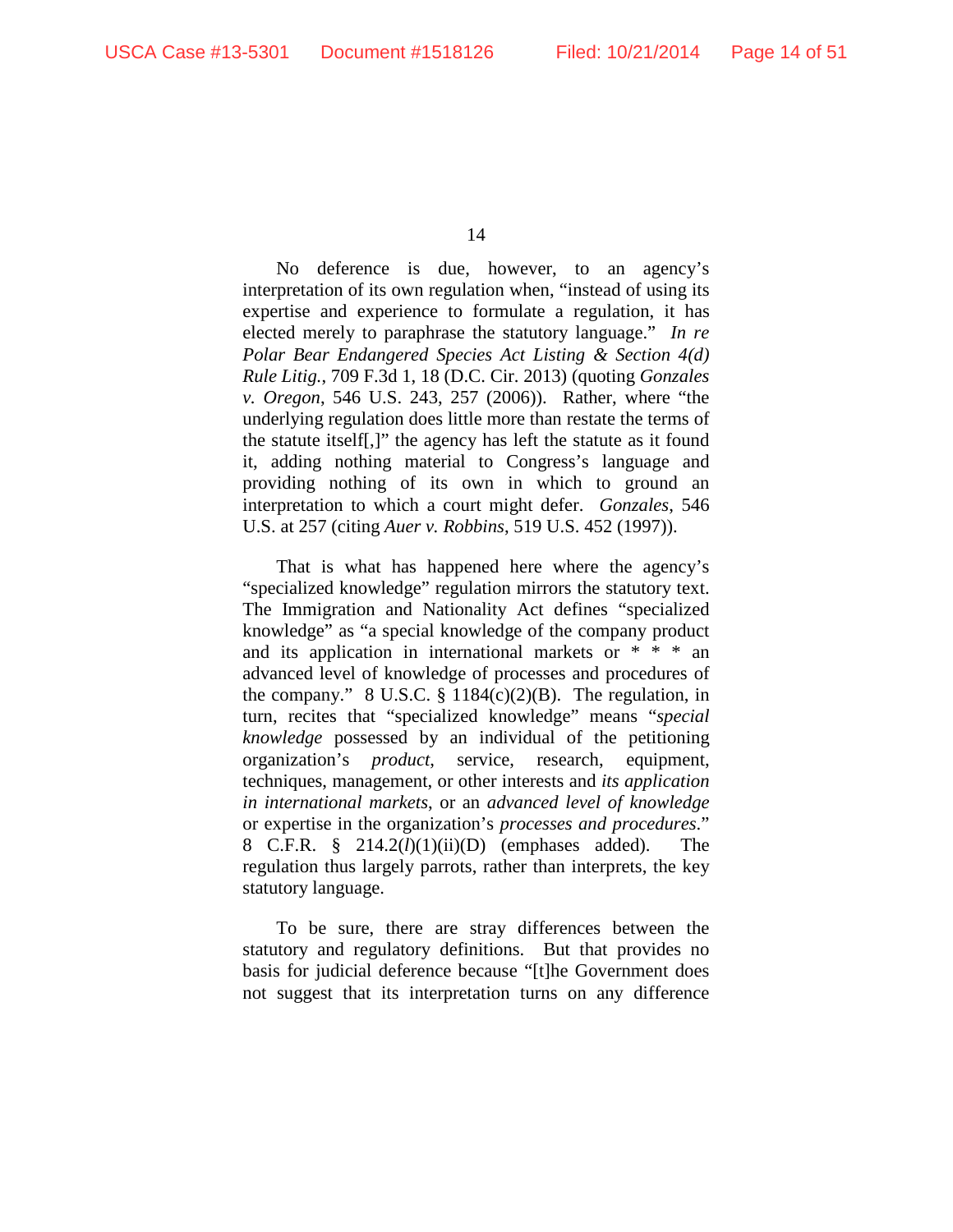No deference is due, however, to an agency's interpretation of its own regulation when, "instead of using its expertise and experience to formulate a regulation, it has elected merely to paraphrase the statutory language." *In re Polar Bear Endangered Species Act Listing & Section 4(d) Rule Litig.*, 709 F.3d 1, 18 (D.C. Cir. 2013) (quoting *Gonzales v. Oregon*, 546 U.S. 243, 257 (2006)). Rather, where "the underlying regulation does little more than restate the terms of the statute itself[,]" the agency has left the statute as it found it, adding nothing material to Congress's language and providing nothing of its own in which to ground an interpretation to which a court might defer. *Gonzales*, 546 U.S. at 257 (citing *Auer v. Robbins*, 519 U.S. 452 (1997)).

That is what has happened here where the agency's "specialized knowledge" regulation mirrors the statutory text. The Immigration and Nationality Act defines "specialized knowledge" as "a special knowledge of the company product and its application in international markets or * * * an advanced level of knowledge of processes and procedures of the company." 8 U.S.C. § 1184(c)(2)(B). The regulation, in turn, recites that "specialized knowledge" means "*special knowledge* possessed by an individual of the petitioning organization's *product*, service, research, equipment, techniques, management, or other interests and *its application in international markets*, or an *advanced level of knowledge* or expertise in the organization's *processes and procedures*." 8 C.F.R. § 214.2(*l*)(1)(ii)(D) (emphases added). The regulation thus largely parrots, rather than interprets, the key statutory language.

To be sure, there are stray differences between the statutory and regulatory definitions. But that provides no basis for judicial deference because "[t]he Government does not suggest that its interpretation turns on any difference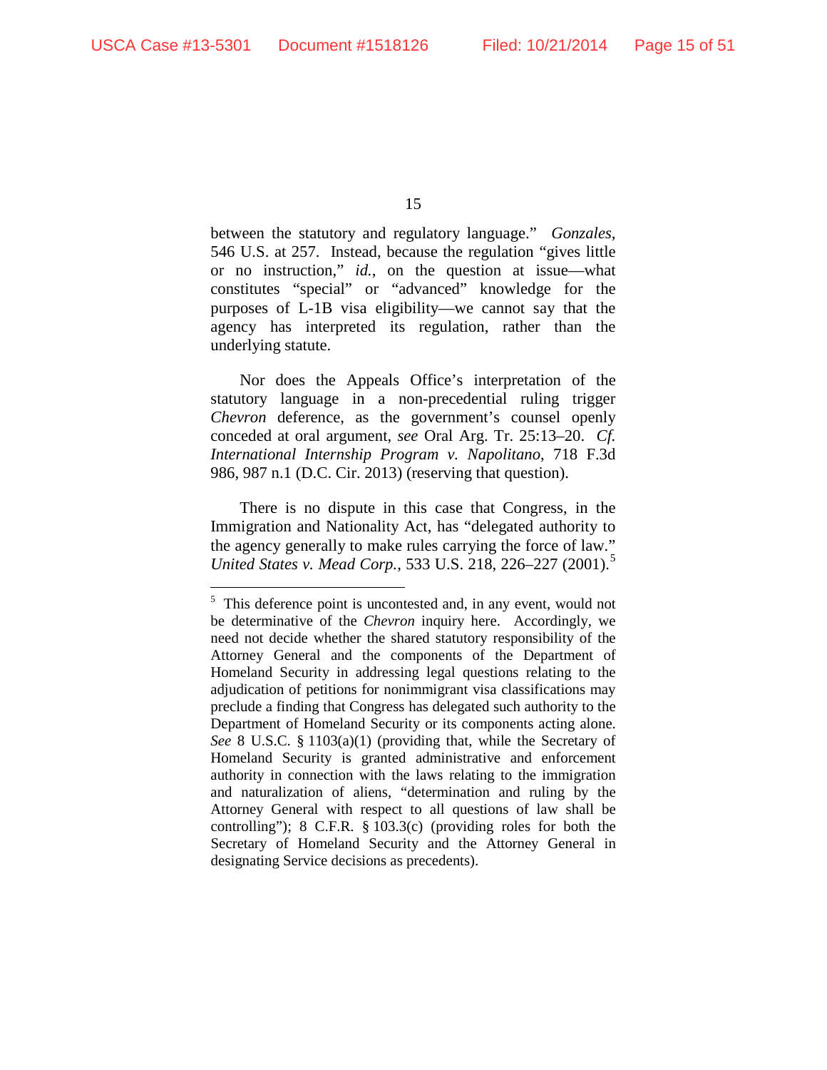between the statutory and regulatory language." *Gonzales*, 546 U.S. at 257. Instead, because the regulation "gives little or no instruction," *id.*, on the question at issue—what constitutes "special" or "advanced" knowledge for the purposes of L-1B visa eligibility—we cannot say that the agency has interpreted its regulation, rather than the underlying statute.

Nor does the Appeals Office's interpretation of the statutory language in a non-precedential ruling trigger *Chevron* deference, as the government's counsel openly conceded at oral argument, *see* Oral Arg. Tr. 25:13–20. *Cf. International Internship Program v. Napolitano*, 718 F.3d 986, 987 n.1 (D.C. Cir. 2013) (reserving that question).

There is no dispute in this case that Congress, in the Immigration and Nationality Act, has "delegated authority to the agency generally to make rules carrying the force of law." *United States v. Mead Corp.*, 533 U.S. 218, 226–227 (2001).[5]

---

[5] This deference point is uncontested and, in any event, would not be determinative of the *Chevron* inquiry here. Accordingly, we need not decide whether the shared statutory responsibility of the Attorney General and the components of the Department of Homeland Security in addressing legal questions relating to the adjudication of petitions for nonimmigrant visa classifications may preclude a finding that Congress has delegated such authority to the Department of Homeland Security or its components acting alone. *See* 8 U.S.C. § 1103(a)(1) (providing that, while the Secretary of Homeland Security is granted administrative and enforcement authority in connection with the laws relating to the immigration and naturalization of aliens, "determination and ruling by the Attorney General with respect to all questions of law shall be controlling"); 8 C.F.R. § 103.3(c) (providing roles for both the Secretary of Homeland Security and the Attorney General in designating Service decisions as precedents).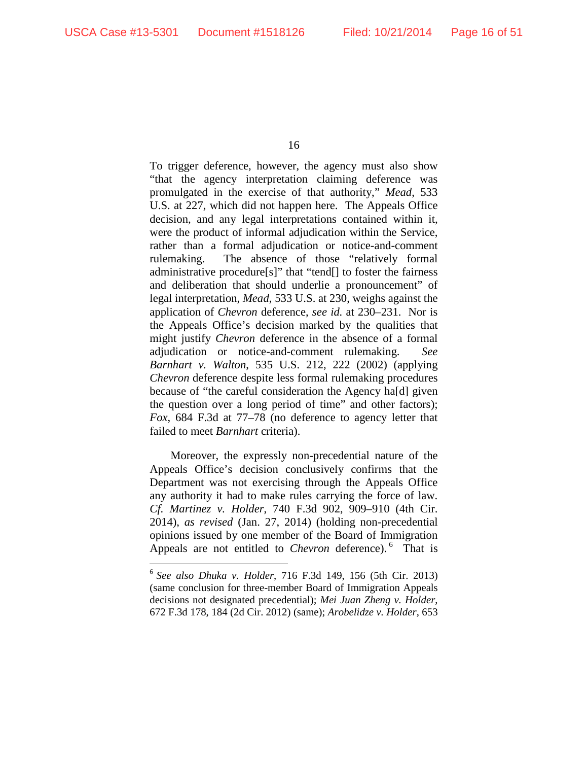To trigger deference, however, the agency must also show "that the agency interpretation claiming deference was promulgated in the exercise of that authority," *Mead*, 533 U.S. at 227, which did not happen here. The Appeals Office decision, and any legal interpretations contained within it, were the product of informal adjudication within the Service, rather than a formal adjudication or notice-and-comment rulemaking. The absence of those "relatively formal administrative procedure[s]" that "tend[] to foster the fairness and deliberation that should underlie a pronouncement" of legal interpretation, *Mead*, 533 U.S. at 230, weighs against the application of *Chevron* deference, *see id.* at 230–231. Nor is the Appeals Office's decision marked by the qualities that might justify *Chevron* deference in the absence of a formal adjudication or notice-and-comment rulemaking. *See Barnhart v. Walton*, 535 U.S. 212, 222 (2002) (applying *Chevron* deference despite less formal rulemaking procedures because of "the careful consideration the Agency ha[d] given the question over a long period of time" and other factors); *Fox*, 684 F.3d at 77–78 (no deference to agency letter that failed to meet *Barnhart* criteria).

Moreover, the expressly non-precedential nature of the Appeals Office's decision conclusively confirms that the Department was not exercising through the Appeals Office any authority it had to make rules carrying the force of law. *Cf. Martinez v. Holder*, 740 F.3d 902, 909–910 (4th Cir. 2014), *as revised* (Jan. 27, 2014) (holding non-precedential opinions issued by one member of the Board of Immigration Appeals are not entitled to *Chevron* deference).[6] That is

[6] *See also Dhuka v. Holder*, 716 F.3d 149, 156 (5th Cir. 2013) (same conclusion for three-member Board of Immigration Appeals decisions not designated precedential); *Mei Juan Zheng v. Holder*, 672 F.3d 178, 184 (2d Cir. 2012) (same); *Arobelidze v. Holder*, 653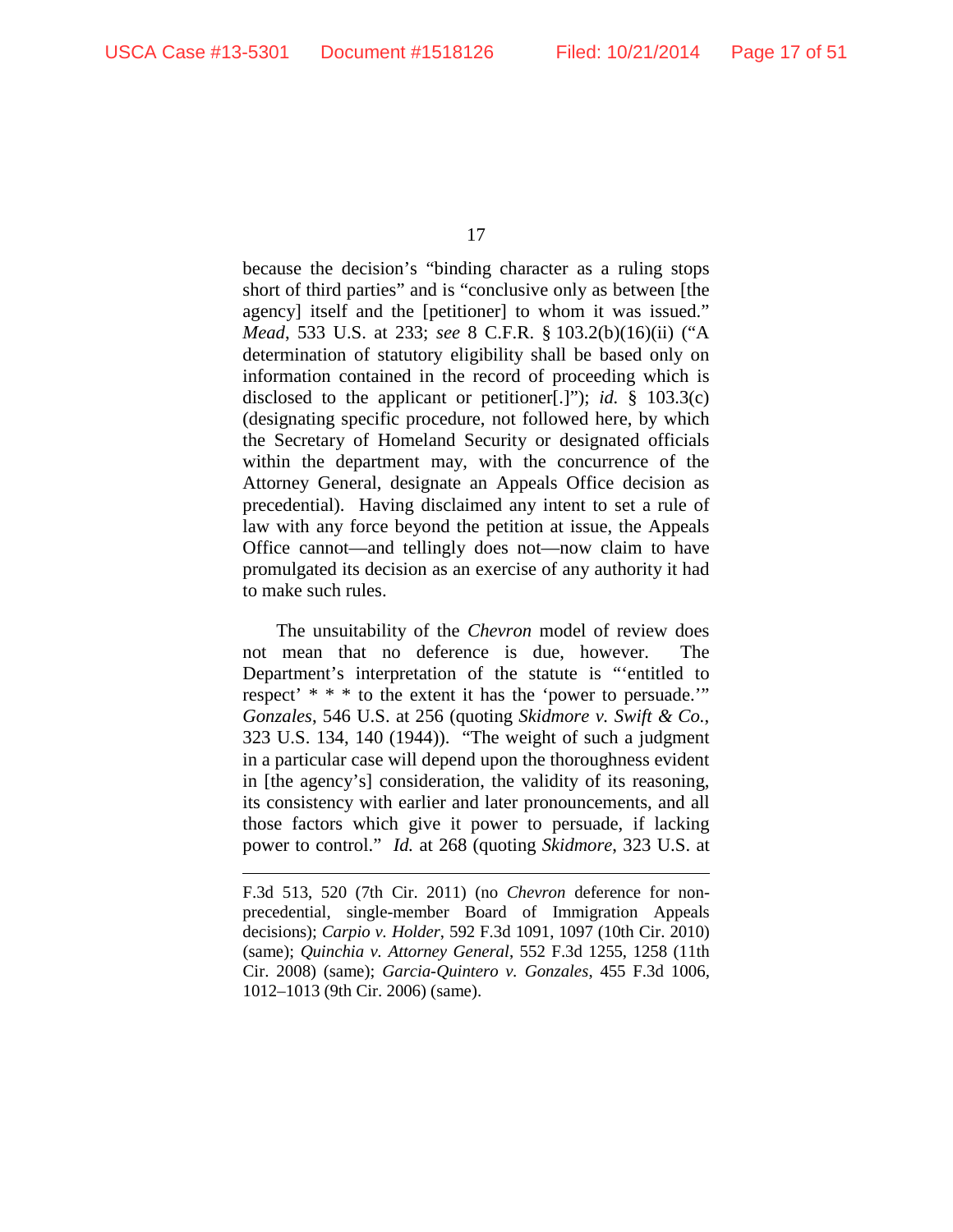because the decision's "binding character as a ruling stops short of third parties" and is "conclusive only as between [the agency] itself and the [petitioner] to whom it was issued." *Mead*, 533 U.S. at 233; *see* 8 C.F.R. § 103.2(b)(16)(ii) ("A determination of statutory eligibility shall be based only on information contained in the record of proceeding which is disclosed to the applicant or petitioner[.]"); *id.* § 103.3(c) (designating specific procedure, not followed here, by which the Secretary of Homeland Security or designated officials within the department may, with the concurrence of the Attorney General, designate an Appeals Office decision as precedential). Having disclaimed any intent to set a rule of law with any force beyond the petition at issue, the Appeals Office cannot—and tellingly does not—now claim to have promulgated its decision as an exercise of any authority it had to make such rules.

The unsuitability of the *Chevron* model of review does not mean that no deference is due, however. The Department's interpretation of the statute is "'entitled to respect' * * * to the extent it has the 'power to persuade.'" *Gonzales*, 546 U.S. at 256 (quoting *Skidmore v. Swift & Co.*, 323 U.S. 134, 140 (1944)). "The weight of such a judgment in a particular case will depend upon the thoroughness evident in [the agency's] consideration, the validity of its reasoning, its consistency with earlier and later pronouncements, and all those factors which give it power to persuade, if lacking power to control." *Id.* at 268 (quoting *Skidmore*, 323 U.S. at

---

F.3d 513, 520 (7th Cir. 2011) (no *Chevron* deference for non-precedential, single-member Board of Immigration Appeals decisions); *Carpio v. Holder*, 592 F.3d 1091, 1097 (10th Cir. 2010) (same); *Quinchia v. Attorney General*, 552 F.3d 1255, 1258 (11th Cir. 2008) (same); *Garcia-Quintero v. Gonzales*, 455 F.3d 1006, 1012–1013 (9th Cir. 2006) (same).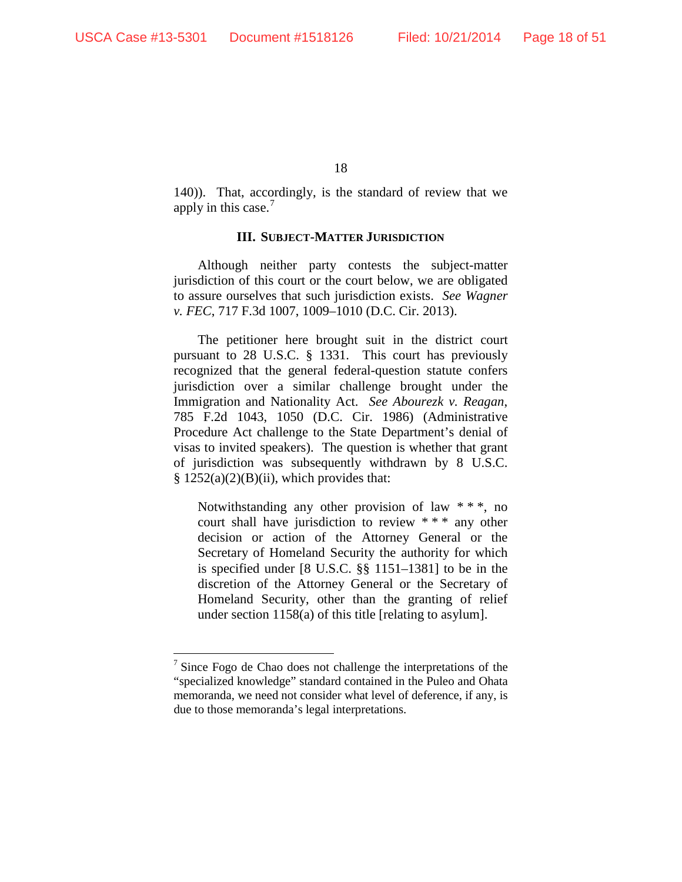140)). That, accordingly, is the standard of review that we apply in this case.[7]

### III. Subject-Matter Jurisdiction

Although neither party contests the subject-matter jurisdiction of this court or the court below, we are obligated to assure ourselves that such jurisdiction exists. *See Wagner v. FEC*, 717 F.3d 1007, 1009–1010 (D.C. Cir. 2013).

The petitioner here brought suit in the district court pursuant to 28 U.S.C. § 1331. This court has previously recognized that the general federal-question statute confers jurisdiction over a similar challenge brought under the Immigration and Nationality Act. *See Abourezk v. Reagan*, 785 F.2d 1043, 1050 (D.C. Cir. 1986) (Administrative Procedure Act challenge to the State Department's denial of visas to invited speakers). The question is whether that grant of jurisdiction was subsequently withdrawn by 8 U.S.C. § 1252(a)(2)(B)(ii), which provides that:

> Notwithstanding any other provision of law * * *, no court shall have jurisdiction to review * * * any other decision or action of the Attorney General or the Secretary of Homeland Security the authority for which is specified under [8 U.S.C. §§ 1151–1381] to be in the discretion of the Attorney General or the Secretary of Homeland Security, other than the granting of relief under section 1158(a) of this title [relating to asylum].

---

[7] Since Fogo de Chao does not challenge the interpretations of the "specialized knowledge" standard contained in the Puleo and Ohata memoranda, we need not consider what level of deference, if any, is due to those memoranda's legal interpretations.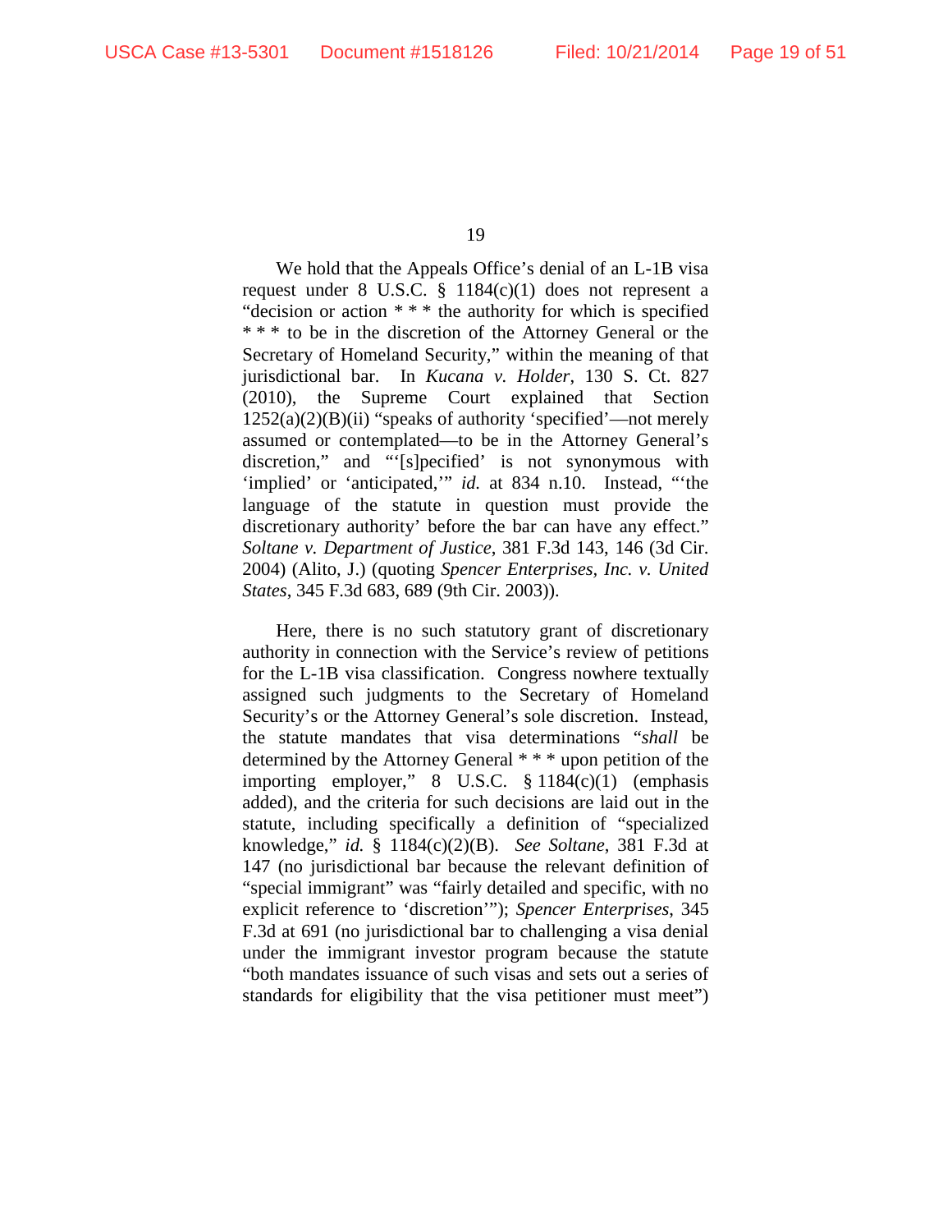We hold that the Appeals Office's denial of an L-1B visa request under 8 U.S.C. § 1184(c)(1) does not represent a "decision or action * * * the authority for which is specified * * * to be in the discretion of the Attorney General or the Secretary of Homeland Security," within the meaning of that jurisdictional bar. In *Kucana v. Holder*, 130 S. Ct. 827 (2010), the Supreme Court explained that Section 1252(a)(2)(B)(ii) "speaks of authority 'specified'—not merely assumed or contemplated—to be in the Attorney General's discretion," and "'[s]pecified' is not synonymous with 'implied' or 'anticipated,'" *id.* at 834 n.10. Instead, "'the language of the statute in question must provide the discretionary authority' before the bar can have any effect." *Soltane v. Department of Justice*, 381 F.3d 143, 146 (3d Cir. 2004) (Alito, J.) (quoting *Spencer Enterprises, Inc. v. United States*, 345 F.3d 683, 689 (9th Cir. 2003)).

Here, there is no such statutory grant of discretionary authority in connection with the Service's review of petitions for the L-1B visa classification. Congress nowhere textually assigned such judgments to the Secretary of Homeland Security's or the Attorney General's sole discretion. Instead, the statute mandates that visa determinations "*shall* be determined by the Attorney General * * * upon petition of the importing employer," 8 U.S.C. § 1184(c)(1) (emphasis added), and the criteria for such decisions are laid out in the statute, including specifically a definition of "specialized knowledge," *id.* § 1184(c)(2)(B). *See Soltane*, 381 F.3d at 147 (no jurisdictional bar because the relevant definition of "special immigrant" was "fairly detailed and specific, with no explicit reference to 'discretion'"); *Spencer Enterprises*, 345 F.3d at 691 (no jurisdictional bar to challenging a visa denial under the immigrant investor program because the statute "both mandates issuance of such visas and sets out a series of standards for eligibility that the visa petitioner must meet")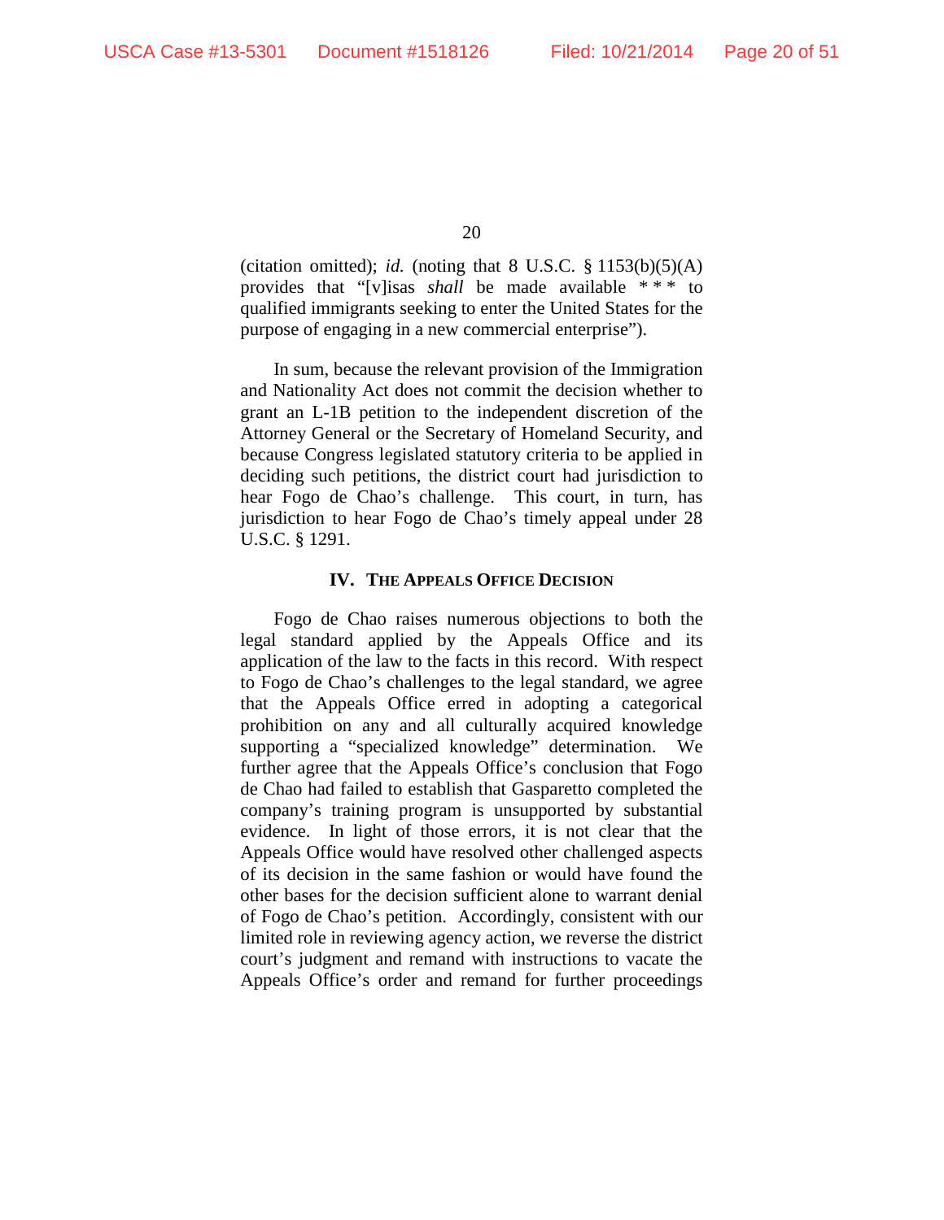(citation omitted); *id.* (noting that 8 U.S.C. § 1153(b)(5)(A) provides that "[v]isas *shall* be made available * * * to qualified immigrants seeking to enter the United States for the purpose of engaging in a new commercial enterprise").

In sum, because the relevant provision of the Immigration and Nationality Act does not commit the decision whether to grant an L-1B petition to the independent discretion of the Attorney General or the Secretary of Homeland Security, and because Congress legislated statutory criteria to be applied in deciding such petitions, the district court had jurisdiction to hear Fogo de Chao's challenge. This court, in turn, has jurisdiction to hear Fogo de Chao's timely appeal under 28 U.S.C. § 1291.

## IV. The Appeals Office Decision

Fogo de Chao raises numerous objections to both the legal standard applied by the Appeals Office and its application of the law to the facts in this record. With respect to Fogo de Chao's challenges to the legal standard, we agree that the Appeals Office erred in adopting a categorical prohibition on any and all culturally acquired knowledge supporting a "specialized knowledge" determination. We further agree that the Appeals Office's conclusion that Fogo de Chao had failed to establish that Gasparetto completed the company's training program is unsupported by substantial evidence. In light of those errors, it is not clear that the Appeals Office would have resolved other challenged aspects of its decision in the same fashion or would have found the other bases for the decision sufficient alone to warrant denial of Fogo de Chao's petition. Accordingly, consistent with our limited role in reviewing agency action, we reverse the district court's judgment and remand with instructions to vacate the Appeals Office's order and remand for further proceedings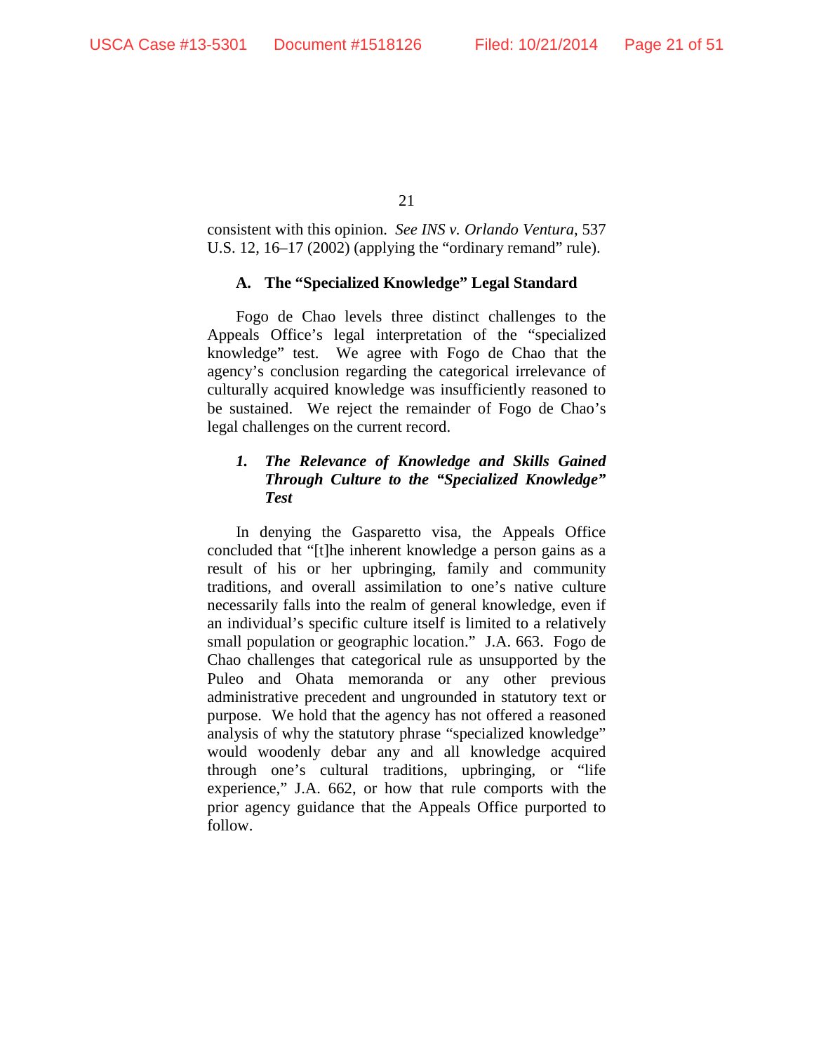consistent with this opinion. *See INS v. Orlando Ventura*, 537 U.S. 12, 16–17 (2002) (applying the "ordinary remand" rule).

### A. The "Specialized Knowledge" Legal Standard

Fogo de Chao levels three distinct challenges to the Appeals Office's legal interpretation of the "specialized knowledge" test. We agree with Fogo de Chao that the agency's conclusion regarding the categorical irrelevance of culturally acquired knowledge was insufficiently reasoned to be sustained. We reject the remainder of Fogo de Chao's legal challenges on the current record.

#### *1. The Relevance of Knowledge and Skills Gained Through Culture to the "Specialized Knowledge" Test*

In denying the Gasparetto visa, the Appeals Office concluded that "[t]he inherent knowledge a person gains as a result of his or her upbringing, family and community traditions, and overall assimilation to one's native culture necessarily falls into the realm of general knowledge, even if an individual's specific culture itself is limited to a relatively small population or geographic location." J.A. 663. Fogo de Chao challenges that categorical rule as unsupported by the Puleo and Ohata memoranda or any other previous administrative precedent and ungrounded in statutory text or purpose. We hold that the agency has not offered a reasoned analysis of why the statutory phrase "specialized knowledge" would woodenly debar any and all knowledge acquired through one's cultural traditions, upbringing, or "life experience," J.A. 662, or how that rule comports with the prior agency guidance that the Appeals Office purported to follow.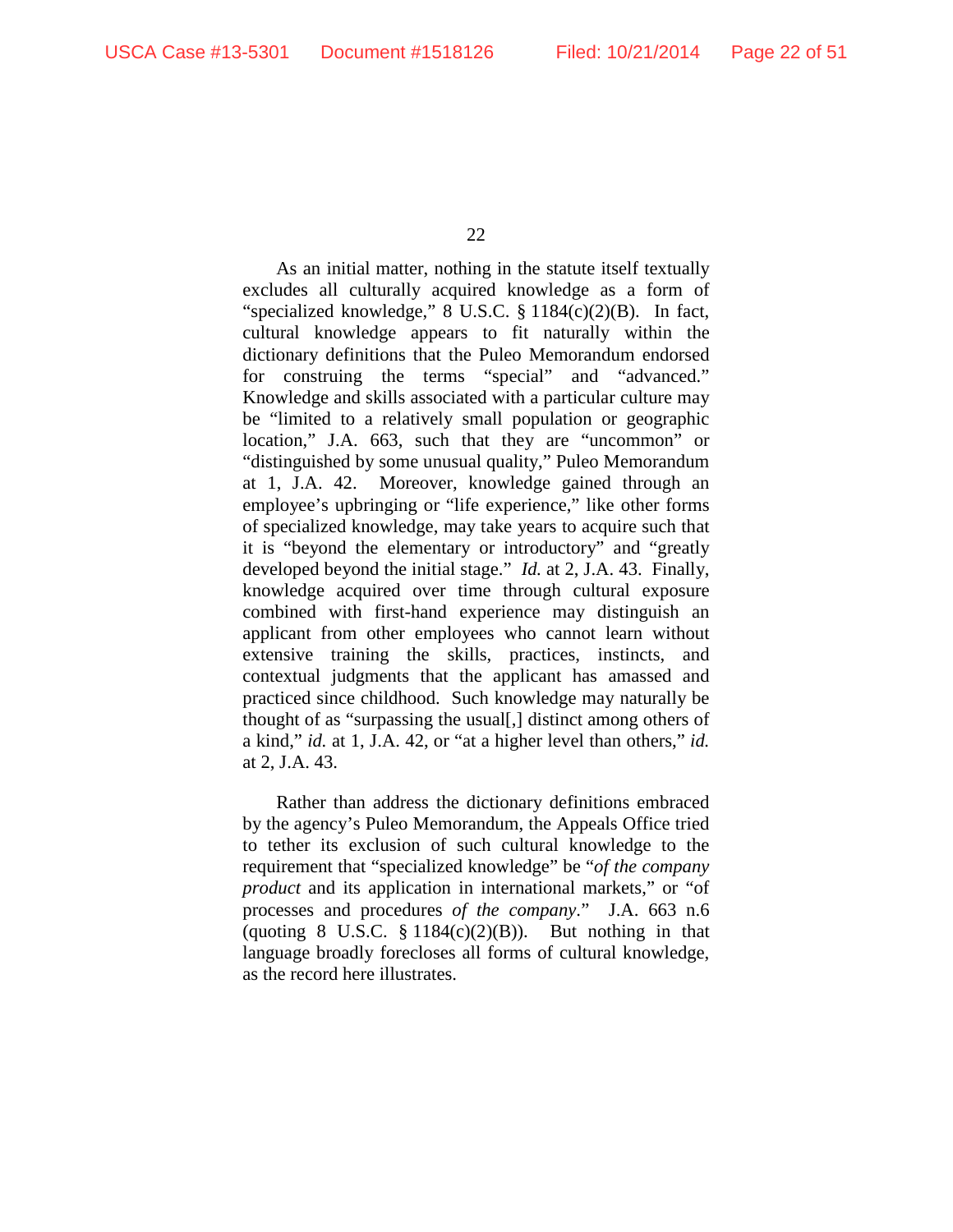As an initial matter, nothing in the statute itself textually excludes all culturally acquired knowledge as a form of "specialized knowledge," 8 U.S.C. § 1184(c)(2)(B). In fact, cultural knowledge appears to fit naturally within the dictionary definitions that the Puleo Memorandum endorsed for construing the terms "special" and "advanced." Knowledge and skills associated with a particular culture may be "limited to a relatively small population or geographic location," J.A. 663, such that they are "uncommon" or "distinguished by some unusual quality," Puleo Memorandum at 1, J.A. 42. Moreover, knowledge gained through an employee's upbringing or "life experience," like other forms of specialized knowledge, may take years to acquire such that it is "beyond the elementary or introductory" and "greatly developed beyond the initial stage." *Id.* at 2, J.A. 43. Finally, knowledge acquired over time through cultural exposure combined with first-hand experience may distinguish an applicant from other employees who cannot learn without extensive training the skills, practices, instincts, and contextual judgments that the applicant has amassed and practiced since childhood. Such knowledge may naturally be thought of as "surpassing the usual[,] distinct among others of a kind," *id.* at 1, J.A. 42, or "at a higher level than others," *id.* at 2, J.A. 43.

Rather than address the dictionary definitions embraced by the agency's Puleo Memorandum, the Appeals Office tried to tether its exclusion of such cultural knowledge to the requirement that "specialized knowledge" be "*of the company product* and its application in international markets," or "of processes and procedures *of the company*." J.A. 663 n.6 (quoting 8 U.S.C. § 1184(c)(2)(B)). But nothing in that language broadly forecloses all forms of cultural knowledge, as the record here illustrates.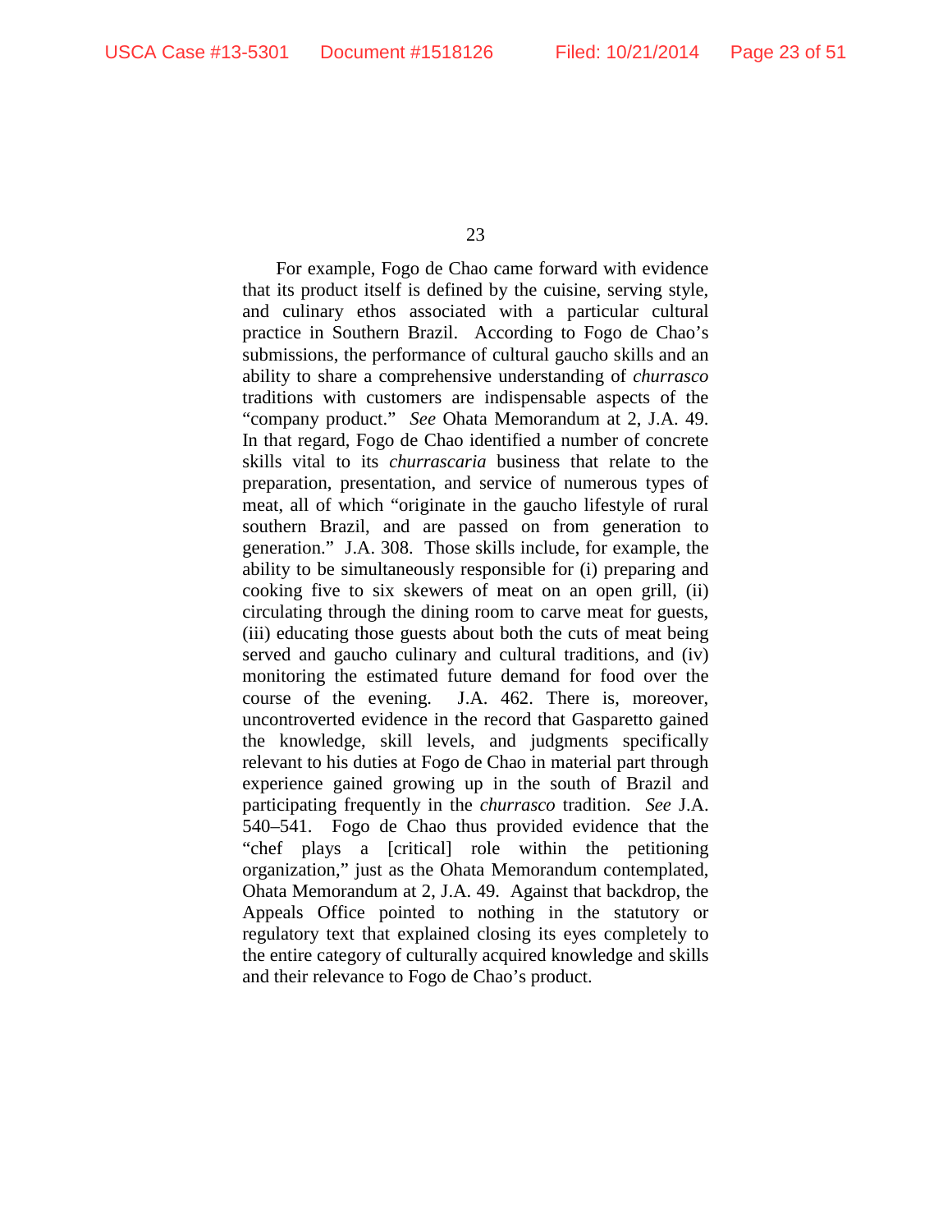For example, Fogo de Chao came forward with evidence that its product itself is defined by the cuisine, serving style, and culinary ethos associated with a particular cultural practice in Southern Brazil. According to Fogo de Chao's submissions, the performance of cultural gaucho skills and an ability to share a comprehensive understanding of *churrasco* traditions with customers are indispensable aspects of the "company product." *See* Ohata Memorandum at 2, J.A. 49. In that regard, Fogo de Chao identified a number of concrete skills vital to its *churrascaria* business that relate to the preparation, presentation, and service of numerous types of meat, all of which "originate in the gaucho lifestyle of rural southern Brazil, and are passed on from generation to generation." J.A. 308. Those skills include, for example, the ability to be simultaneously responsible for (i) preparing and cooking five to six skewers of meat on an open grill, (ii) circulating through the dining room to carve meat for guests, (iii) educating those guests about both the cuts of meat being served and gaucho culinary and cultural traditions, and (iv) monitoring the estimated future demand for food over the course of the evening. J.A. 462. There is, moreover, uncontroverted evidence in the record that Gasparetto gained the knowledge, skill levels, and judgments specifically relevant to his duties at Fogo de Chao in material part through experience gained growing up in the south of Brazil and participating frequently in the *churrasco* tradition. *See* J.A. 540–541. Fogo de Chao thus provided evidence that the "chef plays a [critical] role within the petitioning organization," just as the Ohata Memorandum contemplated, Ohata Memorandum at 2, J.A. 49. Against that backdrop, the Appeals Office pointed to nothing in the statutory or regulatory text that explained closing its eyes completely to the entire category of culturally acquired knowledge and skills and their relevance to Fogo de Chao's product.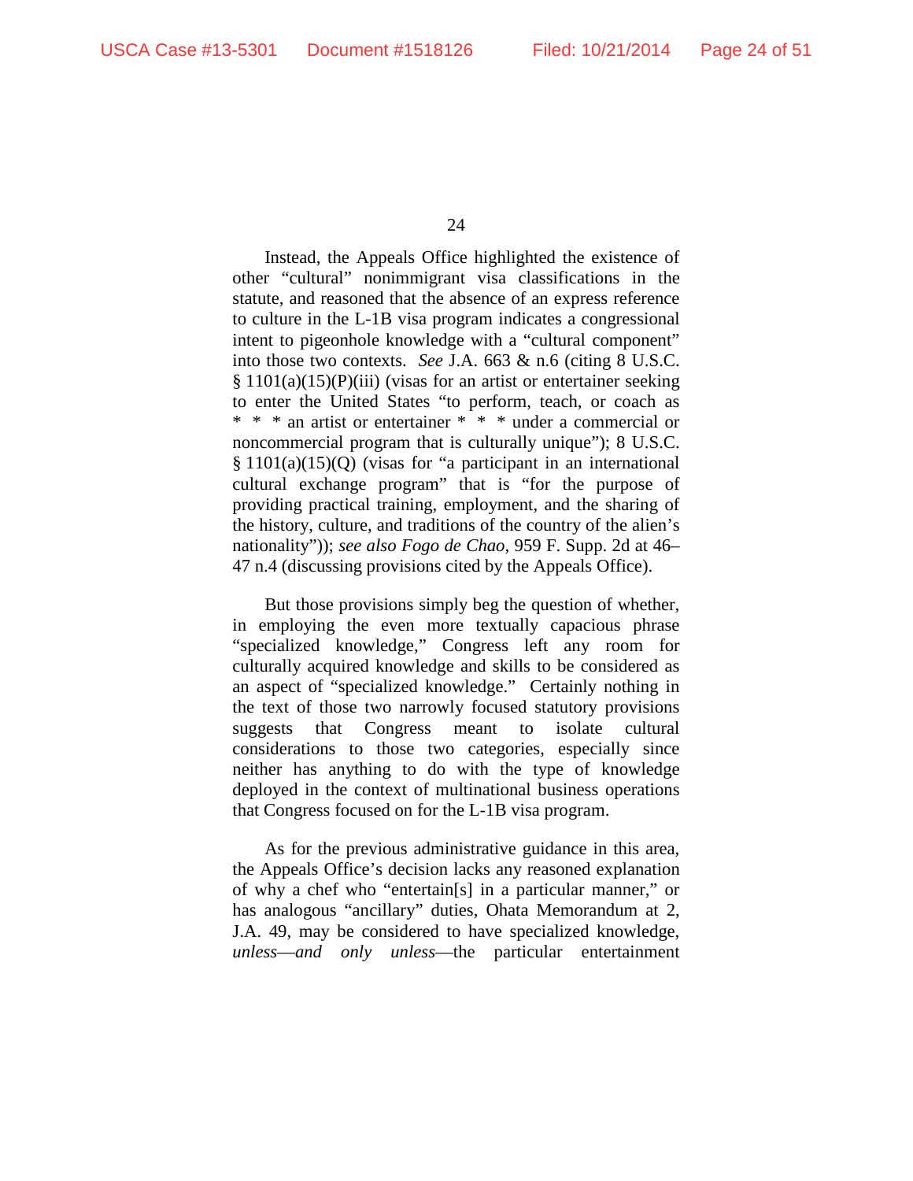Instead, the Appeals Office highlighted the existence of other "cultural" nonimmigrant visa classifications in the statute, and reasoned that the absence of an express reference to culture in the L-1B visa program indicates a congressional intent to pigeonhole knowledge with a "cultural component" into those two contexts. *See* J.A. 663 & n.6 (citing 8 U.S.C. § 1101(a)(15)(P)(iii) (visas for an artist or entertainer seeking to enter the United States "to perform, teach, or coach as * * * an artist or entertainer * * * under a commercial or noncommercial program that is culturally unique"); 8 U.S.C. § 1101(a)(15)(Q) (visas for "a participant in an international cultural exchange program" that is "for the purpose of providing practical training, employment, and the sharing of the history, culture, and traditions of the country of the alien's nationality")); *see also Fogo de Chao*, 959 F. Supp. 2d at 46–47 n.4 (discussing provisions cited by the Appeals Office).

But those provisions simply beg the question of whether, in employing the even more textually capacious phrase "specialized knowledge," Congress left any room for culturally acquired knowledge and skills to be considered as an aspect of "specialized knowledge." Certainly nothing in the text of those two narrowly focused statutory provisions suggests that Congress meant to isolate cultural considerations to those two categories, especially since neither has anything to do with the type of knowledge deployed in the context of multinational business operations that Congress focused on for the L-1B visa program.

As for the previous administrative guidance in this area, the Appeals Office's decision lacks any reasoned explanation of why a chef who "entertain[s] in a particular manner," or has analogous "ancillary" duties, Ohata Memorandum at 2, J.A. 49, may be considered to have specialized knowledge, *unless—and only unless*—the particular entertainment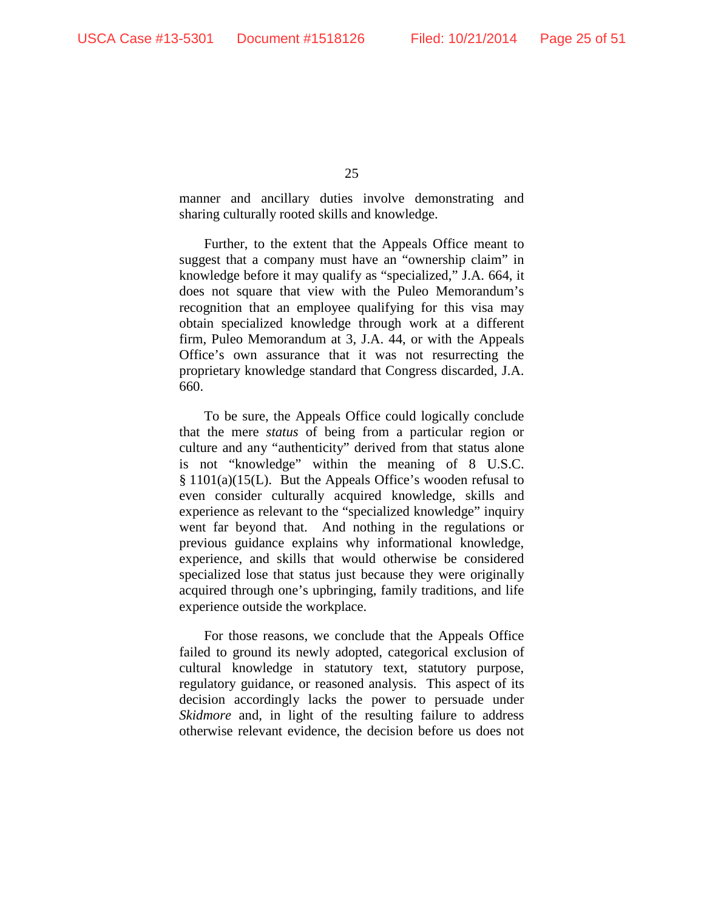manner and ancillary duties involve demonstrating and sharing culturally rooted skills and knowledge.

Further, to the extent that the Appeals Office meant to suggest that a company must have an "ownership claim" in knowledge before it may qualify as "specialized," J.A. 664, it does not square that view with the Puleo Memorandum's recognition that an employee qualifying for this visa may obtain specialized knowledge through work at a different firm, Puleo Memorandum at 3, J.A. 44, or with the Appeals Office's own assurance that it was not resurrecting the proprietary knowledge standard that Congress discarded, J.A. 660.

To be sure, the Appeals Office could logically conclude that the mere *status* of being from a particular region or culture and any "authenticity" derived from that status alone is not "knowledge" within the meaning of 8 U.S.C. § 1101(a)(15(L). But the Appeals Office's wooden refusal to even consider culturally acquired knowledge, skills and experience as relevant to the "specialized knowledge" inquiry went far beyond that. And nothing in the regulations or previous guidance explains why informational knowledge, experience, and skills that would otherwise be considered specialized lose that status just because they were originally acquired through one's upbringing, family traditions, and life experience outside the workplace.

For those reasons, we conclude that the Appeals Office failed to ground its newly adopted, categorical exclusion of cultural knowledge in statutory text, statutory purpose, regulatory guidance, or reasoned analysis. This aspect of its decision accordingly lacks the power to persuade under *Skidmore* and, in light of the resulting failure to address otherwise relevant evidence, the decision before us does not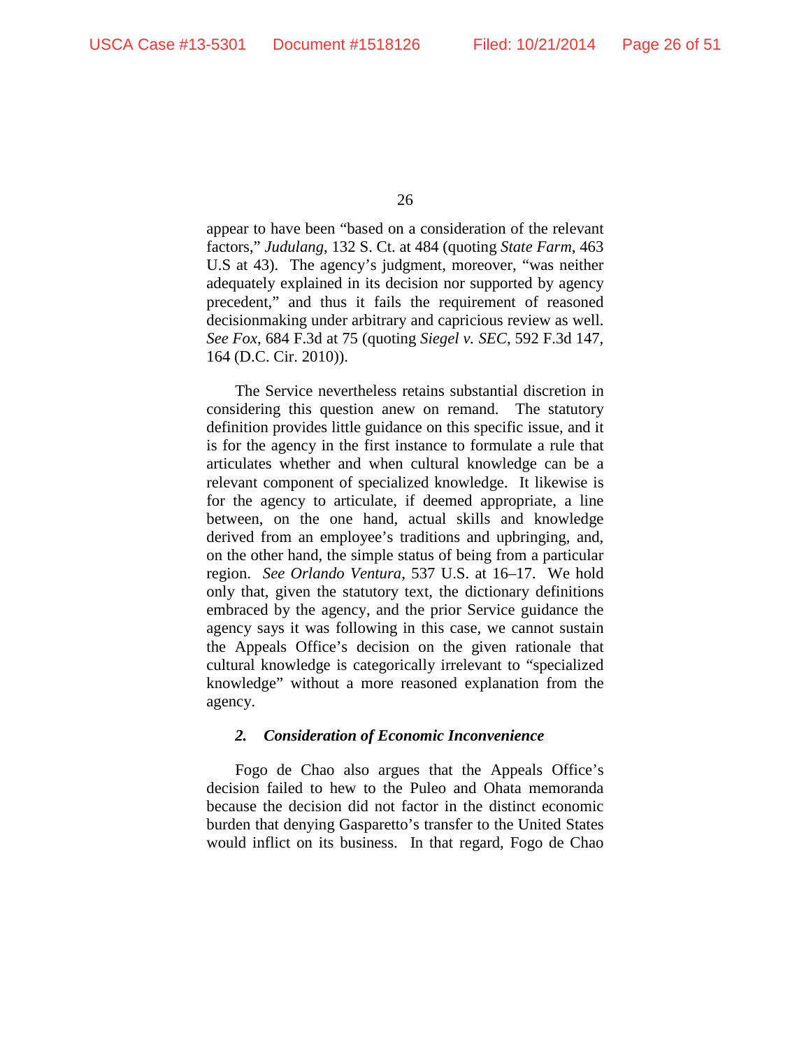appear to have been "based on a consideration of the relevant factors," *Judulang*, 132 S. Ct. at 484 (quoting *State Farm*, 463 U.S at 43). The agency's judgment, moreover, "was neither adequately explained in its decision nor supported by agency precedent," and thus it fails the requirement of reasoned decisionmaking under arbitrary and capricious review as well. *See Fox*, 684 F.3d at 75 (quoting *Siegel v. SEC*, 592 F.3d 147, 164 (D.C. Cir. 2010)).

The Service nevertheless retains substantial discretion in considering this question anew on remand. The statutory definition provides little guidance on this specific issue, and it is for the agency in the first instance to formulate a rule that articulates whether and when cultural knowledge can be a relevant component of specialized knowledge. It likewise is for the agency to articulate, if deemed appropriate, a line between, on the one hand, actual skills and knowledge derived from an employee's traditions and upbringing, and, on the other hand, the simple status of being from a particular region. *See Orlando Ventura*, 537 U.S. at 16–17. We hold only that, given the statutory text, the dictionary definitions embraced by the agency, and the prior Service guidance the agency says it was following in this case, we cannot sustain the Appeals Office's decision on the given rationale that cultural knowledge is categorically irrelevant to "specialized knowledge" without a more reasoned explanation from the agency.

***2. Consideration of Economic Inconvenience***

Fogo de Chao also argues that the Appeals Office's decision failed to hew to the Puleo and Ohata memoranda because the decision did not factor in the distinct economic burden that denying Gasparetto's transfer to the United States would inflict on its business. In that regard, Fogo de Chao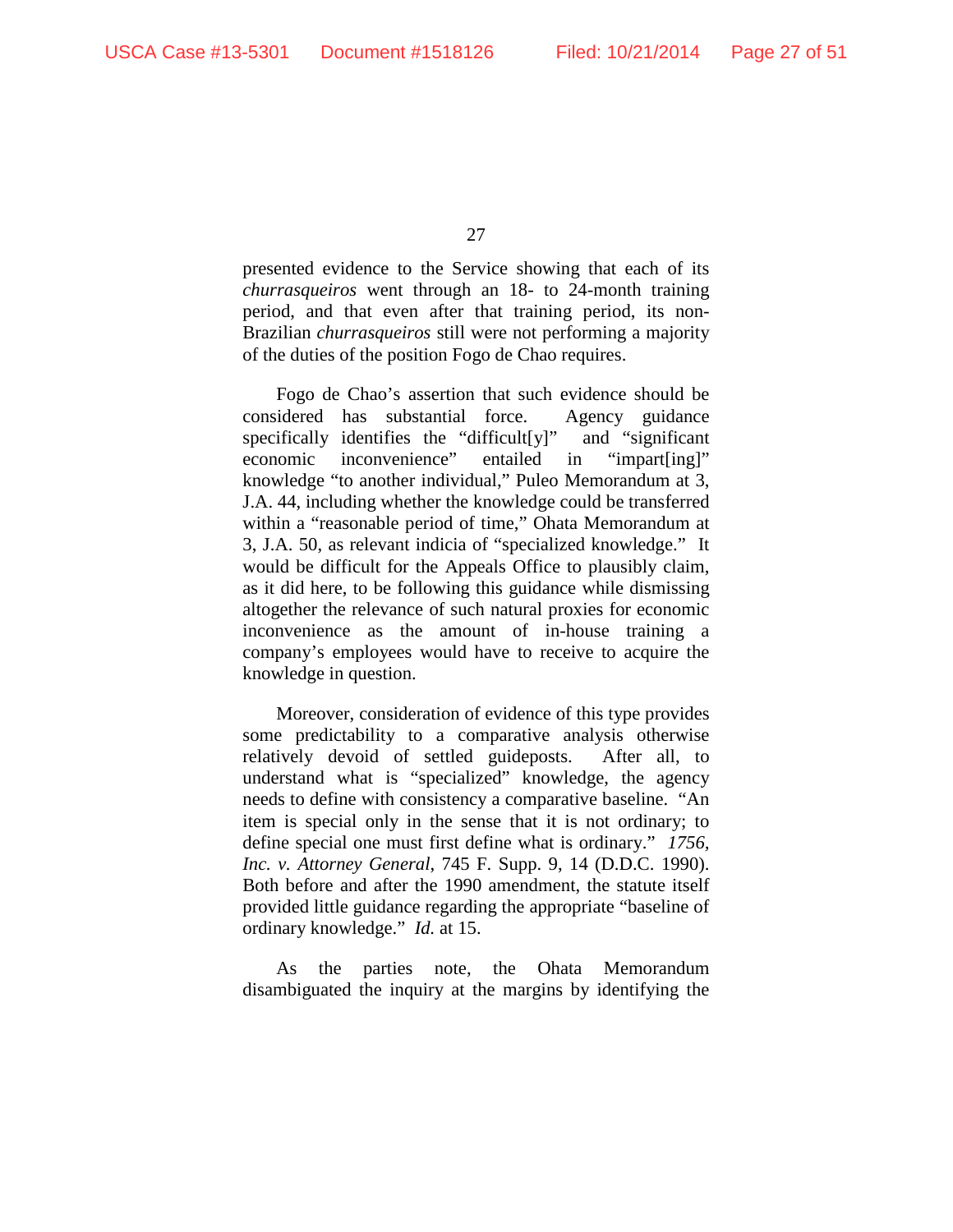presented evidence to the Service showing that each of its *churrasqueiros* went through an 18- to 24-month training period, and that even after that training period, its non-Brazilian *churrasqueiros* still were not performing a majority of the duties of the position Fogo de Chao requires.

Fogo de Chao's assertion that such evidence should be considered has substantial force. Agency guidance specifically identifies the "difficult[y]" and "significant economic inconvenience" entailed in "impart[ing]" knowledge "to another individual," Puleo Memorandum at 3, J.A. 44, including whether the knowledge could be transferred within a "reasonable period of time," Ohata Memorandum at 3, J.A. 50, as relevant indicia of "specialized knowledge." It would be difficult for the Appeals Office to plausibly claim, as it did here, to be following this guidance while dismissing altogether the relevance of such natural proxies for economic inconvenience as the amount of in-house training a company's employees would have to receive to acquire the knowledge in question.

Moreover, consideration of evidence of this type provides some predictability to a comparative analysis otherwise relatively devoid of settled guideposts. After all, to understand what is "specialized" knowledge, the agency needs to define with consistency a comparative baseline. "An item is special only in the sense that it is not ordinary; to define special one must first define what is ordinary." *1756, Inc. v. Attorney General*, 745 F. Supp. 9, 14 (D.D.C. 1990). Both before and after the 1990 amendment, the statute itself provided little guidance regarding the appropriate "baseline of ordinary knowledge." *Id.* at 15.

As the parties note, the Ohata Memorandum disambiguated the inquiry at the margins by identifying the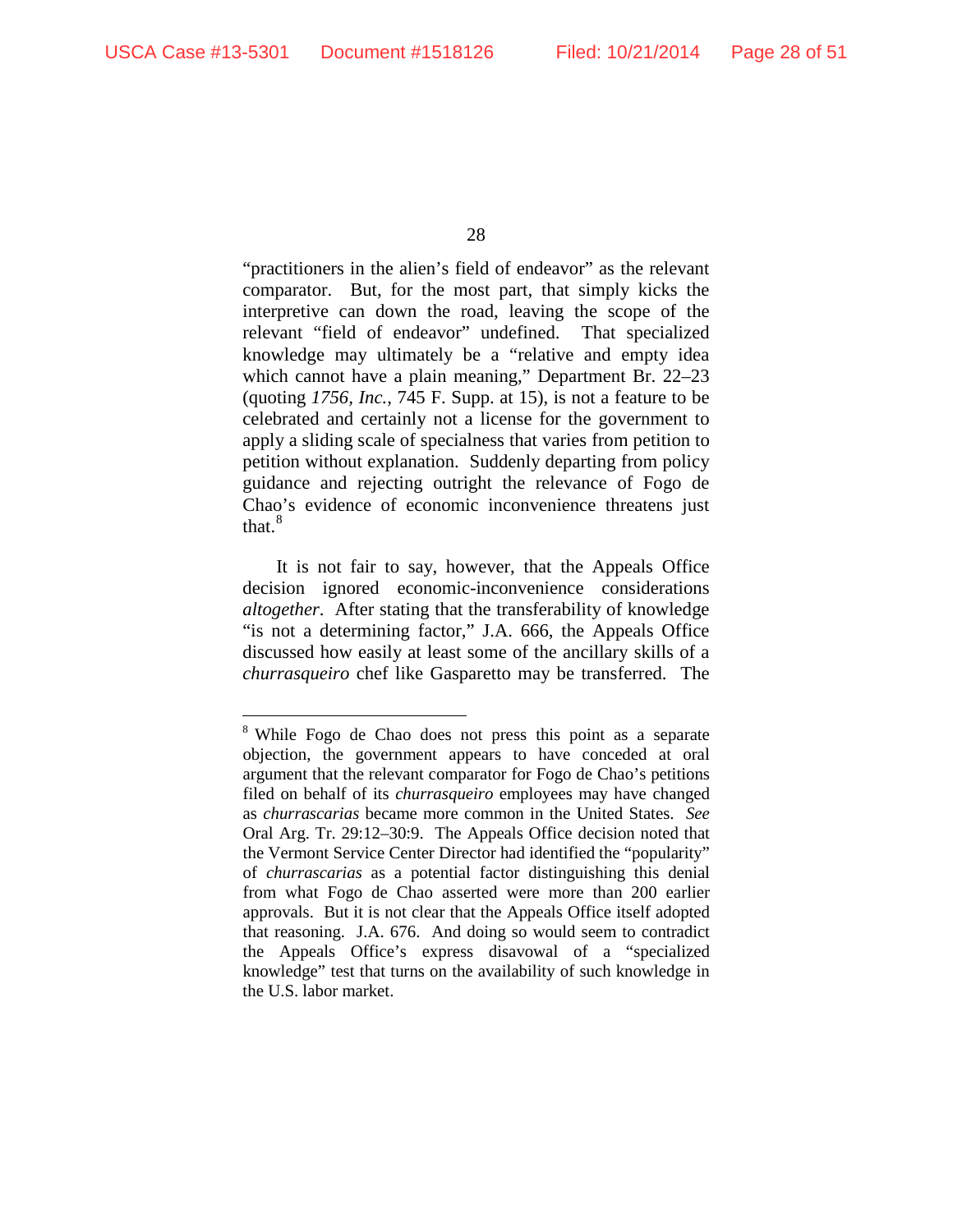"practitioners in the alien's field of endeavor" as the relevant comparator. But, for the most part, that simply kicks the interpretive can down the road, leaving the scope of the relevant "field of endeavor" undefined. That specialized knowledge may ultimately be a "relative and empty idea which cannot have a plain meaning," Department Br. 22–23 (quoting *1756, Inc.*, 745 F. Supp. at 15), is not a feature to be celebrated and certainly not a license for the government to apply a sliding scale of specialness that varies from petition to petition without explanation. Suddenly departing from policy guidance and rejecting outright the relevance of Fogo de Chao's evidence of economic inconvenience threatens just that.[8]

It is not fair to say, however, that the Appeals Office decision ignored economic-inconvenience considerations *altogether*. After stating that the transferability of knowledge "is not a determining factor," J.A. 666, the Appeals Office discussed how easily at least some of the ancillary skills of a *churrasqueiro* chef like Gasparetto may be transferred. The

---

[8] While Fogo de Chao does not press this point as a separate objection, the government appears to have conceded at oral argument that the relevant comparator for Fogo de Chao's petitions filed on behalf of its *churrasqueiro* employees may have changed as *churrascarias* became more common in the United States. *See* Oral Arg. Tr. 29:12–30:9. The Appeals Office decision noted that the Vermont Service Center Director had identified the "popularity" of *churrascarias* as a potential factor distinguishing this denial from what Fogo de Chao asserted were more than 200 earlier approvals. But it is not clear that the Appeals Office itself adopted that reasoning. J.A. 676. And doing so would seem to contradict the Appeals Office's express disavowal of a "specialized knowledge" test that turns on the availability of such knowledge in the U.S. labor market.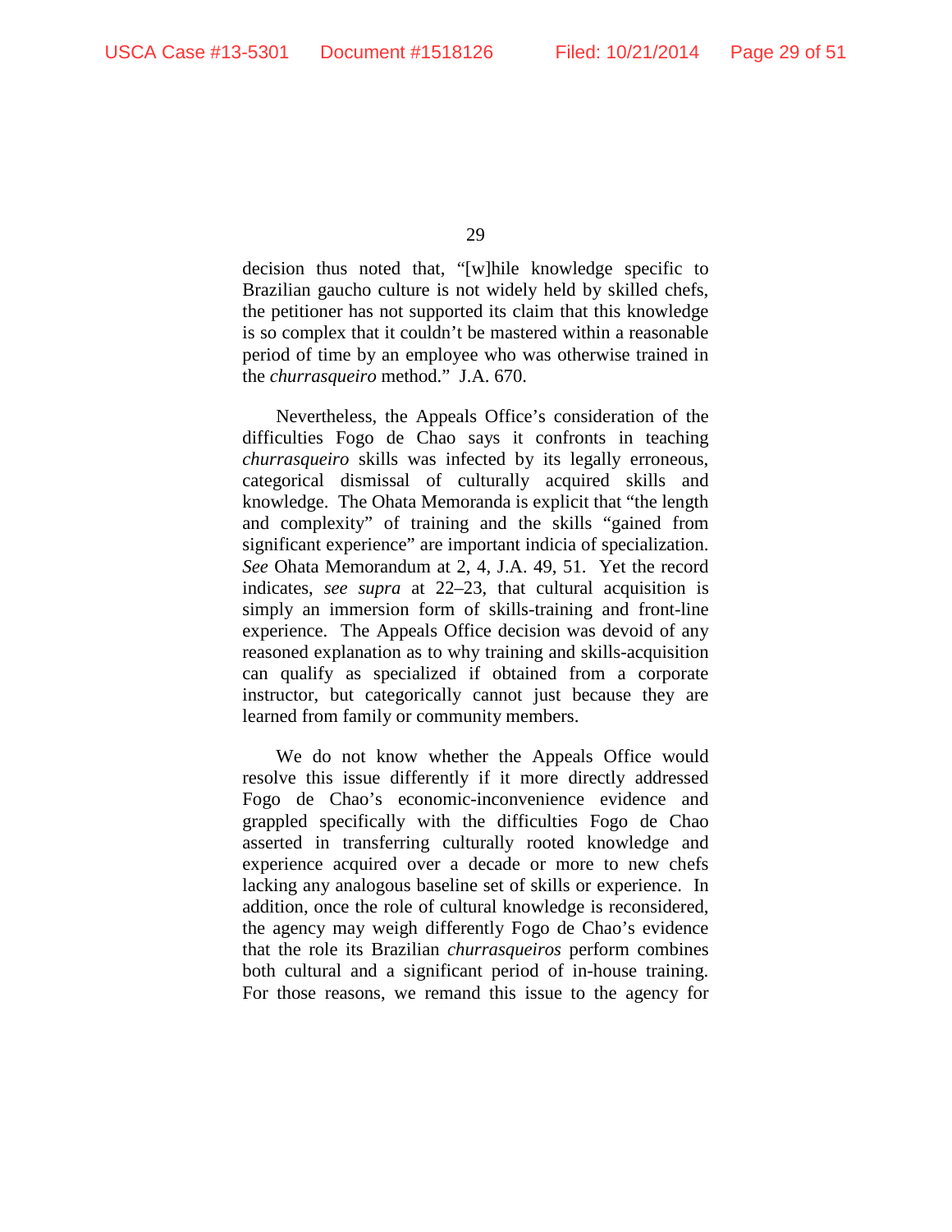decision thus noted that, "[w]hile knowledge specific to Brazilian gaucho culture is not widely held by skilled chefs, the petitioner has not supported its claim that this knowledge is so complex that it couldn't be mastered within a reasonable period of time by an employee who was otherwise trained in the *churrasqueiro* method." J.A. 670.

Nevertheless, the Appeals Office's consideration of the difficulties Fogo de Chao says it confronts in teaching *churrasqueiro* skills was infected by its legally erroneous, categorical dismissal of culturally acquired skills and knowledge. The Ohata Memoranda is explicit that "the length and complexity" of training and the skills "gained from significant experience" are important indicia of specialization. *See* Ohata Memorandum at 2, 4, J.A. 49, 51. Yet the record indicates, *see supra* at 22–23, that cultural acquisition is simply an immersion form of skills-training and front-line experience. The Appeals Office decision was devoid of any reasoned explanation as to why training and skills-acquisition can qualify as specialized if obtained from a corporate instructor, but categorically cannot just because they are learned from family or community members.

We do not know whether the Appeals Office would resolve this issue differently if it more directly addressed Fogo de Chao's economic-inconvenience evidence and grappled specifically with the difficulties Fogo de Chao asserted in transferring culturally rooted knowledge and experience acquired over a decade or more to new chefs lacking any analogous baseline set of skills or experience. In addition, once the role of cultural knowledge is reconsidered, the agency may weigh differently Fogo de Chao's evidence that the role its Brazilian *churrasqueiros* perform combines both cultural and a significant period of in-house training. For those reasons, we remand this issue to the agency for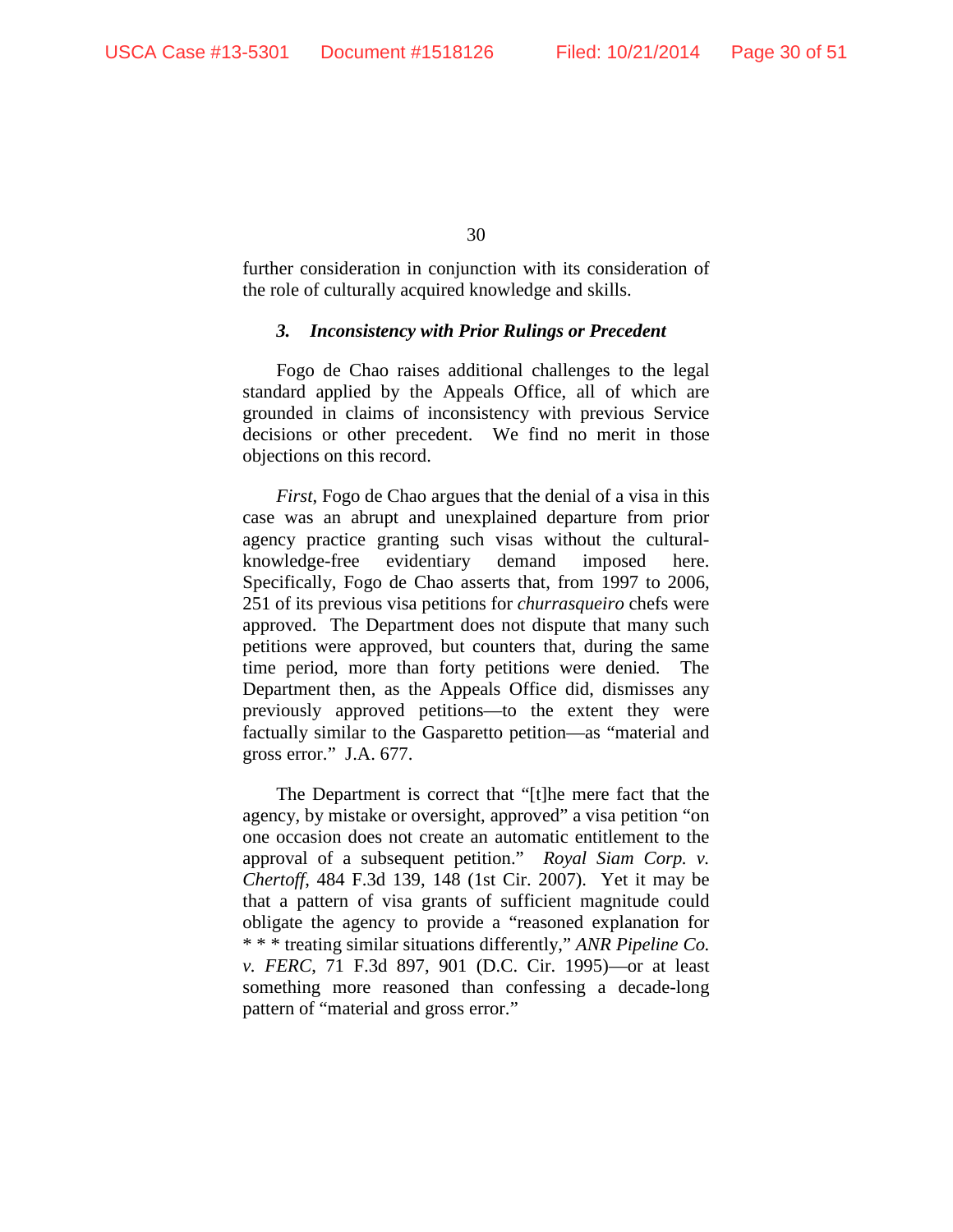further consideration in conjunction with its consideration of the role of culturally acquired knowledge and skills.

### *3. Inconsistency with Prior Rulings or Precedent*

Fogo de Chao raises additional challenges to the legal standard applied by the Appeals Office, all of which are grounded in claims of inconsistency with previous Service decisions or other precedent. We find no merit in those objections on this record.

*First*, Fogo de Chao argues that the denial of a visa in this case was an abrupt and unexplained departure from prior agency practice granting such visas without the cultural-knowledge-free evidentiary demand imposed here. Specifically, Fogo de Chao asserts that, from 1997 to 2006, 251 of its previous visa petitions for *churrasqueiro* chefs were approved. The Department does not dispute that many such petitions were approved, but counters that, during the same time period, more than forty petitions were denied. The Department then, as the Appeals Office did, dismisses any previously approved petitions—to the extent they were factually similar to the Gasparetto petition—as "material and gross error." J.A. 677.

The Department is correct that "[t]he mere fact that the agency, by mistake or oversight, approved" a visa petition "on one occasion does not create an automatic entitlement to the approval of a subsequent petition." *Royal Siam Corp. v. Chertoff*, 484 F.3d 139, 148 (1st Cir. 2007). Yet it may be that a pattern of visa grants of sufficient magnitude could obligate the agency to provide a "reasoned explanation for * * * treating similar situations differently," *ANR Pipeline Co. v. FERC*, 71 F.3d 897, 901 (D.C. Cir. 1995)—or at least something more reasoned than confessing a decade-long pattern of "material and gross error."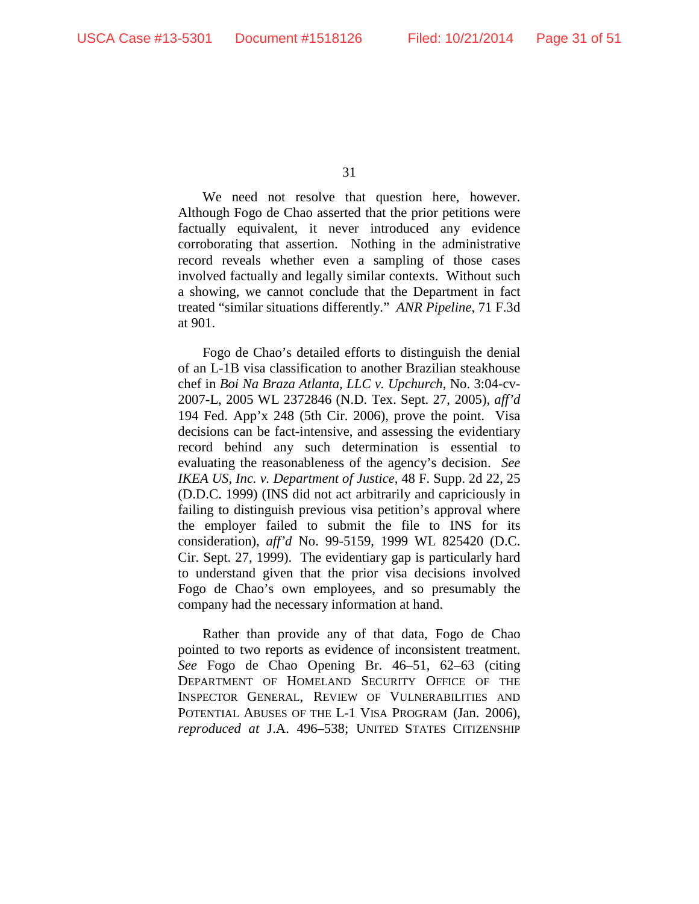We need not resolve that question here, however. Although Fogo de Chao asserted that the prior petitions were factually equivalent, it never introduced any evidence corroborating that assertion. Nothing in the administrative record reveals whether even a sampling of those cases involved factually and legally similar contexts. Without such a showing, we cannot conclude that the Department in fact treated "similar situations differently." *ANR Pipeline*, 71 F.3d at 901.

Fogo de Chao's detailed efforts to distinguish the denial of an L-1B visa classification to another Brazilian steakhouse chef in *Boi Na Braza Atlanta, LLC v. Upchurch*, No. 3:04-cv-2007-L, 2005 WL 2372846 (N.D. Tex. Sept. 27, 2005), *aff'd* 194 Fed. App'x 248 (5th Cir. 2006), prove the point. Visa decisions can be fact-intensive, and assessing the evidentiary record behind any such determination is essential to evaluating the reasonableness of the agency's decision. *See IKEA US, Inc. v. Department of Justice*, 48 F. Supp. 2d 22, 25 (D.D.C. 1999) (INS did not act arbitrarily and capriciously in failing to distinguish previous visa petition's approval where the employer failed to submit the file to INS for its consideration), *aff'd* No. 99-5159, 1999 WL 825420 (D.C. Cir. Sept. 27, 1999). The evidentiary gap is particularly hard to understand given that the prior visa decisions involved Fogo de Chao's own employees, and so presumably the company had the necessary information at hand.

Rather than provide any of that data, Fogo de Chao pointed to two reports as evidence of inconsistent treatment. *See* Fogo de Chao Opening Br. 46–51, 62–63 (citing DEPARTMENT OF HOMELAND SECURITY OFFICE OF THE INSPECTOR GENERAL, REVIEW OF VULNERABILITIES AND POTENTIAL ABUSES OF THE L-1 VISA PROGRAM (Jan. 2006), *reproduced at* J.A. 496–538; UNITED STATES CITIZENSHIP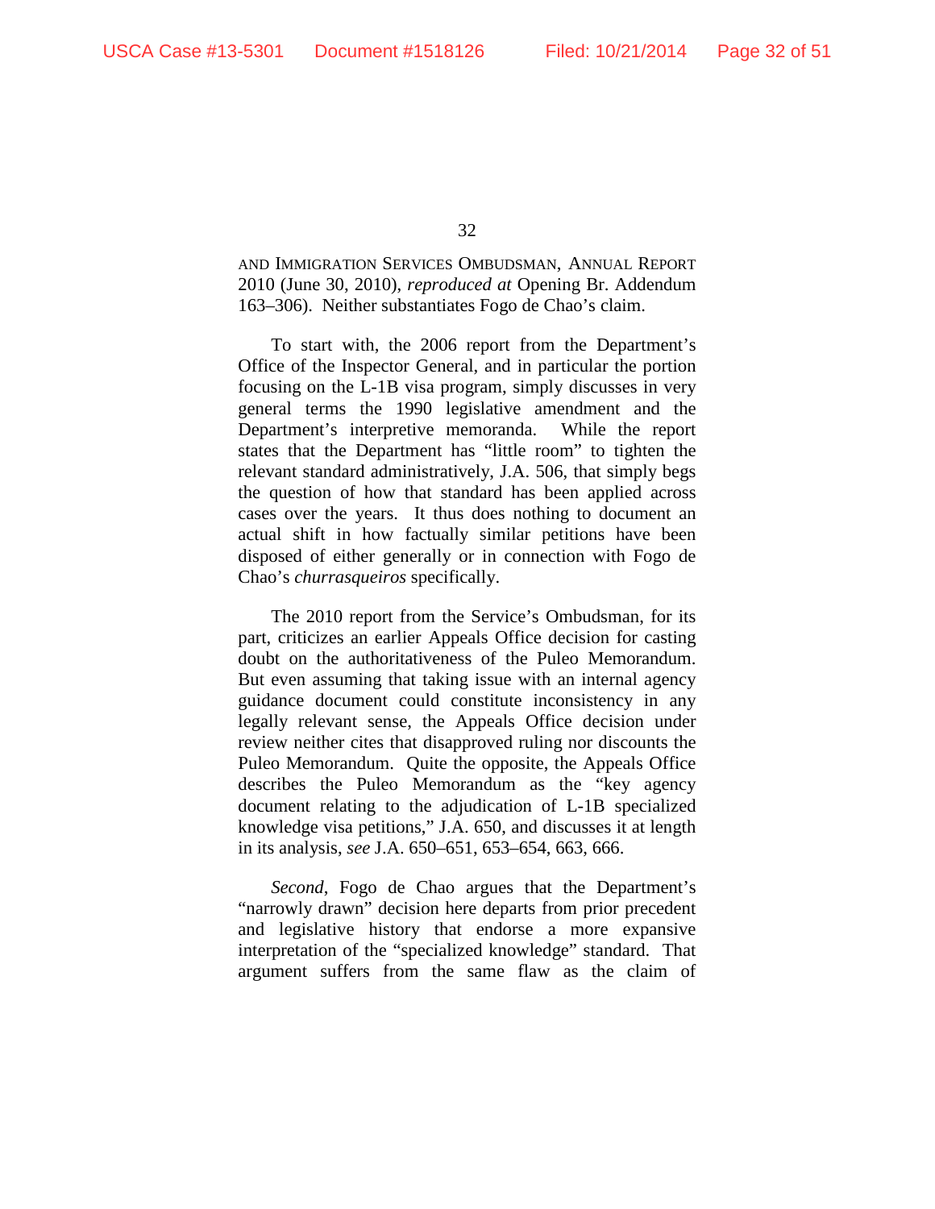AND IMMIGRATION SERVICES OMBUDSMAN, ANNUAL REPORT 2010 (June 30, 2010), *reproduced at* Opening Br. Addendum 163–306). Neither substantiates Fogo de Chao's claim.

To start with, the 2006 report from the Department's Office of the Inspector General, and in particular the portion focusing on the L-1B visa program, simply discusses in very general terms the 1990 legislative amendment and the Department's interpretive memoranda. While the report states that the Department has "little room" to tighten the relevant standard administratively, J.A. 506, that simply begs the question of how that standard has been applied across cases over the years. It thus does nothing to document an actual shift in how factually similar petitions have been disposed of either generally or in connection with Fogo de Chao's *churrasqueiros* specifically.

The 2010 report from the Service's Ombudsman, for its part, criticizes an earlier Appeals Office decision for casting doubt on the authoritativeness of the Puleo Memorandum. But even assuming that taking issue with an internal agency guidance document could constitute inconsistency in any legally relevant sense, the Appeals Office decision under review neither cites that disapproved ruling nor discounts the Puleo Memorandum. Quite the opposite, the Appeals Office describes the Puleo Memorandum as the "key agency document relating to the adjudication of L-1B specialized knowledge visa petitions," J.A. 650, and discusses it at length in its analysis, *see* J.A. 650–651, 653–654, 663, 666.

*Second*, Fogo de Chao argues that the Department's "narrowly drawn" decision here departs from prior precedent and legislative history that endorse a more expansive interpretation of the "specialized knowledge" standard. That argument suffers from the same flaw as the claim of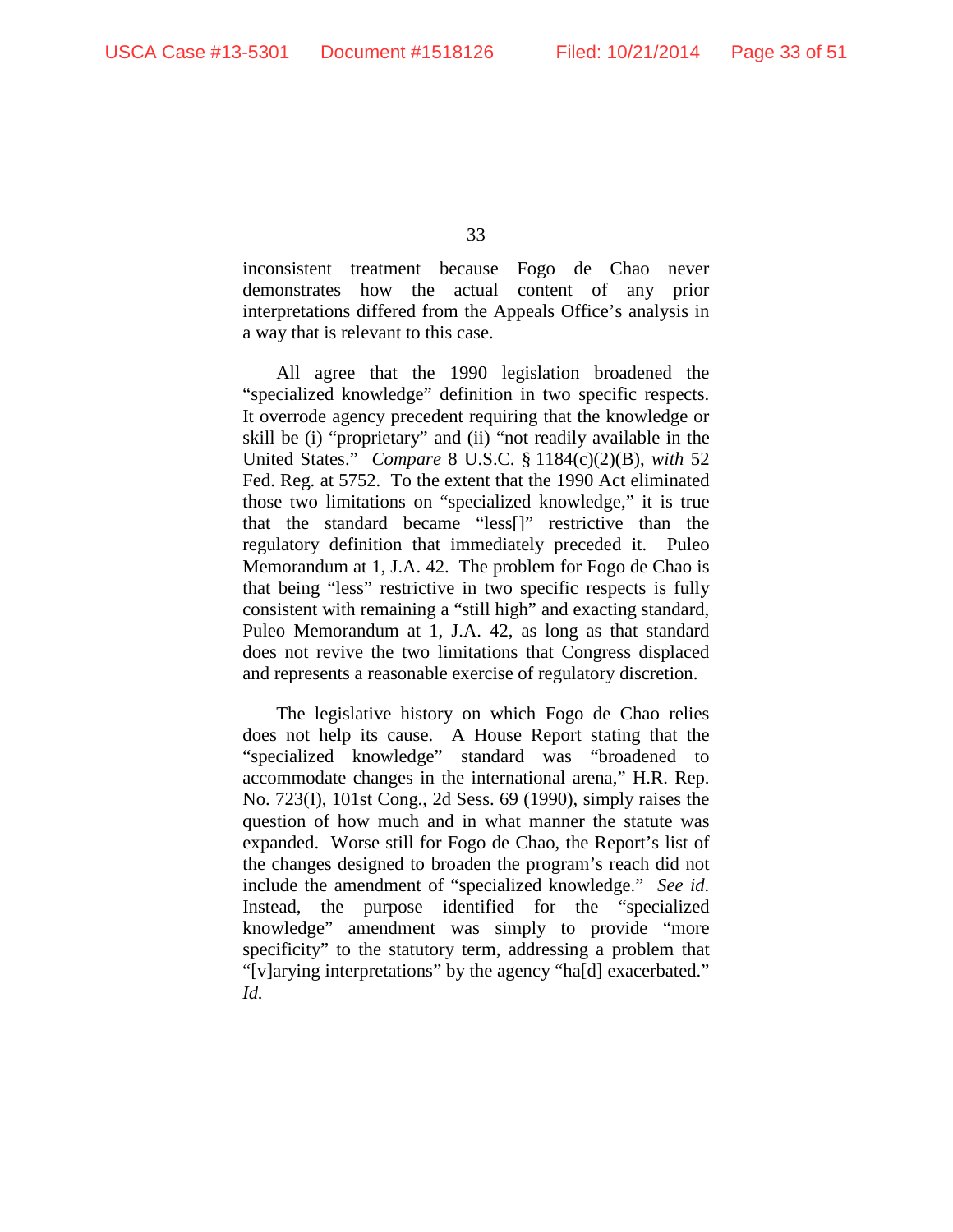inconsistent treatment because Fogo de Chao never demonstrates how the actual content of any prior interpretations differed from the Appeals Office's analysis in a way that is relevant to this case.

All agree that the 1990 legislation broadened the "specialized knowledge" definition in two specific respects. It overrode agency precedent requiring that the knowledge or skill be (i) "proprietary" and (ii) "not readily available in the United States." *Compare* 8 U.S.C. § 1184(c)(2)(B), *with* 52 Fed. Reg. at 5752. To the extent that the 1990 Act eliminated those two limitations on "specialized knowledge," it is true that the standard became "less[]" restrictive than the regulatory definition that immediately preceded it. Puleo Memorandum at 1, J.A. 42. The problem for Fogo de Chao is that being "less" restrictive in two specific respects is fully consistent with remaining a "still high" and exacting standard, Puleo Memorandum at 1, J.A. 42, as long as that standard does not revive the two limitations that Congress displaced and represents a reasonable exercise of regulatory discretion.

The legislative history on which Fogo de Chao relies does not help its cause. A House Report stating that the "specialized knowledge" standard was "broadened to accommodate changes in the international arena," H.R. Rep. No. 723(I), 101st Cong., 2d Sess. 69 (1990), simply raises the question of how much and in what manner the statute was expanded. Worse still for Fogo de Chao, the Report's list of the changes designed to broaden the program's reach did not include the amendment of "specialized knowledge." *See id.* Instead, the purpose identified for the "specialized knowledge" amendment was simply to provide "more specificity" to the statutory term, addressing a problem that "[v]arying interpretations" by the agency "ha[d] exacerbated." *Id.*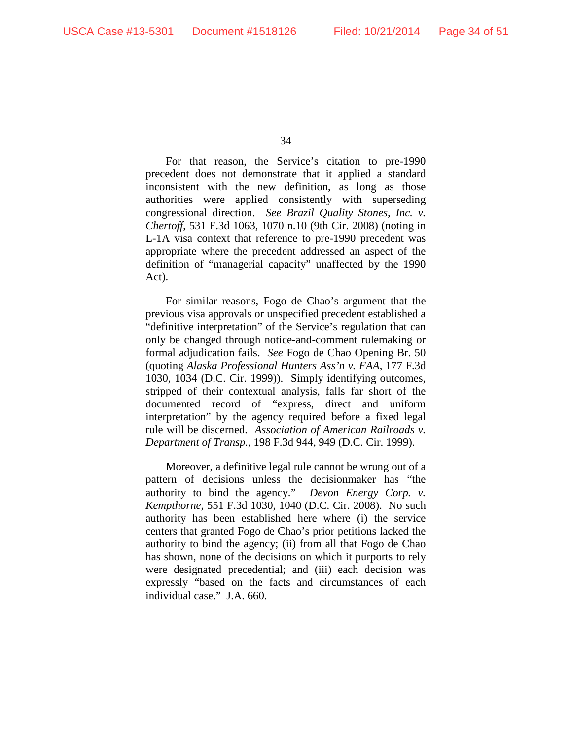For that reason, the Service's citation to pre-1990 precedent does not demonstrate that it applied a standard inconsistent with the new definition, as long as those authorities were applied consistently with superseding congressional direction. *See Brazil Quality Stones, Inc. v. Chertoff*, 531 F.3d 1063, 1070 n.10 (9th Cir. 2008) (noting in L-1A visa context that reference to pre-1990 precedent was appropriate where the precedent addressed an aspect of the definition of "managerial capacity" unaffected by the 1990 Act).

For similar reasons, Fogo de Chao's argument that the previous visa approvals or unspecified precedent established a "definitive interpretation" of the Service's regulation that can only be changed through notice-and-comment rulemaking or formal adjudication fails. *See* Fogo de Chao Opening Br. 50 (quoting *Alaska Professional Hunters Ass'n v. FAA*, 177 F.3d 1030, 1034 (D.C. Cir. 1999)). Simply identifying outcomes, stripped of their contextual analysis, falls far short of the documented record of "express, direct and uniform interpretation" by the agency required before a fixed legal rule will be discerned. *Association of American Railroads v. Department of Transp.*, 198 F.3d 944, 949 (D.C. Cir. 1999).

Moreover, a definitive legal rule cannot be wrung out of a pattern of decisions unless the decisionmaker has "the authority to bind the agency." *Devon Energy Corp. v. Kempthorne*, 551 F.3d 1030, 1040 (D.C. Cir. 2008). No such authority has been established here where (i) the service centers that granted Fogo de Chao's prior petitions lacked the authority to bind the agency; (ii) from all that Fogo de Chao has shown, none of the decisions on which it purports to rely were designated precedential; and (iii) each decision was expressly "based on the facts and circumstances of each individual case." J.A. 660.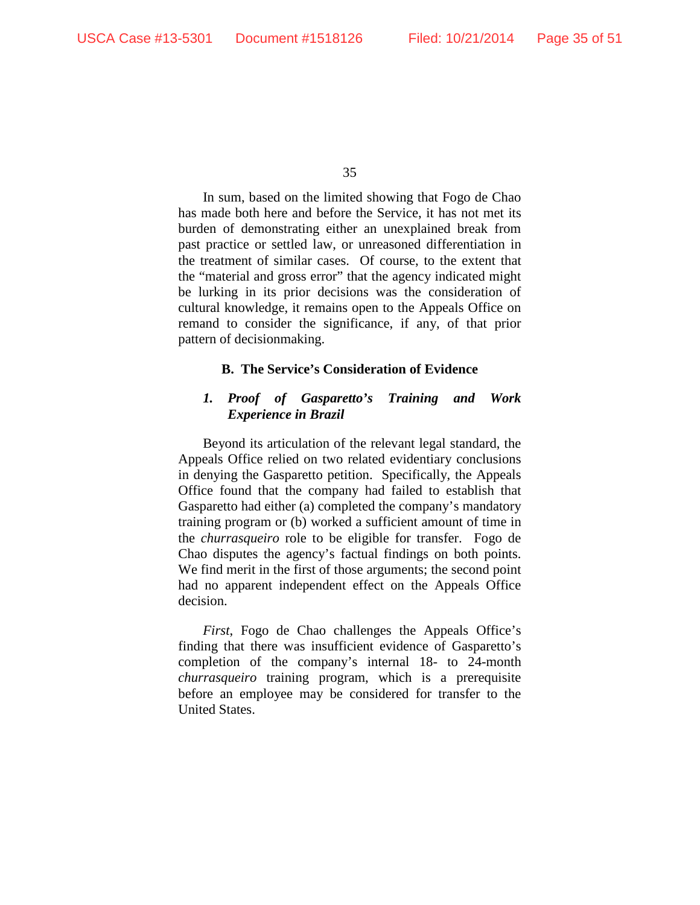In sum, based on the limited showing that Fogo de Chao has made both here and before the Service, it has not met its burden of demonstrating either an unexplained break from past practice or settled law, or unreasoned differentiation in the treatment of similar cases. Of course, to the extent that the "material and gross error" that the agency indicated might be lurking in its prior decisions was the consideration of cultural knowledge, it remains open to the Appeals Office on remand to consider the significance, if any, of that prior pattern of decisionmaking.

### B. The Service's Consideration of Evidence

#### *1. Proof of Gasparetto's Training and Work Experience in Brazil*

Beyond its articulation of the relevant legal standard, the Appeals Office relied on two related evidentiary conclusions in denying the Gasparetto petition. Specifically, the Appeals Office found that the company had failed to establish that Gasparetto had either (a) completed the company's mandatory training program or (b) worked a sufficient amount of time in the *churrasqueiro* role to be eligible for transfer. Fogo de Chao disputes the agency's factual findings on both points. We find merit in the first of those arguments; the second point had no apparent independent effect on the Appeals Office decision.

*First*, Fogo de Chao challenges the Appeals Office's finding that there was insufficient evidence of Gasparetto's completion of the company's internal 18- to 24-month *churrasqueiro* training program, which is a prerequisite before an employee may be considered for transfer to the United States.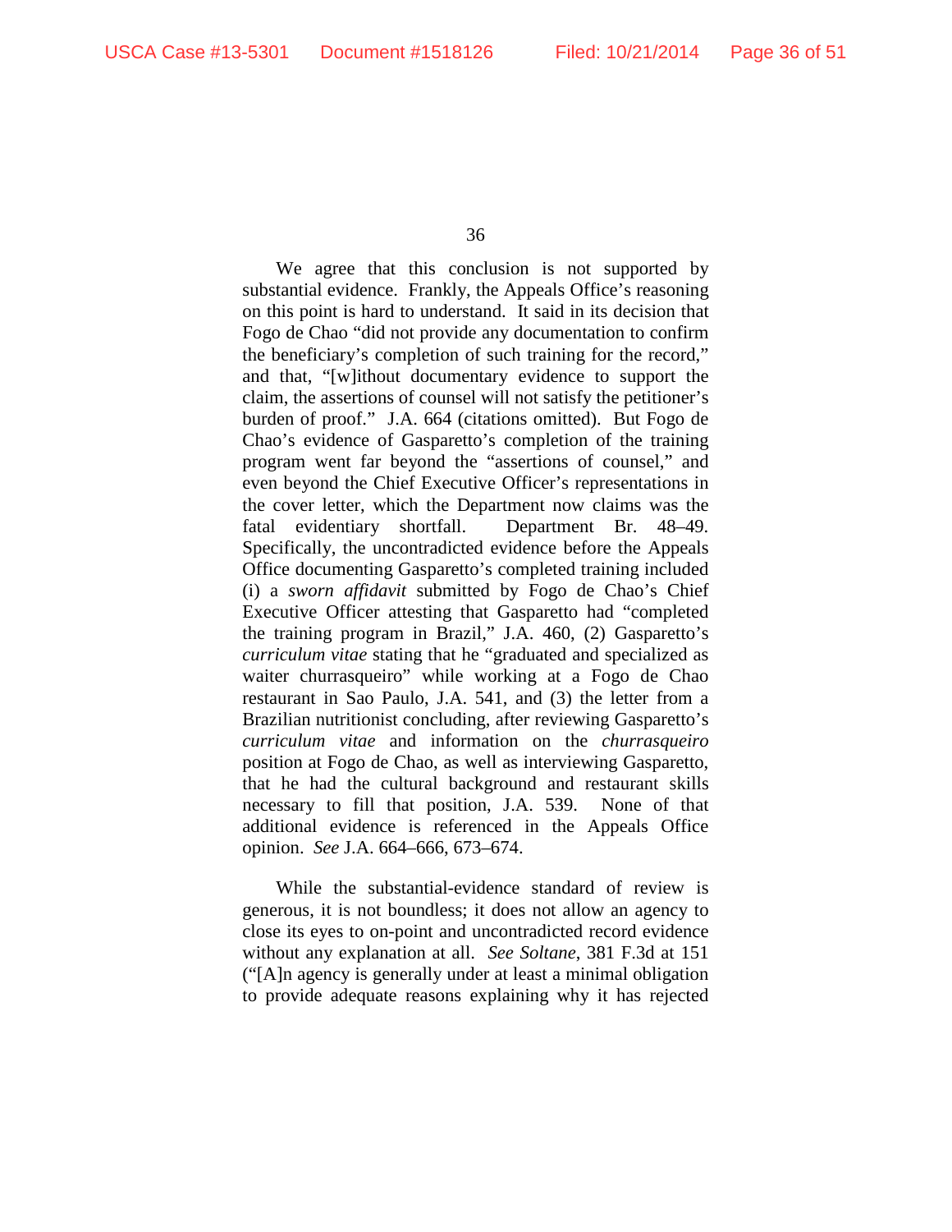We agree that this conclusion is not supported by substantial evidence. Frankly, the Appeals Office's reasoning on this point is hard to understand. It said in its decision that Fogo de Chao "did not provide any documentation to confirm the beneficiary's completion of such training for the record," and that, "[w]ithout documentary evidence to support the claim, the assertions of counsel will not satisfy the petitioner's burden of proof." J.A. 664 (citations omitted). But Fogo de Chao's evidence of Gasparetto's completion of the training program went far beyond the "assertions of counsel," and even beyond the Chief Executive Officer's representations in the cover letter, which the Department now claims was the fatal evidentiary shortfall. Department Br. 48–49. Specifically, the uncontradicted evidence before the Appeals Office documenting Gasparetto's completed training included (i) a *sworn affidavit* submitted by Fogo de Chao's Chief Executive Officer attesting that Gasparetto had "completed the training program in Brazil," J.A. 460, (2) Gasparetto's *curriculum vitae* stating that he "graduated and specialized as waiter churrasqueiro" while working at a Fogo de Chao restaurant in Sao Paulo, J.A. 541, and (3) the letter from a Brazilian nutritionist concluding, after reviewing Gasparetto's *curriculum vitae* and information on the *churrasqueiro* position at Fogo de Chao, as well as interviewing Gasparetto, that he had the cultural background and restaurant skills necessary to fill that position, J.A. 539. None of that additional evidence is referenced in the Appeals Office opinion. *See* J.A. 664–666, 673–674.

While the substantial-evidence standard of review is generous, it is not boundless; it does not allow an agency to close its eyes to on-point and uncontradicted record evidence without any explanation at all. *See Soltane*, 381 F.3d at 151 ("[A]n agency is generally under at least a minimal obligation to provide adequate reasons explaining why it has rejected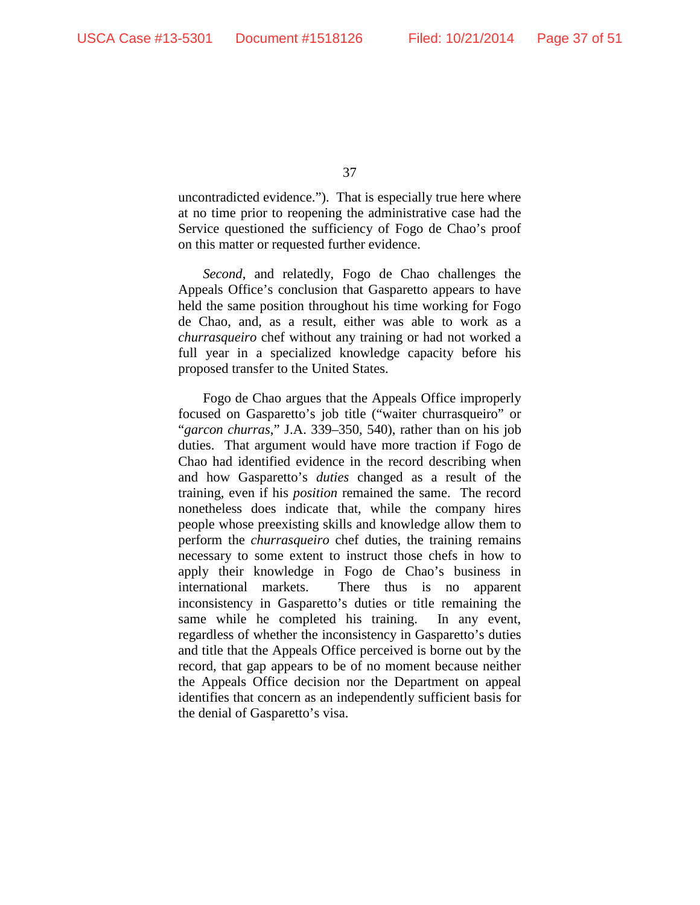uncontradicted evidence."). That is especially true here where at no time prior to reopening the administrative case had the Service questioned the sufficiency of Fogo de Chao's proof on this matter or requested further evidence.

*Second*, and relatedly, Fogo de Chao challenges the Appeals Office's conclusion that Gasparetto appears to have held the same position throughout his time working for Fogo de Chao, and, as a result, either was able to work as a *churrasqueiro* chef without any training or had not worked a full year in a specialized knowledge capacity before his proposed transfer to the United States.

Fogo de Chao argues that the Appeals Office improperly focused on Gasparetto's job title ("waiter churrasqueiro" or "*garcon churras*," J.A. 339–350, 540), rather than on his job duties. That argument would have more traction if Fogo de Chao had identified evidence in the record describing when and how Gasparetto's *duties* changed as a result of the training, even if his *position* remained the same. The record nonetheless does indicate that, while the company hires people whose preexisting skills and knowledge allow them to perform the *churrasqueiro* chef duties, the training remains necessary to some extent to instruct those chefs in how to apply their knowledge in Fogo de Chao's business in international markets. There thus is no apparent inconsistency in Gasparetto's duties or title remaining the same while he completed his training. In any event, regardless of whether the inconsistency in Gasparetto's duties and title that the Appeals Office perceived is borne out by the record, that gap appears to be of no moment because neither the Appeals Office decision nor the Department on appeal identifies that concern as an independently sufficient basis for the denial of Gasparetto's visa.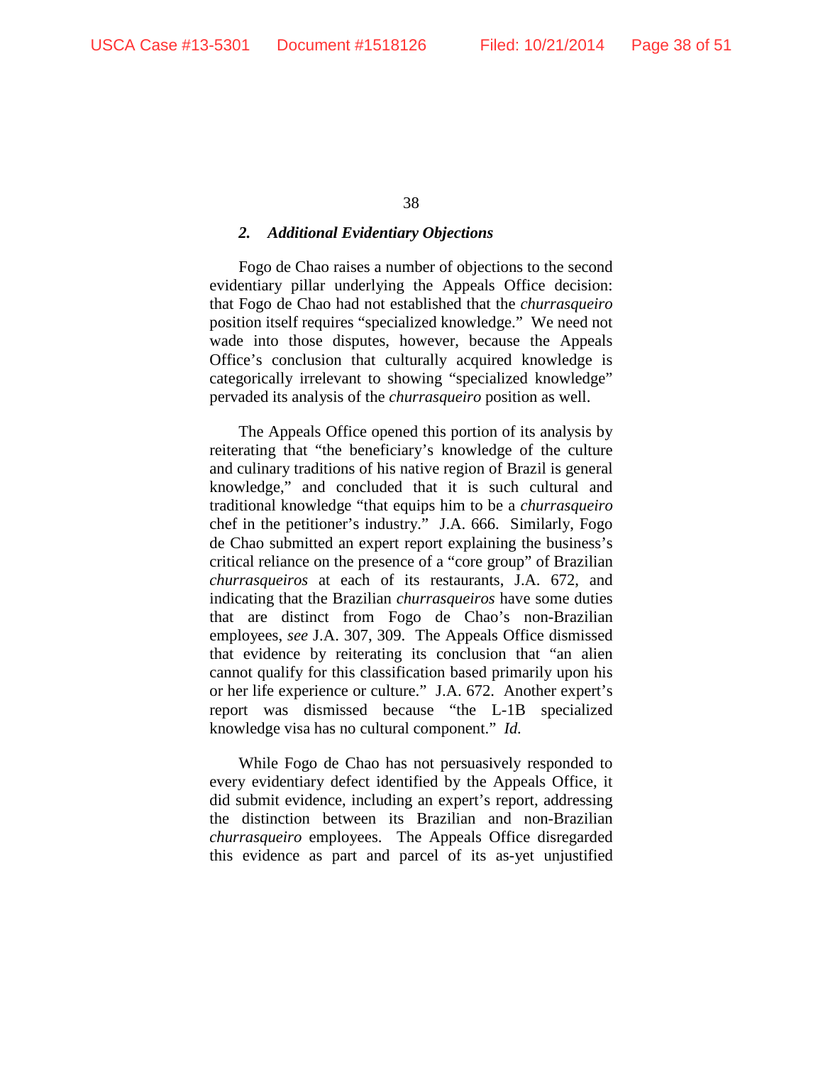### *2. Additional Evidentiary Objections*

Fogo de Chao raises a number of objections to the second evidentiary pillar underlying the Appeals Office decision: that Fogo de Chao had not established that the *churrasqueiro* position itself requires "specialized knowledge." We need not wade into those disputes, however, because the Appeals Office's conclusion that culturally acquired knowledge is categorically irrelevant to showing "specialized knowledge" pervaded its analysis of the *churrasqueiro* position as well.

The Appeals Office opened this portion of its analysis by reiterating that "the beneficiary's knowledge of the culture and culinary traditions of his native region of Brazil is general knowledge," and concluded that it is such cultural and traditional knowledge "that equips him to be a *churrasqueiro* chef in the petitioner's industry." J.A. 666. Similarly, Fogo de Chao submitted an expert report explaining the business's critical reliance on the presence of a "core group" of Brazilian *churrasqueiros* at each of its restaurants, J.A. 672, and indicating that the Brazilian *churrasqueiros* have some duties that are distinct from Fogo de Chao's non-Brazilian employees, *see* J.A. 307, 309. The Appeals Office dismissed that evidence by reiterating its conclusion that "an alien cannot qualify for this classification based primarily upon his or her life experience or culture." J.A. 672. Another expert's report was dismissed because "the L-1B specialized knowledge visa has no cultural component." *Id.*

While Fogo de Chao has not persuasively responded to every evidentiary defect identified by the Appeals Office, it did submit evidence, including an expert's report, addressing the distinction between its Brazilian and non-Brazilian *churrasqueiro* employees. The Appeals Office disregarded this evidence as part and parcel of its as-yet unjustified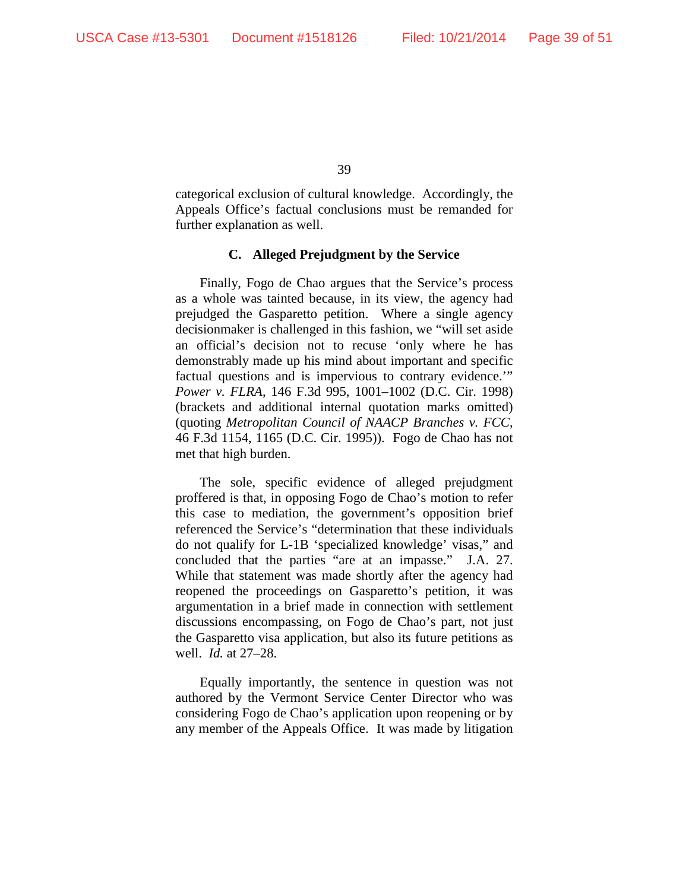categorical exclusion of cultural knowledge. Accordingly, the Appeals Office's factual conclusions must be remanded for further explanation as well.

### C. Alleged Prejudgment by the Service

Finally, Fogo de Chao argues that the Service's process as a whole was tainted because, in its view, the agency had prejudged the Gasparetto petition. Where a single agency decisionmaker is challenged in this fashion, we "will set aside an official's decision not to recuse 'only where he has demonstrably made up his mind about important and specific factual questions and is impervious to contrary evidence.'" *Power v. FLRA*, 146 F.3d 995, 1001–1002 (D.C. Cir. 1998) (brackets and additional internal quotation marks omitted) (quoting *Metropolitan Council of NAACP Branches v. FCC*, 46 F.3d 1154, 1165 (D.C. Cir. 1995)). Fogo de Chao has not met that high burden.

The sole, specific evidence of alleged prejudgment proffered is that, in opposing Fogo de Chao's motion to refer this case to mediation, the government's opposition brief referenced the Service's "determination that these individuals do not qualify for L-1B 'specialized knowledge' visas," and concluded that the parties "are at an impasse." J.A. 27. While that statement was made shortly after the agency had reopened the proceedings on Gasparetto's petition, it was argumentation in a brief made in connection with settlement discussions encompassing, on Fogo de Chao's part, not just the Gasparetto visa application, but also its future petitions as well. *Id.* at 27–28.

Equally importantly, the sentence in question was not authored by the Vermont Service Center Director who was considering Fogo de Chao's application upon reopening or by any member of the Appeals Office. It was made by litigation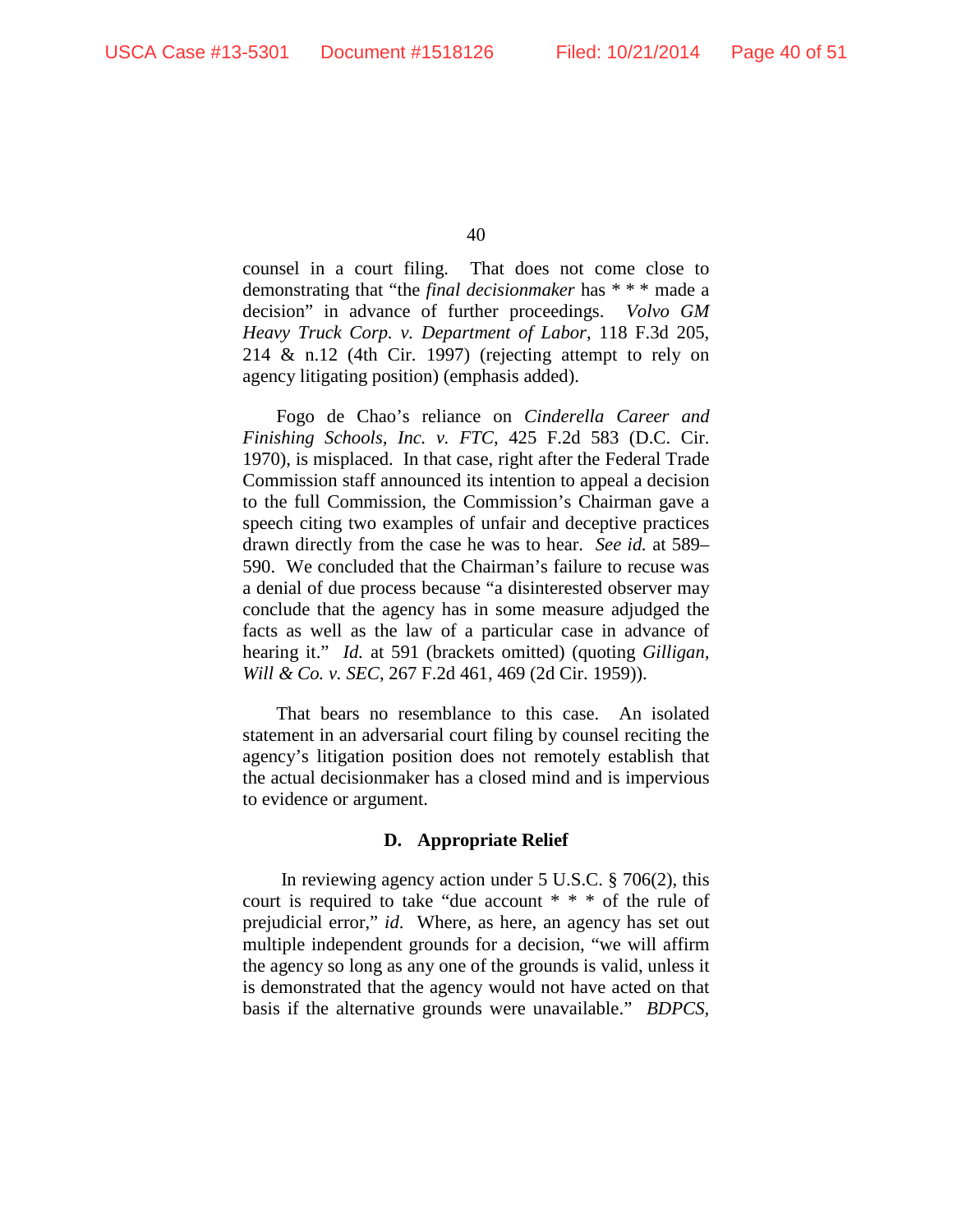counsel in a court filing. That does not come close to demonstrating that "the *final decisionmaker* has * * * made a decision" in advance of further proceedings. *Volvo GM Heavy Truck Corp. v. Department of Labor*, 118 F.3d 205, 214 & n.12 (4th Cir. 1997) (rejecting attempt to rely on agency litigating position) (emphasis added).

Fogo de Chao's reliance on *Cinderella Career and Finishing Schools, Inc. v. FTC*, 425 F.2d 583 (D.C. Cir. 1970), is misplaced. In that case, right after the Federal Trade Commission staff announced its intention to appeal a decision to the full Commission, the Commission's Chairman gave a speech citing two examples of unfair and deceptive practices drawn directly from the case he was to hear. *See id.* at 589–590. We concluded that the Chairman's failure to recuse was a denial of due process because "a disinterested observer may conclude that the agency has in some measure adjudged the facts as well as the law of a particular case in advance of hearing it." *Id.* at 591 (brackets omitted) (quoting *Gilligan, Will & Co. v. SEC*, 267 F.2d 461, 469 (2d Cir. 1959)).

That bears no resemblance to this case. An isolated statement in an adversarial court filing by counsel reciting the agency's litigation position does not remotely establish that the actual decisionmaker has a closed mind and is impervious to evidence or argument.

### D. Appropriate Relief

In reviewing agency action under 5 U.S.C. § 706(2), this court is required to take "due account * * * of the rule of prejudicial error," *id*. Where, as here, an agency has set out multiple independent grounds for a decision, "we will affirm the agency so long as any one of the grounds is valid, unless it is demonstrated that the agency would not have acted on that basis if the alternative grounds were unavailable." *BDPCS,*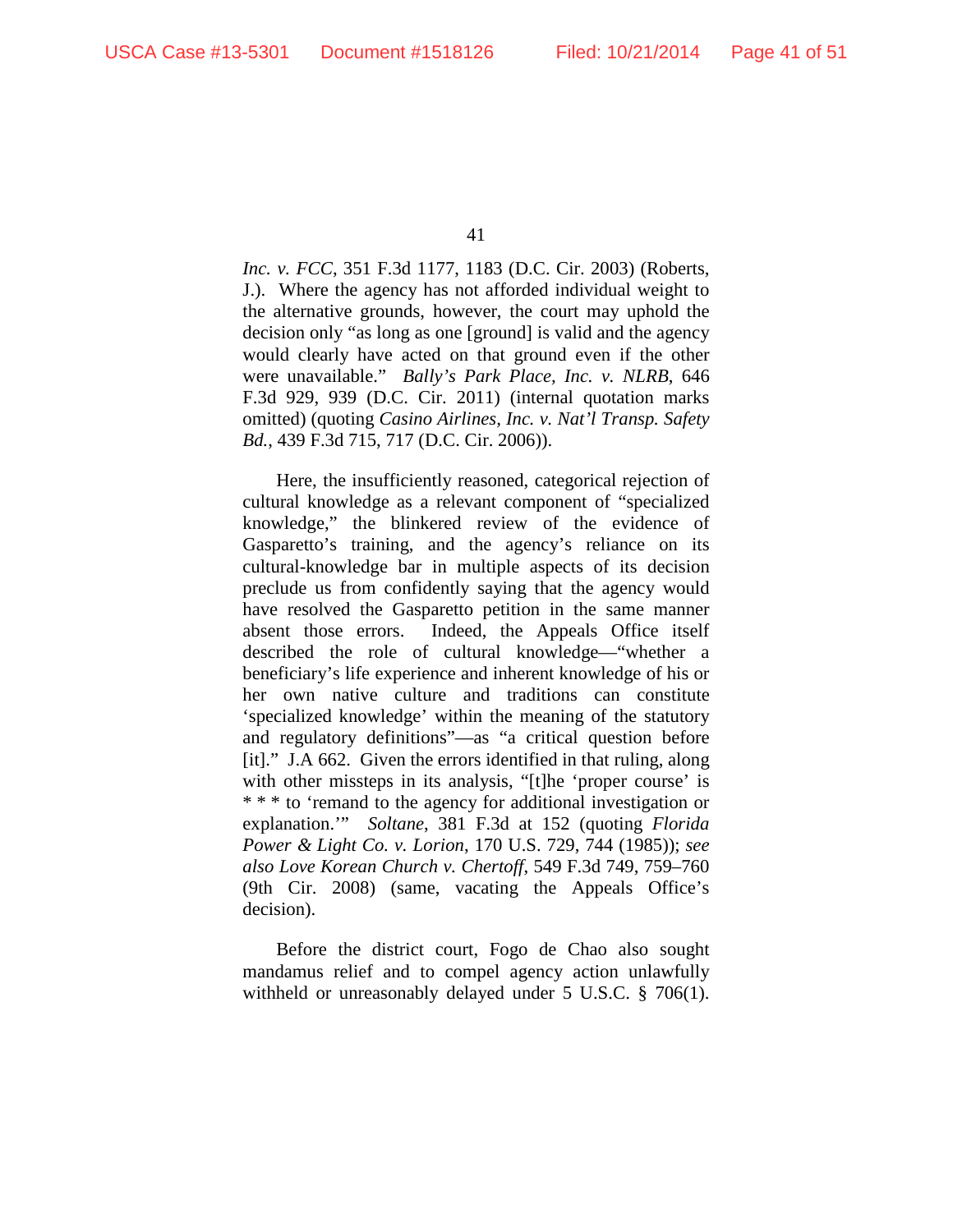*Inc. v. FCC*, 351 F.3d 1177, 1183 (D.C. Cir. 2003) (Roberts, J.). Where the agency has not afforded individual weight to the alternative grounds, however, the court may uphold the decision only "as long as one [ground] is valid and the agency would clearly have acted on that ground even if the other were unavailable." *Bally's Park Place, Inc. v. NLRB*, 646 F.3d 929, 939 (D.C. Cir. 2011) (internal quotation marks omitted) (quoting *Casino Airlines, Inc. v. Nat'l Transp. Safety Bd.*, 439 F.3d 715, 717 (D.C. Cir. 2006)).

Here, the insufficiently reasoned, categorical rejection of cultural knowledge as a relevant component of "specialized knowledge," the blinkered review of the evidence of Gasparetto's training, and the agency's reliance on its cultural-knowledge bar in multiple aspects of its decision preclude us from confidently saying that the agency would have resolved the Gasparetto petition in the same manner absent those errors. Indeed, the Appeals Office itself described the role of cultural knowledge—"whether a beneficiary's life experience and inherent knowledge of his or her own native culture and traditions can constitute 'specialized knowledge' within the meaning of the statutory and regulatory definitions"—as "a critical question before [it]." J.A 662. Given the errors identified in that ruling, along with other missteps in its analysis, "[t]he 'proper course' is * * * to 'remand to the agency for additional investigation or explanation.'" *Soltane*, 381 F.3d at 152 (quoting *Florida Power & Light Co. v. Lorion*, 170 U.S. 729, 744 (1985)); *see also Love Korean Church v. Chertoff*, 549 F.3d 749, 759–760 (9th Cir. 2008) (same, vacating the Appeals Office's decision).

Before the district court, Fogo de Chao also sought mandamus relief and to compel agency action unlawfully withheld or unreasonably delayed under 5 U.S.C. § 706(1).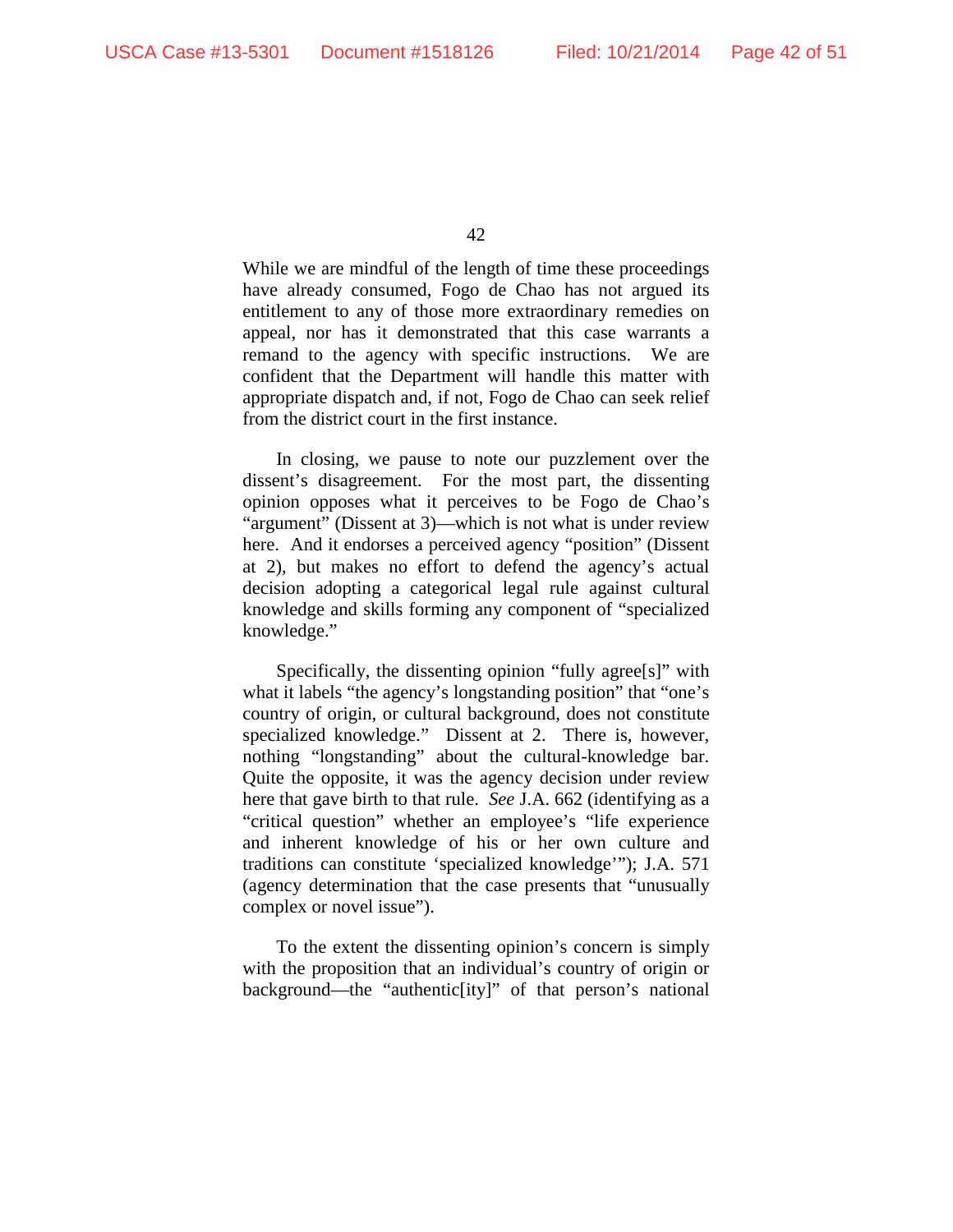While we are mindful of the length of time these proceedings have already consumed, Fogo de Chao has not argued its entitlement to any of those more extraordinary remedies on appeal, nor has it demonstrated that this case warrants a remand to the agency with specific instructions. We are confident that the Department will handle this matter with appropriate dispatch and, if not, Fogo de Chao can seek relief from the district court in the first instance.

In closing, we pause to note our puzzlement over the dissent's disagreement. For the most part, the dissenting opinion opposes what it perceives to be Fogo de Chao's "argument" (Dissent at 3)—which is not what is under review here. And it endorses a perceived agency "position" (Dissent at 2), but makes no effort to defend the agency's actual decision adopting a categorical legal rule against cultural knowledge and skills forming any component of "specialized knowledge."

Specifically, the dissenting opinion "fully agree[s]" with what it labels "the agency's longstanding position" that "one's country of origin, or cultural background, does not constitute specialized knowledge." Dissent at 2. There is, however, nothing "longstanding" about the cultural-knowledge bar. Quite the opposite, it was the agency decision under review here that gave birth to that rule. *See* J.A. 662 (identifying as a "critical question" whether an employee's "life experience and inherent knowledge of his or her own culture and traditions can constitute 'specialized knowledge'"); J.A. 571 (agency determination that the case presents that "unusually complex or novel issue").

To the extent the dissenting opinion's concern is simply with the proposition that an individual's country of origin or background—the "authentic[ity]" of that person's national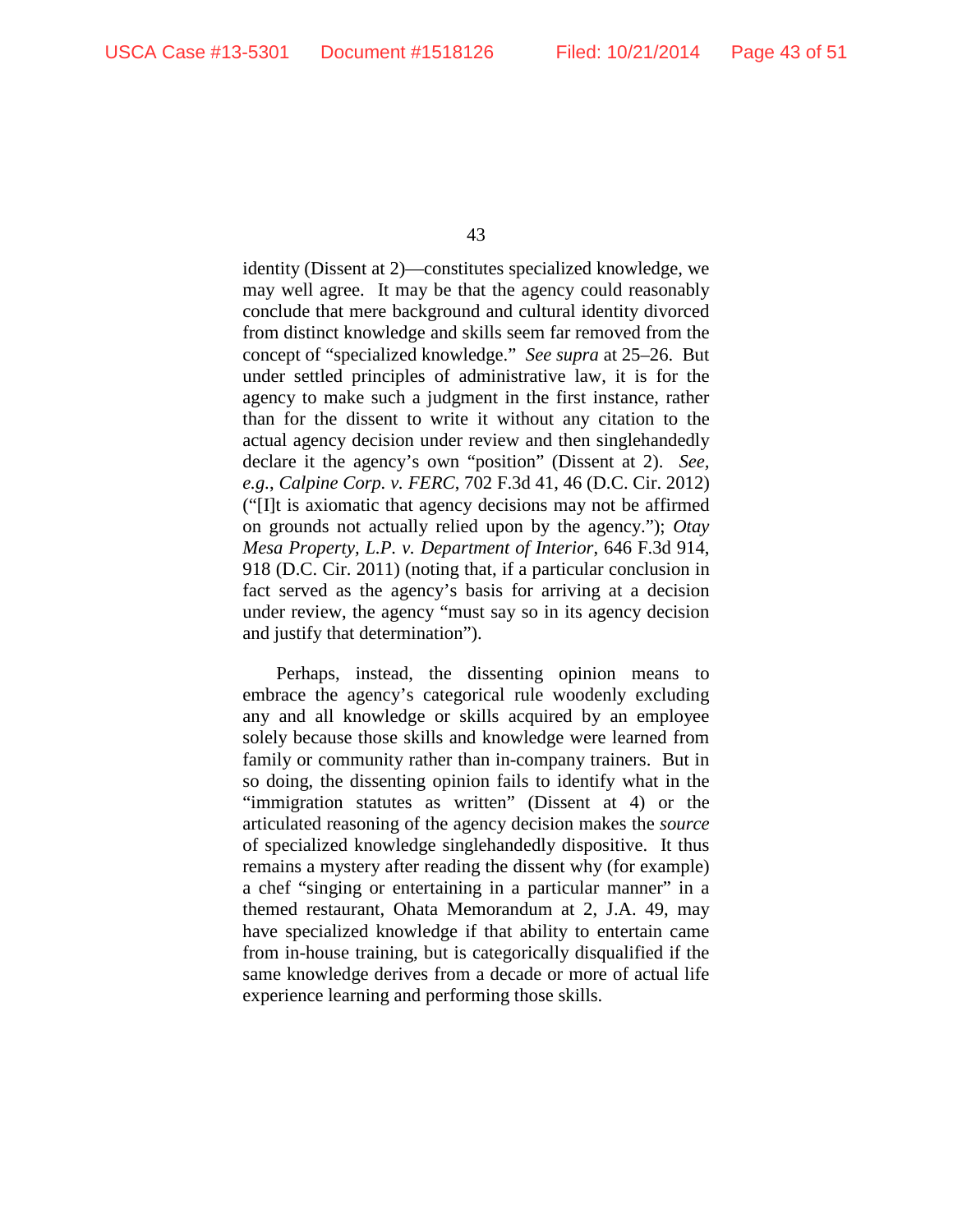identity (Dissent at 2)—constitutes specialized knowledge, we may well agree. It may be that the agency could reasonably conclude that mere background and cultural identity divorced from distinct knowledge and skills seem far removed from the concept of "specialized knowledge." *See supra* at 25–26. But under settled principles of administrative law, it is for the agency to make such a judgment in the first instance, rather than for the dissent to write it without any citation to the actual agency decision under review and then singlehandedly declare it the agency's own "position" (Dissent at 2). *See, e.g.*, *Calpine Corp. v. FERC*, 702 F.3d 41, 46 (D.C. Cir. 2012) ("[I]t is axiomatic that agency decisions may not be affirmed on grounds not actually relied upon by the agency."); *Otay Mesa Property, L.P. v. Department of Interior*, 646 F.3d 914, 918 (D.C. Cir. 2011) (noting that, if a particular conclusion in fact served as the agency's basis for arriving at a decision under review, the agency "must say so in its agency decision and justify that determination").

Perhaps, instead, the dissenting opinion means to embrace the agency's categorical rule woodenly excluding any and all knowledge or skills acquired by an employee solely because those skills and knowledge were learned from family or community rather than in-company trainers. But in so doing, the dissenting opinion fails to identify what in the "immigration statutes as written" (Dissent at 4) or the articulated reasoning of the agency decision makes the *source* of specialized knowledge singlehandedly dispositive. It thus remains a mystery after reading the dissent why (for example) a chef "singing or entertaining in a particular manner" in a themed restaurant, Ohata Memorandum at 2, J.A. 49, may have specialized knowledge if that ability to entertain came from in-house training, but is categorically disqualified if the same knowledge derives from a decade or more of actual life experience learning and performing those skills.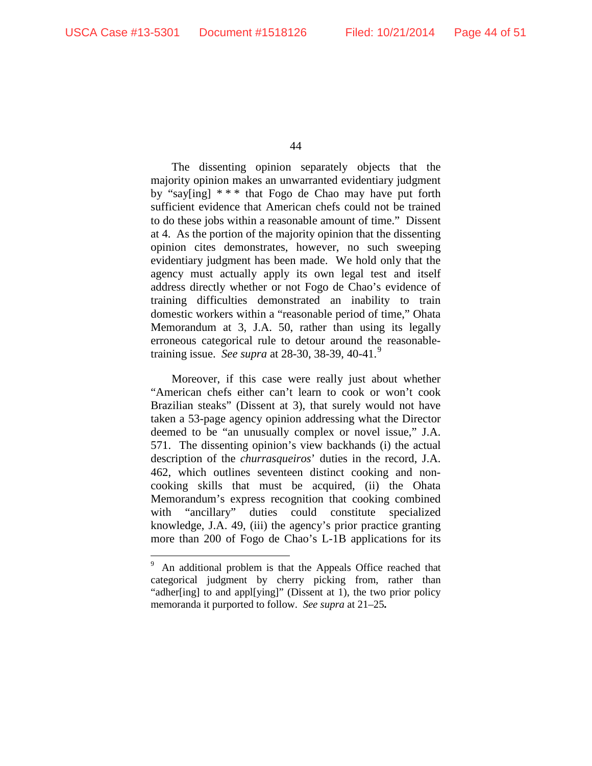The dissenting opinion separately objects that the majority opinion makes an unwarranted evidentiary judgment by "say[ing] * * * that Fogo de Chao may have put forth sufficient evidence that American chefs could not be trained to do these jobs within a reasonable amount of time." Dissent at 4. As the portion of the majority opinion that the dissenting opinion cites demonstrates, however, no such sweeping evidentiary judgment has been made. We hold only that the agency must actually apply its own legal test and itself address directly whether or not Fogo de Chao's evidence of training difficulties demonstrated an inability to train domestic workers within a "reasonable period of time," Ohata Memorandum at 3, J.A. 50, rather than using its legally erroneous categorical rule to detour around the reasonable-training issue. *See supra* at 28-30, 38-39, 40-41.[9]

Moreover, if this case were really just about whether "American chefs either can't learn to cook or won't cook Brazilian steaks" (Dissent at 3), that surely would not have taken a 53-page agency opinion addressing what the Director deemed to be "an unusually complex or novel issue," J.A. 571. The dissenting opinion's view backhands (i) the actual description of the *churrasqueiros*' duties in the record, J.A. 462, which outlines seventeen distinct cooking and non-cooking skills that must be acquired, (ii) the Ohata Memorandum's express recognition that cooking combined with "ancillary" duties could constitute specialized knowledge, J.A. 49, (iii) the agency's prior practice granting more than 200 of Fogo de Chao's L-1B applications for its

---

[9] An additional problem is that the Appeals Office reached that categorical judgment by cherry picking from, rather than "adher[ing] to and appl[ying]" (Dissent at 1), the two prior policy memoranda it purported to follow. *See supra* at 21–25**.**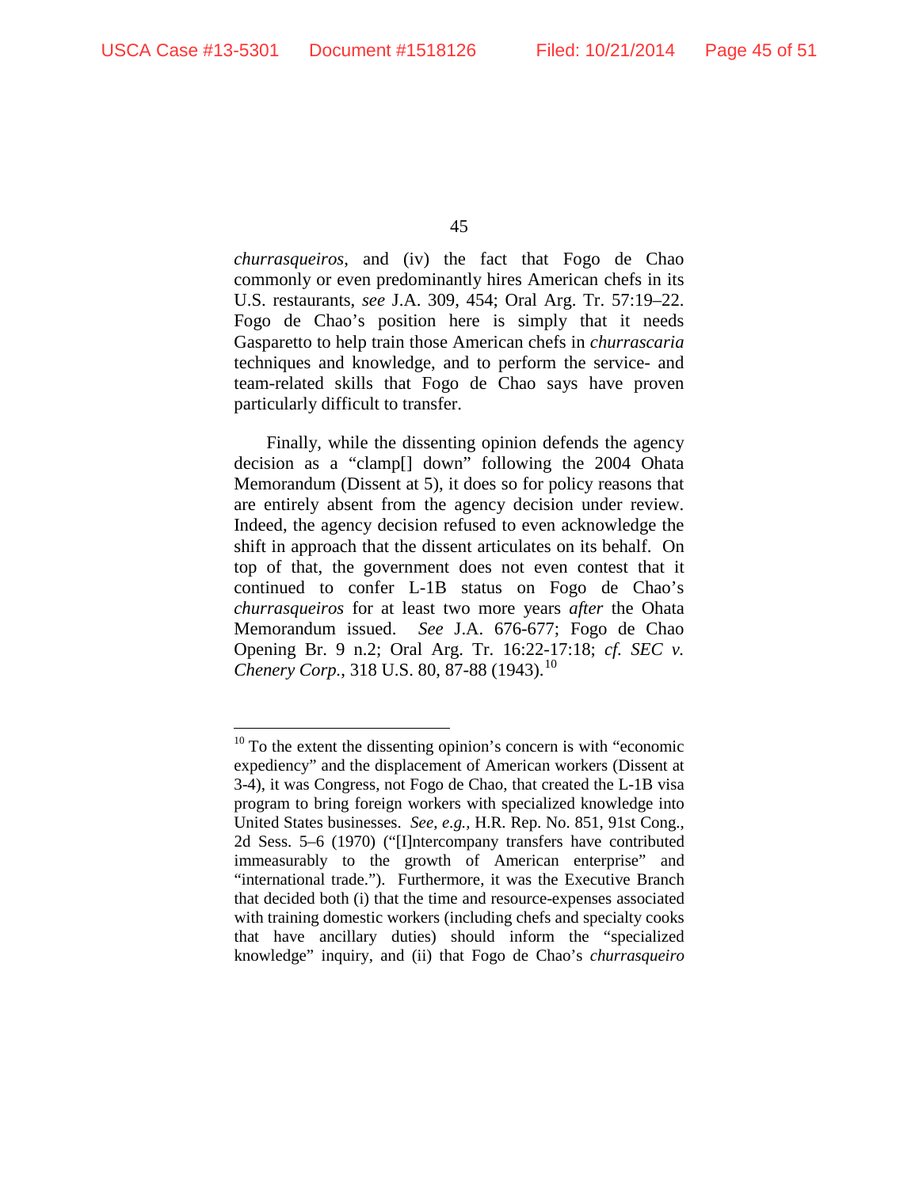*churrasqueiros*, and (iv) the fact that Fogo de Chao commonly or even predominantly hires American chefs in its U.S. restaurants, *see* J.A. 309, 454; Oral Arg. Tr. 57:19–22. Fogo de Chao's position here is simply that it needs Gasparetto to help train those American chefs in *churrascaria* techniques and knowledge, and to perform the service- and team-related skills that Fogo de Chao says have proven particularly difficult to transfer.

Finally, while the dissenting opinion defends the agency decision as a "clamp[] down" following the 2004 Ohata Memorandum (Dissent at 5), it does so for policy reasons that are entirely absent from the agency decision under review. Indeed, the agency decision refused to even acknowledge the shift in approach that the dissent articulates on its behalf. On top of that, the government does not even contest that it continued to confer L-1B status on Fogo de Chao's *churrasqueiros* for at least two more years *after* the Ohata Memorandum issued. *See* J.A. 676-677; Fogo de Chao Opening Br. 9 n.2; Oral Arg. Tr. 16:22-17:18; *cf. SEC v. Chenery Corp.*, 318 U.S. 80, 87-88 (1943).[10]

---

[10] To the extent the dissenting opinion's concern is with "economic expediency" and the displacement of American workers (Dissent at 3-4), it was Congress, not Fogo de Chao, that created the L-1B visa program to bring foreign workers with specialized knowledge into United States businesses. *See, e.g.,* H.R. Rep. No. 851, 91st Cong., 2d Sess. 5–6 (1970) ("[I]ntercompany transfers have contributed immeasurably to the growth of American enterprise" and "international trade."). Furthermore, it was the Executive Branch that decided both (i) that the time and resource-expenses associated with training domestic workers (including chefs and specialty cooks that have ancillary duties) should inform the "specialized knowledge" inquiry, and (ii) that Fogo de Chao's *churrasqueiro*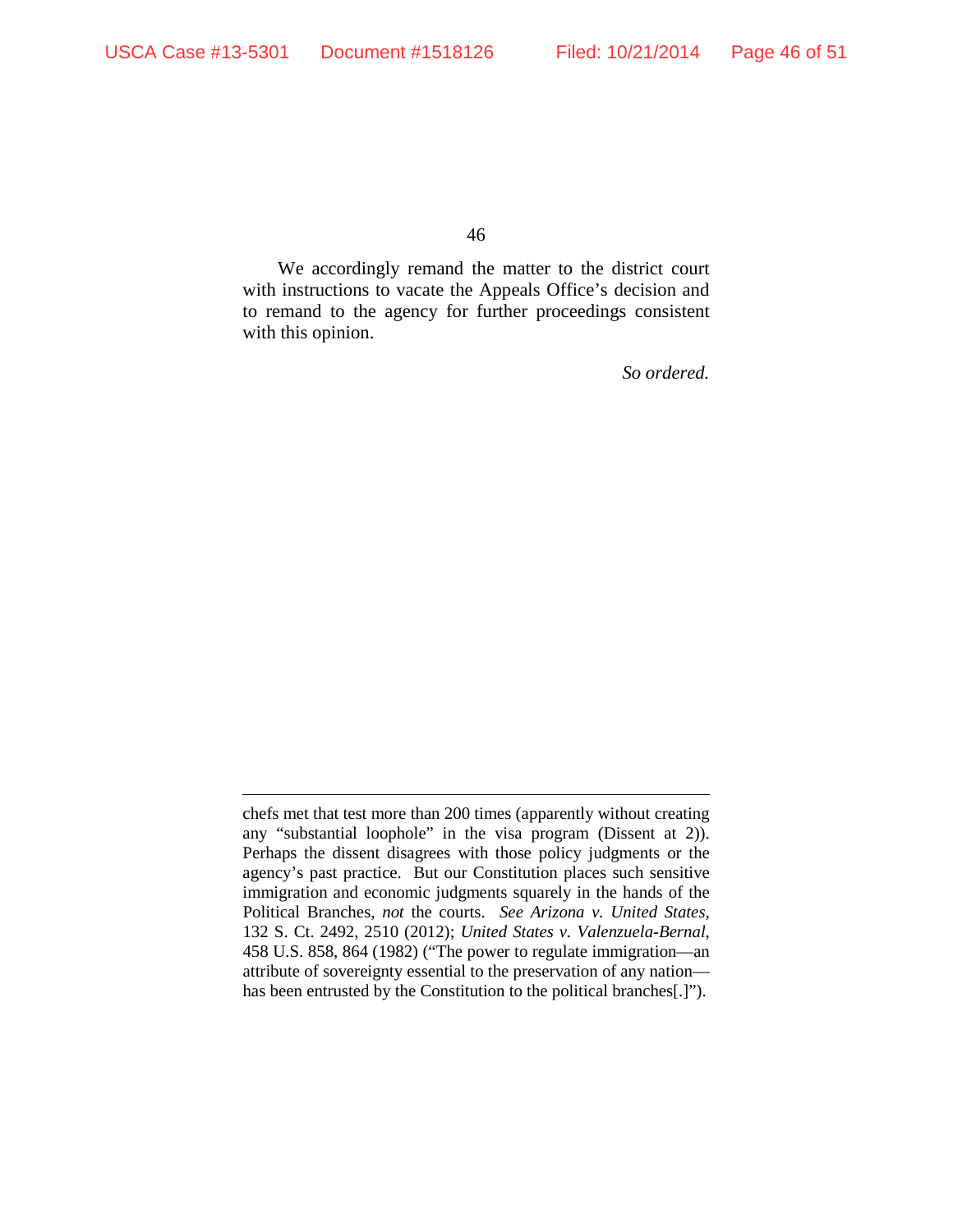We accordingly remand the matter to the district court with instructions to vacate the Appeals Office's decision and to remand to the agency for further proceedings consistent with this opinion.

*So ordered.*

---

chefs met that test more than 200 times (apparently without creating any "substantial loophole" in the visa program (Dissent at 2)). Perhaps the dissent disagrees with those policy judgments or the agency's past practice. But our Constitution places such sensitive immigration and economic judgments squarely in the hands of the Political Branches, *not* the courts. *See Arizona v. United States*, 132 S. Ct. 2492, 2510 (2012); *United States v. Valenzuela-Bernal*, 458 U.S. 858, 864 (1982) ("The power to regulate immigration—an attribute of sovereignty essential to the preservation of any nation—has been entrusted by the Constitution to the political branches[.]").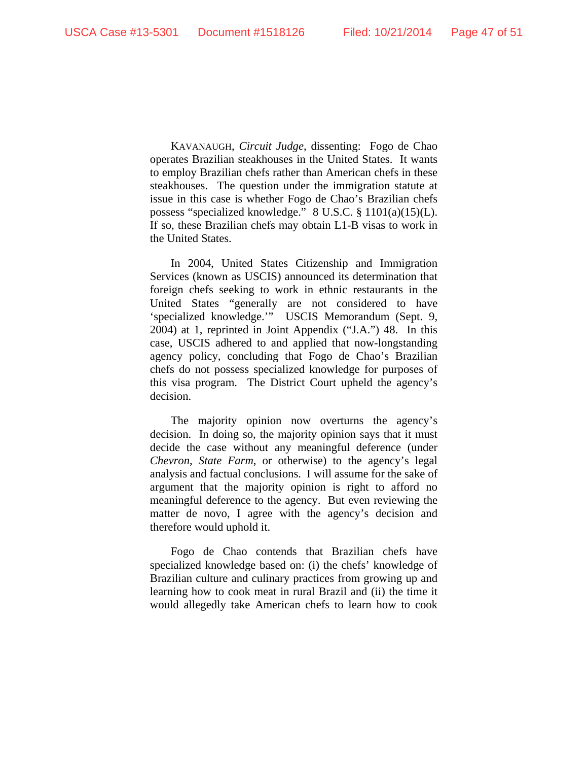KAVANAUGH, *Circuit Judge*, dissenting: Fogo de Chao operates Brazilian steakhouses in the United States. It wants to employ Brazilian chefs rather than American chefs in these steakhouses. The question under the immigration statute at issue in this case is whether Fogo de Chao's Brazilian chefs possess "specialized knowledge." 8 U.S.C. § 1101(a)(15)(L). If so, these Brazilian chefs may obtain L1-B visas to work in the United States.

In 2004, United States Citizenship and Immigration Services (known as USCIS) announced its determination that foreign chefs seeking to work in ethnic restaurants in the United States "generally are not considered to have 'specialized knowledge.'" USCIS Memorandum (Sept. 9, 2004) at 1, reprinted in Joint Appendix ("J.A.") 48. In this case, USCIS adhered to and applied that now-longstanding agency policy, concluding that Fogo de Chao's Brazilian chefs do not possess specialized knowledge for purposes of this visa program. The District Court upheld the agency's decision.

The majority opinion now overturns the agency's decision. In doing so, the majority opinion says that it must decide the case without any meaningful deference (under *Chevron*, *State Farm*, or otherwise) to the agency's legal analysis and factual conclusions. I will assume for the sake of argument that the majority opinion is right to afford no meaningful deference to the agency. But even reviewing the matter de novo, I agree with the agency's decision and therefore would uphold it.

Fogo de Chao contends that Brazilian chefs have specialized knowledge based on: (i) the chefs' knowledge of Brazilian culture and culinary practices from growing up and learning how to cook meat in rural Brazil and (ii) the time it would allegedly take American chefs to learn how to cook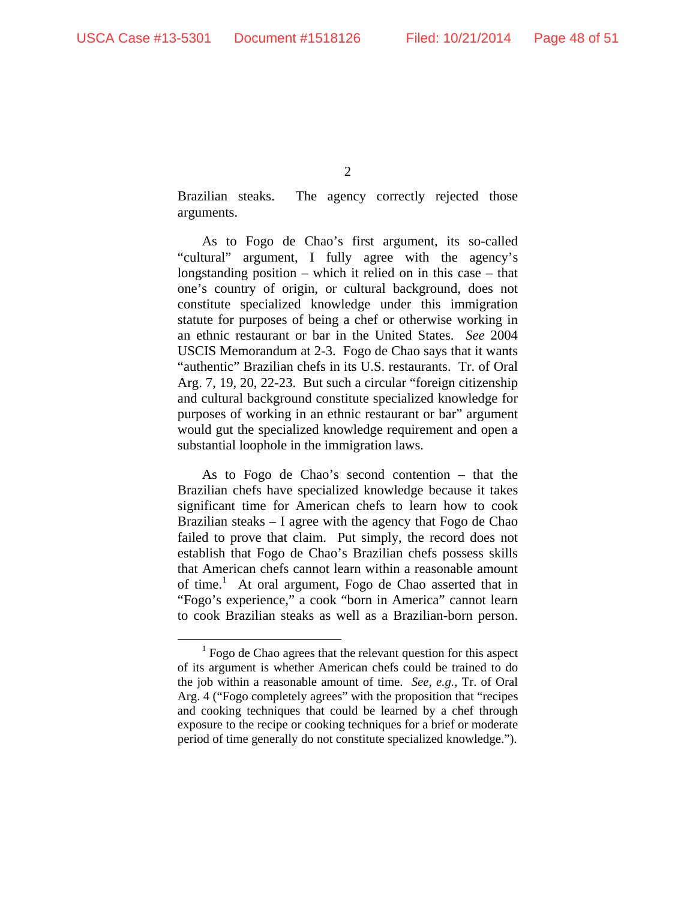Brazilian steaks. The agency correctly rejected those arguments.

As to Fogo de Chao's first argument, its so-called "cultural" argument, I fully agree with the agency's longstanding position – which it relied on in this case – that one's country of origin, or cultural background, does not constitute specialized knowledge under this immigration statute for purposes of being a chef or otherwise working in an ethnic restaurant or bar in the United States. *See* 2004 USCIS Memorandum at 2-3. Fogo de Chao says that it wants "authentic" Brazilian chefs in its U.S. restaurants. Tr. of Oral Arg. 7, 19, 20, 22-23. But such a circular "foreign citizenship and cultural background constitute specialized knowledge for purposes of working in an ethnic restaurant or bar" argument would gut the specialized knowledge requirement and open a substantial loophole in the immigration laws.

As to Fogo de Chao's second contention – that the Brazilian chefs have specialized knowledge because it takes significant time for American chefs to learn how to cook Brazilian steaks – I agree with the agency that Fogo de Chao failed to prove that claim. Put simply, the record does not establish that Fogo de Chao's Brazilian chefs possess skills that American chefs cannot learn within a reasonable amount of time.[1] At oral argument, Fogo de Chao asserted that in "Fogo's experience," a cook "born in America" cannot learn to cook Brazilian steaks as well as a Brazilian-born person.

---

[1] Fogo de Chao agrees that the relevant question for this aspect of its argument is whether American chefs could be trained to do the job within a reasonable amount of time. *See, e.g.,* Tr. of Oral Arg. 4 ("Fogo completely agrees" with the proposition that "recipes and cooking techniques that could be learned by a chef through exposure to the recipe or cooking techniques for a brief or moderate period of time generally do not constitute specialized knowledge.").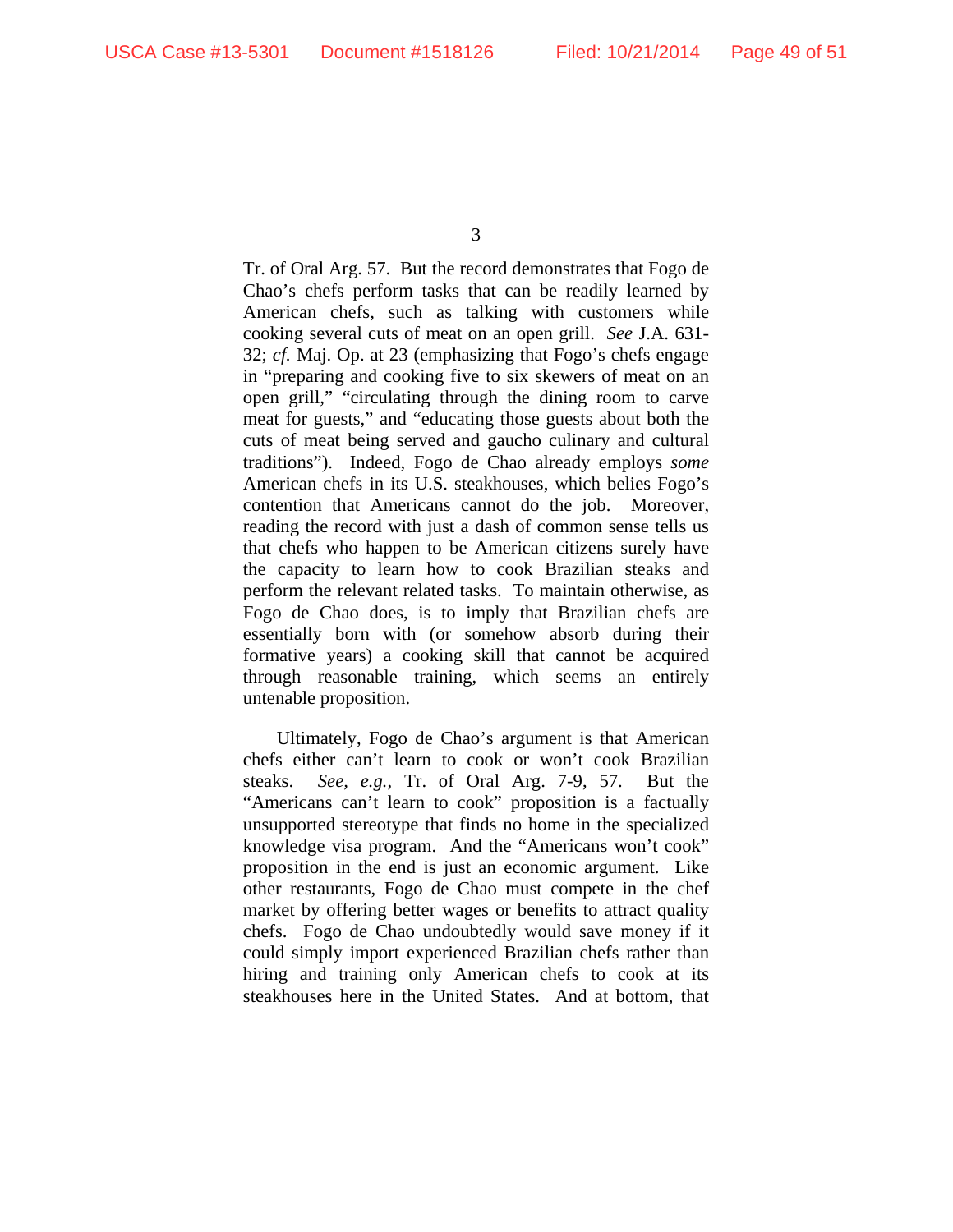Tr. of Oral Arg. 57. But the record demonstrates that Fogo de Chao's chefs perform tasks that can be readily learned by American chefs, such as talking with customers while cooking several cuts of meat on an open grill. *See* J.A. 631-32; *cf.* Maj. Op. at 23 (emphasizing that Fogo's chefs engage in "preparing and cooking five to six skewers of meat on an open grill," "circulating through the dining room to carve meat for guests," and "educating those guests about both the cuts of meat being served and gaucho culinary and cultural traditions"). Indeed, Fogo de Chao already employs *some* American chefs in its U.S. steakhouses, which belies Fogo's contention that Americans cannot do the job. Moreover, reading the record with just a dash of common sense tells us that chefs who happen to be American citizens surely have the capacity to learn how to cook Brazilian steaks and perform the relevant related tasks. To maintain otherwise, as Fogo de Chao does, is to imply that Brazilian chefs are essentially born with (or somehow absorb during their formative years) a cooking skill that cannot be acquired through reasonable training, which seems an entirely untenable proposition.

Ultimately, Fogo de Chao's argument is that American chefs either can't learn to cook or won't cook Brazilian steaks. *See, e.g.*, Tr. of Oral Arg. 7-9, 57. But the "Americans can't learn to cook" proposition is a factually unsupported stereotype that finds no home in the specialized knowledge visa program. And the "Americans won't cook" proposition in the end is just an economic argument. Like other restaurants, Fogo de Chao must compete in the chef market by offering better wages or benefits to attract quality chefs. Fogo de Chao undoubtedly would save money if it could simply import experienced Brazilian chefs rather than hiring and training only American chefs to cook at its steakhouses here in the United States. And at bottom, that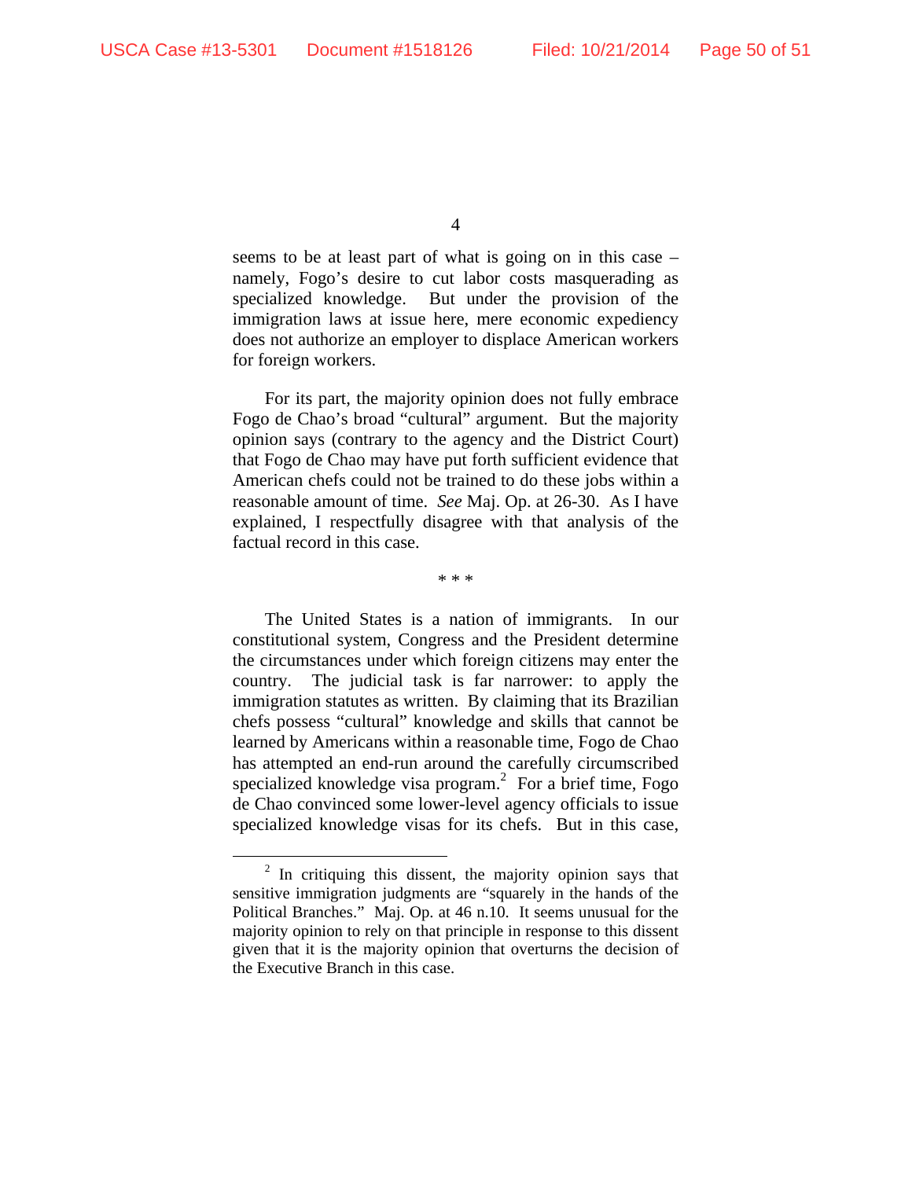seems to be at least part of what is going on in this case – namely, Fogo's desire to cut labor costs masquerading as specialized knowledge. But under the provision of the immigration laws at issue here, mere economic expediency does not authorize an employer to displace American workers for foreign workers.

For its part, the majority opinion does not fully embrace Fogo de Chao's broad "cultural" argument. But the majority opinion says (contrary to the agency and the District Court) that Fogo de Chao may have put forth sufficient evidence that American chefs could not be trained to do these jobs within a reasonable amount of time. *See* Maj. Op. at 26-30. As I have explained, I respectfully disagree with that analysis of the factual record in this case.

\* \* \*

The United States is a nation of immigrants. In our constitutional system, Congress and the President determine the circumstances under which foreign citizens may enter the country. The judicial task is far narrower: to apply the immigration statutes as written. By claiming that its Brazilian chefs possess "cultural" knowledge and skills that cannot be learned by Americans within a reasonable time, Fogo de Chao has attempted an end-run around the carefully circumscribed specialized knowledge visa program.[2] For a brief time, Fogo de Chao convinced some lower-level agency officials to issue specialized knowledge visas for its chefs. But in this case,

[2] In critiquing this dissent, the majority opinion says that sensitive immigration judgments are "squarely in the hands of the Political Branches." Maj. Op. at 46 n.10. It seems unusual for the majority opinion to rely on that principle in response to this dissent given that it is the majority opinion that overturns the decision of the Executive Branch in this case.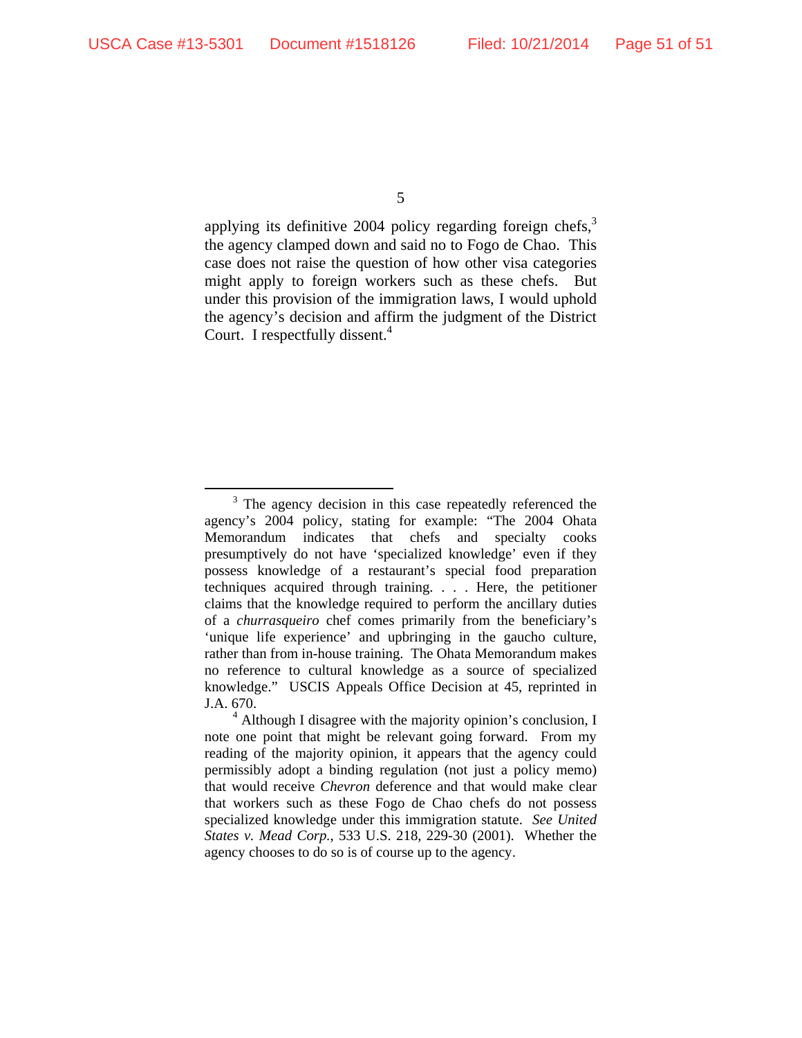applying its definitive 2004 policy regarding foreign chefs,[3] the agency clamped down and said no to Fogo de Chao. This case does not raise the question of how other visa categories might apply to foreign workers such as these chefs. But under this provision of the immigration laws, I would uphold the agency's decision and affirm the judgment of the District Court. I respectfully dissent.[4]

---

[3] The agency decision in this case repeatedly referenced the agency's 2004 policy, stating for example: "The 2004 Ohata Memorandum indicates that chefs and specialty cooks presumptively do not have 'specialized knowledge' even if they possess knowledge of a restaurant's special food preparation techniques acquired through training. . . . Here, the petitioner claims that the knowledge required to perform the ancillary duties of a *churrasqueiro* chef comes primarily from the beneficiary's 'unique life experience' and upbringing in the gaucho culture, rather than from in-house training. The Ohata Memorandum makes no reference to cultural knowledge as a source of specialized knowledge." USCIS Appeals Office Decision at 45, reprinted in J.A. 670.

[4] Although I disagree with the majority opinion's conclusion, I note one point that might be relevant going forward. From my reading of the majority opinion, it appears that the agency could permissibly adopt a binding regulation (not just a policy memo) that would receive *Chevron* deference and that would make clear that workers such as these Fogo de Chao chefs do not possess specialized knowledge under this immigration statute. *See United States v. Mead Corp.*, 533 U.S. 218, 229-30 (2001). Whether the agency chooses to do so is of course up to the agency.